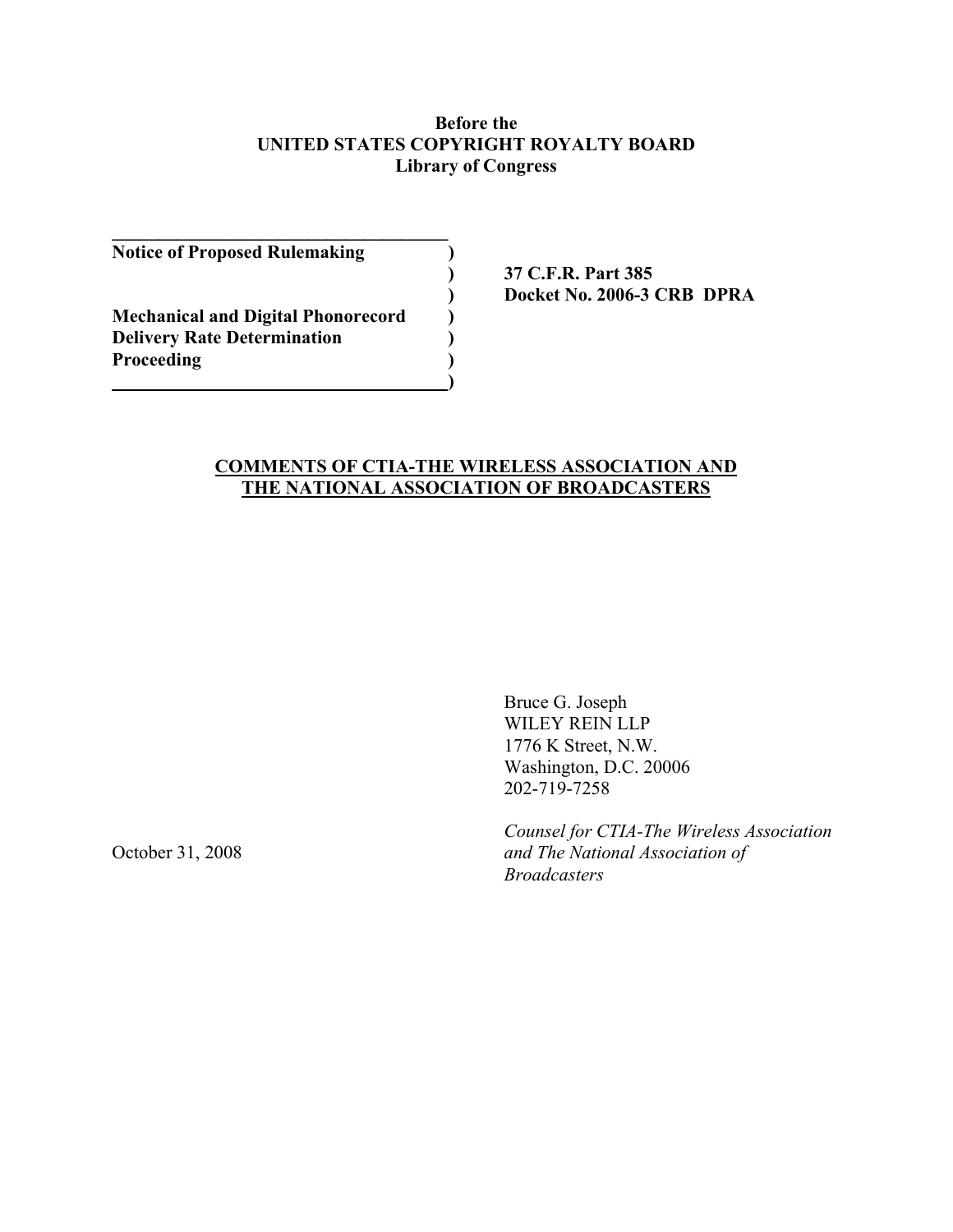**Before the**
**UNITED STATES COPYRIGHT ROYALTY BOARD**
**Library of Congress**

| | | |
|---|---|---|
| **Notice of Proposed Rulemaking** | ) | |
| | ) | **37 C.F.R. Part 385** |
| | ) | **Docket No. 2006-3 CRB DPRA** |
| **Mechanical and Digital Phonorecord** | ) | |
| **Delivery Rate Determination** | ) | |
| **Proceeding** | ) | |
| | ) | |

**COMMENTS OF CTIA-THE WIRELESS ASSOCIATION AND THE NATIONAL ASSOCIATION OF BROADCASTERS**

Bruce G. Joseph
WILEY REIN LLP
1776 K Street, N.W.
Washington, D.C. 20006
202-719-7258

*Counsel for CTIA-The Wireless Association and The National Association of Broadcasters*

October 31, 2008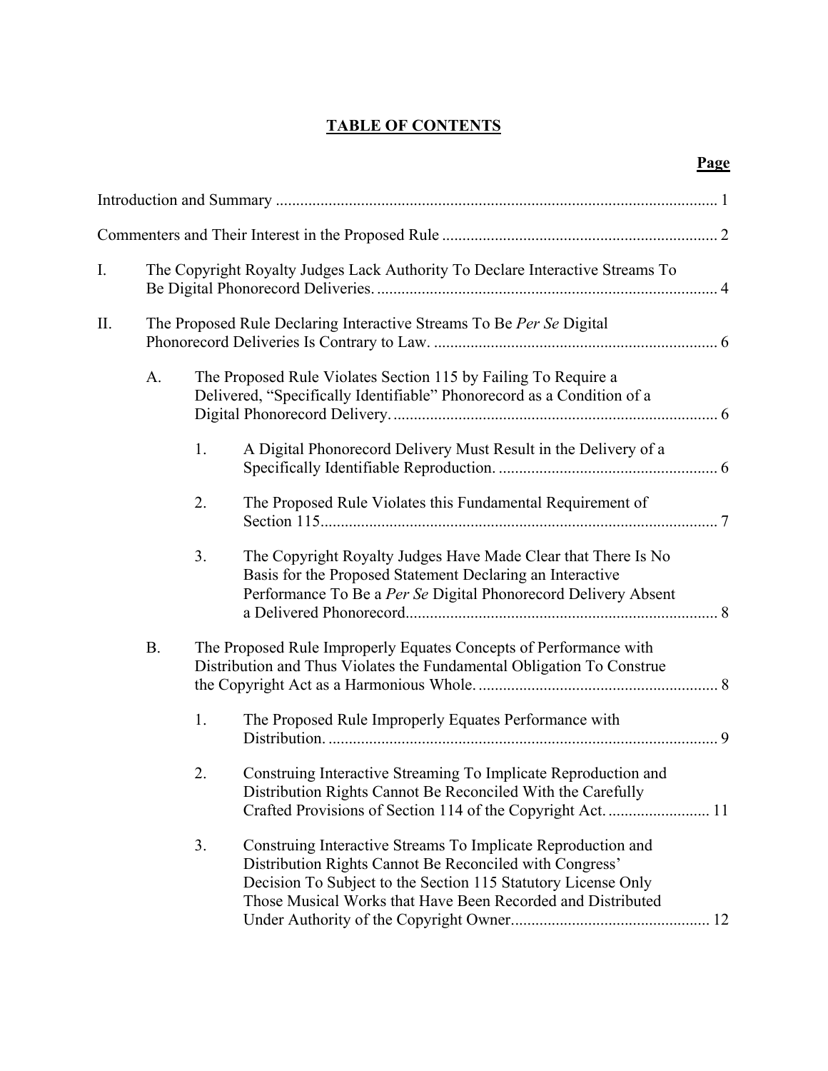# TABLE OF CONTENTS

**Page**

Introduction and Summary .................................................................................................... 1

Commenters and Their Interest in the Proposed Rule .................................................................... 2

I. The Copyright Royalty Judges Lack Authority To Declare Interactive Streams To Be Digital Phonorecord Deliveries. .................................................................................... 4

II. The Proposed Rule Declaring Interactive Streams To Be *Per Se* Digital Phonorecord Deliveries Is Contrary to Law. ...................................................................... 6

   A. The Proposed Rule Violates Section 115 by Failing To Require a Delivered, "Specifically Identifiable" Phonorecord as a Condition of a Digital Phonorecord Delivery. ................................................................................ 6

      1. A Digital Phonorecord Delivery Must Result in the Delivery of a Specifically Identifiable Reproduction. ...................................................... 6

      2. The Proposed Rule Violates this Fundamental Requirement of Section 115.................................................................................................. 7

      3. The Copyright Royalty Judges Have Made Clear that There Is No Basis for the Proposed Statement Declaring an Interactive Performance To Be a *Per Se* Digital Phonorecord Delivery Absent a Delivered Phonorecord............................................................................. 8

   B. The Proposed Rule Improperly Equates Concepts of Performance with Distribution and Thus Violates the Fundamental Obligation To Construe the Copyright Act as a Harmonious Whole. ........................................................... 8

      1. The Proposed Rule Improperly Equates Performance with Distribution. ................................................................................................ 9

      2. Construing Interactive Streaming To Implicate Reproduction and Distribution Rights Cannot Be Reconciled With the Carefully Crafted Provisions of Section 114 of the Copyright Act. ......................... 11

      3. Construing Interactive Streams To Implicate Reproduction and Distribution Rights Cannot Be Reconciled with Congress' Decision To Subject to the Section 115 Statutory License Only Those Musical Works that Have Been Recorded and Distributed Under Authority of the Copyright Owner................................................ 12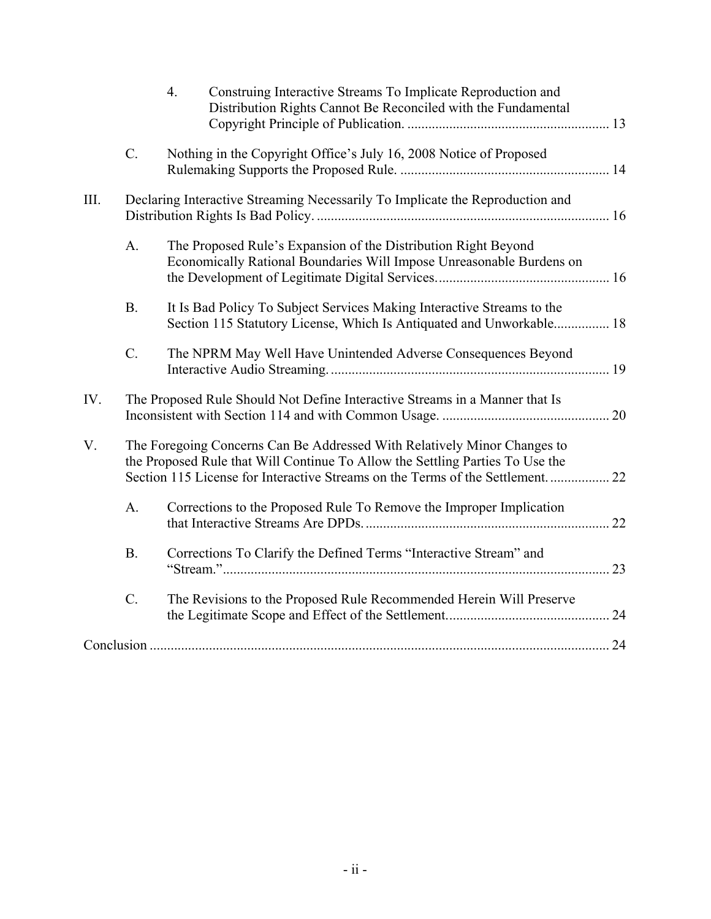4. Construing Interactive Streams To Implicate Reproduction and Distribution Rights Cannot Be Reconciled with the Fundamental Copyright Principle of Publication. ......................................................... 13

C. Nothing in the Copyright Office's July 16, 2008 Notice of Proposed Rulemaking Supports the Proposed Rule. ........................................................... 14

III. Declaring Interactive Streaming Necessarily To Implicate the Reproduction and Distribution Rights Is Bad Policy. .................................................................................... 16

A. The Proposed Rule's Expansion of the Distribution Right Beyond Economically Rational Boundaries Will Impose Unreasonable Burdens on the Development of Legitimate Digital Services................................................ 16

B. It Is Bad Policy To Subject Services Making Interactive Streams to the Section 115 Statutory License, Which Is Antiquated and Unworkable................ 18

C. The NPRM May Well Have Unintended Adverse Consequences Beyond Interactive Audio Streaming............................................................................... 19

IV. The Proposed Rule Should Not Define Interactive Streams in a Manner that Is Inconsistent with Section 114 and with Common Usage. ................................................ 20

V. The Foregoing Concerns Can Be Addressed With Relatively Minor Changes to the Proposed Rule that Will Continue To Allow the Settling Parties To Use the Section 115 License for Interactive Streams on the Terms of the Settlement. ................. 22

A. Corrections to the Proposed Rule To Remove the Improper Implication that Interactive Streams Are DPDs...................................................................... 22

B. Corrections To Clarify the Defined Terms "Interactive Stream" and "Stream."............................................................................................................... 23

C. The Revisions to the Proposed Rule Recommended Herein Will Preserve the Legitimate Scope and Effect of the Settlement.............................................. 24

Conclusion .................................................................................................................................. 24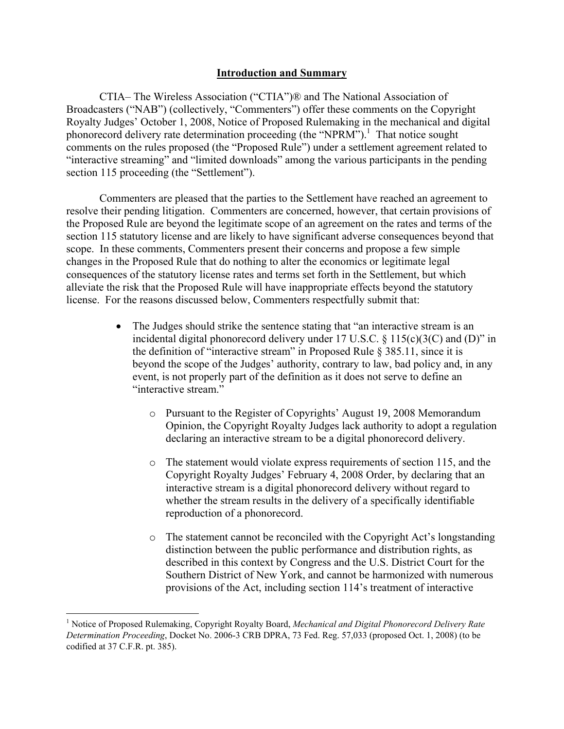## Introduction and Summary

CTIA– The Wireless Association ("CTIA")® and The National Association of Broadcasters ("NAB") (collectively, "Commenters") offer these comments on the Copyright Royalty Judges' October 1, 2008, Notice of Proposed Rulemaking in the mechanical and digital phonorecord delivery rate determination proceeding (the "NPRM").[1] That notice sought comments on the rules proposed (the "Proposed Rule") under a settlement agreement related to "interactive streaming" and "limited downloads" among the various participants in the pending section 115 proceeding (the "Settlement").

Commenters are pleased that the parties to the Settlement have reached an agreement to resolve their pending litigation. Commenters are concerned, however, that certain provisions of the Proposed Rule are beyond the legitimate scope of an agreement on the rates and terms of the section 115 statutory license and are likely to have significant adverse consequences beyond that scope. In these comments, Commenters present their concerns and propose a few simple changes in the Proposed Rule that do nothing to alter the economics or legitimate legal consequences of the statutory license rates and terms set forth in the Settlement, but which alleviate the risk that the Proposed Rule will have inappropriate effects beyond the statutory license. For the reasons discussed below, Commenters respectfully submit that:

- The Judges should strike the sentence stating that "an interactive stream is an incidental digital phonorecord delivery under 17 U.S.C. § 115(c)(3(C) and (D)" in the definition of "interactive stream" in Proposed Rule § 385.11, since it is beyond the scope of the Judges' authority, contrary to law, bad policy and, in any event, is not properly part of the definition as it does not serve to define an "interactive stream."
  - Pursuant to the Register of Copyrights' August 19, 2008 Memorandum Opinion, the Copyright Royalty Judges lack authority to adopt a regulation declaring an interactive stream to be a digital phonorecord delivery.
  - The statement would violate express requirements of section 115, and the Copyright Royalty Judges' February 4, 2008 Order, by declaring that an interactive stream is a digital phonorecord delivery without regard to whether the stream results in the delivery of a specifically identifiable reproduction of a phonorecord.
  - The statement cannot be reconciled with the Copyright Act's longstanding distinction between the public performance and distribution rights, as described in this context by Congress and the U.S. District Court for the Southern District of New York, and cannot be harmonized with numerous provisions of the Act, including section 114's treatment of interactive

[1] Notice of Proposed Rulemaking, Copyright Royalty Board, *Mechanical and Digital Phonorecord Delivery Rate Determination Proceeding*, Docket No. 2006-3 CRB DPRA, 73 Fed. Reg. 57,033 (proposed Oct. 1, 2008) (to be codified at 37 C.F.R. pt. 385).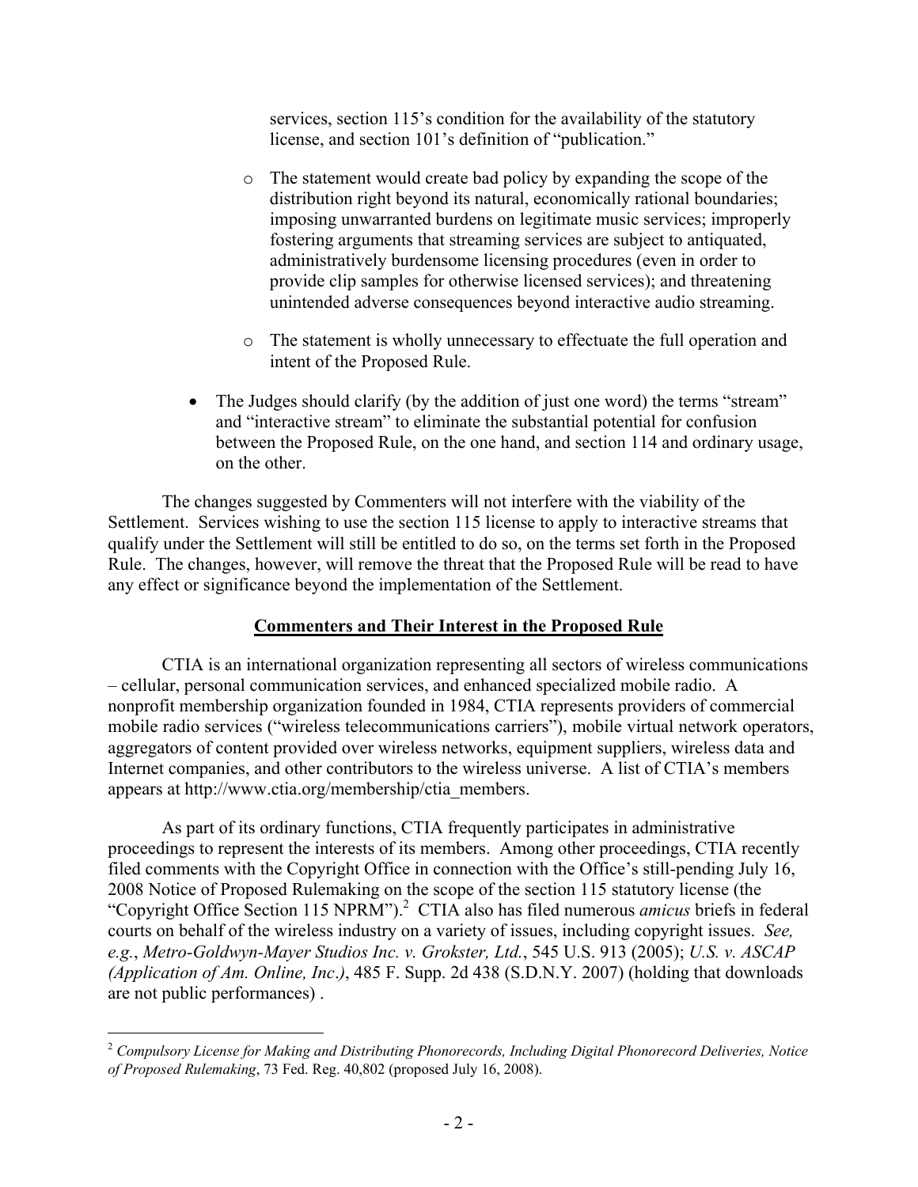services, section 115's condition for the availability of the statutory license, and section 101's definition of "publication."

  - The statement would create bad policy by expanding the scope of the distribution right beyond its natural, economically rational boundaries; imposing unwarranted burdens on legitimate music services; improperly fostering arguments that streaming services are subject to antiquated, administratively burdensome licensing procedures (even in order to provide clip samples for otherwise licensed services); and threatening unintended adverse consequences beyond interactive audio streaming.

  - The statement is wholly unnecessary to effectuate the full operation and intent of the Proposed Rule.

- The Judges should clarify (by the addition of just one word) the terms "stream" and "interactive stream" to eliminate the substantial potential for confusion between the Proposed Rule, on the one hand, and section 114 and ordinary usage, on the other.

The changes suggested by Commenters will not interfere with the viability of the Settlement. Services wishing to use the section 115 license to apply to interactive streams that qualify under the Settlement will still be entitled to do so, on the terms set forth in the Proposed Rule. The changes, however, will remove the threat that the Proposed Rule will be read to have any effect or significance beyond the implementation of the Settlement.

## Commenters and Their Interest in the Proposed Rule

CTIA is an international organization representing all sectors of wireless communications – cellular, personal communication services, and enhanced specialized mobile radio. A nonprofit membership organization founded in 1984, CTIA represents providers of commercial mobile radio services ("wireless telecommunications carriers"), mobile virtual network operators, aggregators of content provided over wireless networks, equipment suppliers, wireless data and Internet companies, and other contributors to the wireless universe. A list of CTIA's members appears at http://www.ctia.org/membership/ctia_members.

As part of its ordinary functions, CTIA frequently participates in administrative proceedings to represent the interests of its members. Among other proceedings, CTIA recently filed comments with the Copyright Office in connection with the Office's still-pending July 16, 2008 Notice of Proposed Rulemaking on the scope of the section 115 statutory license (the "Copyright Office Section 115 NPRM").[2] CTIA also has filed numerous *amicus* briefs in federal courts on behalf of the wireless industry on a variety of issues, including copyright issues. *See, e.g.*, *Metro-Goldwyn-Mayer Studios Inc. v. Grokster, Ltd.*, 545 U.S. 913 (2005); *U.S. v. ASCAP (Application of Am. Online, Inc.)*, 485 F. Supp. 2d 438 (S.D.N.Y. 2007) (holding that downloads are not public performances) .

[2] *Compulsory License for Making and Distributing Phonorecords, Including Digital Phonorecord Deliveries, Notice of Proposed Rulemaking*, 73 Fed. Reg. 40,802 (proposed July 16, 2008).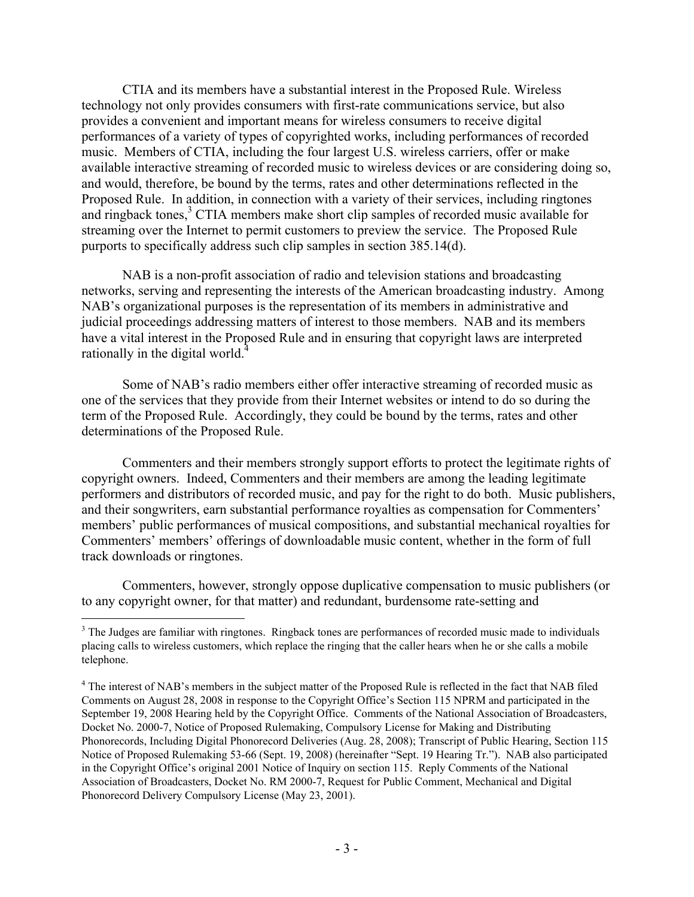CTIA and its members have a substantial interest in the Proposed Rule. Wireless technology not only provides consumers with first-rate communications service, but also provides a convenient and important means for wireless consumers to receive digital performances of a variety of types of copyrighted works, including performances of recorded music. Members of CTIA, including the four largest U.S. wireless carriers, offer or make available interactive streaming of recorded music to wireless devices or are considering doing so, and would, therefore, be bound by the terms, rates and other determinations reflected in the Proposed Rule. In addition, in connection with a variety of their services, including ringtones and ringback tones,[3] CTIA members make short clip samples of recorded music available for streaming over the Internet to permit customers to preview the service. The Proposed Rule purports to specifically address such clip samples in section 385.14(d).

NAB is a non-profit association of radio and television stations and broadcasting networks, serving and representing the interests of the American broadcasting industry. Among NAB's organizational purposes is the representation of its members in administrative and judicial proceedings addressing matters of interest to those members. NAB and its members have a vital interest in the Proposed Rule and in ensuring that copyright laws are interpreted rationally in the digital world.[4]

Some of NAB's radio members either offer interactive streaming of recorded music as one of the services that they provide from their Internet websites or intend to do so during the term of the Proposed Rule. Accordingly, they could be bound by the terms, rates and other determinations of the Proposed Rule.

Commenters and their members strongly support efforts to protect the legitimate rights of copyright owners. Indeed, Commenters and their members are among the leading legitimate performers and distributors of recorded music, and pay for the right to do both. Music publishers, and their songwriters, earn substantial performance royalties as compensation for Commenters' members' public performances of musical compositions, and substantial mechanical royalties for Commenters' members' offerings of downloadable music content, whether in the form of full track downloads or ringtones.

Commenters, however, strongly oppose duplicative compensation to music publishers (or to any copyright owner, for that matter) and redundant, burdensome rate-setting and

---

[3] The Judges are familiar with ringtones. Ringback tones are performances of recorded music made to individuals placing calls to wireless customers, which replace the ringing that the caller hears when he or she calls a mobile telephone.

[4] The interest of NAB's members in the subject matter of the Proposed Rule is reflected in the fact that NAB filed Comments on August 28, 2008 in response to the Copyright Office's Section 115 NPRM and participated in the September 19, 2008 Hearing held by the Copyright Office. Comments of the National Association of Broadcasters, Docket No. 2000-7, Notice of Proposed Rulemaking, Compulsory License for Making and Distributing Phonorecords, Including Digital Phonorecord Deliveries (Aug. 28, 2008); Transcript of Public Hearing, Section 115 Notice of Proposed Rulemaking 53-66 (Sept. 19, 2008) (hereinafter "Sept. 19 Hearing Tr."). NAB also participated in the Copyright Office's original 2001 Notice of Inquiry on section 115. Reply Comments of the National Association of Broadcasters, Docket No. RM 2000-7, Request for Public Comment, Mechanical and Digital Phonorecord Delivery Compulsory License (May 23, 2001).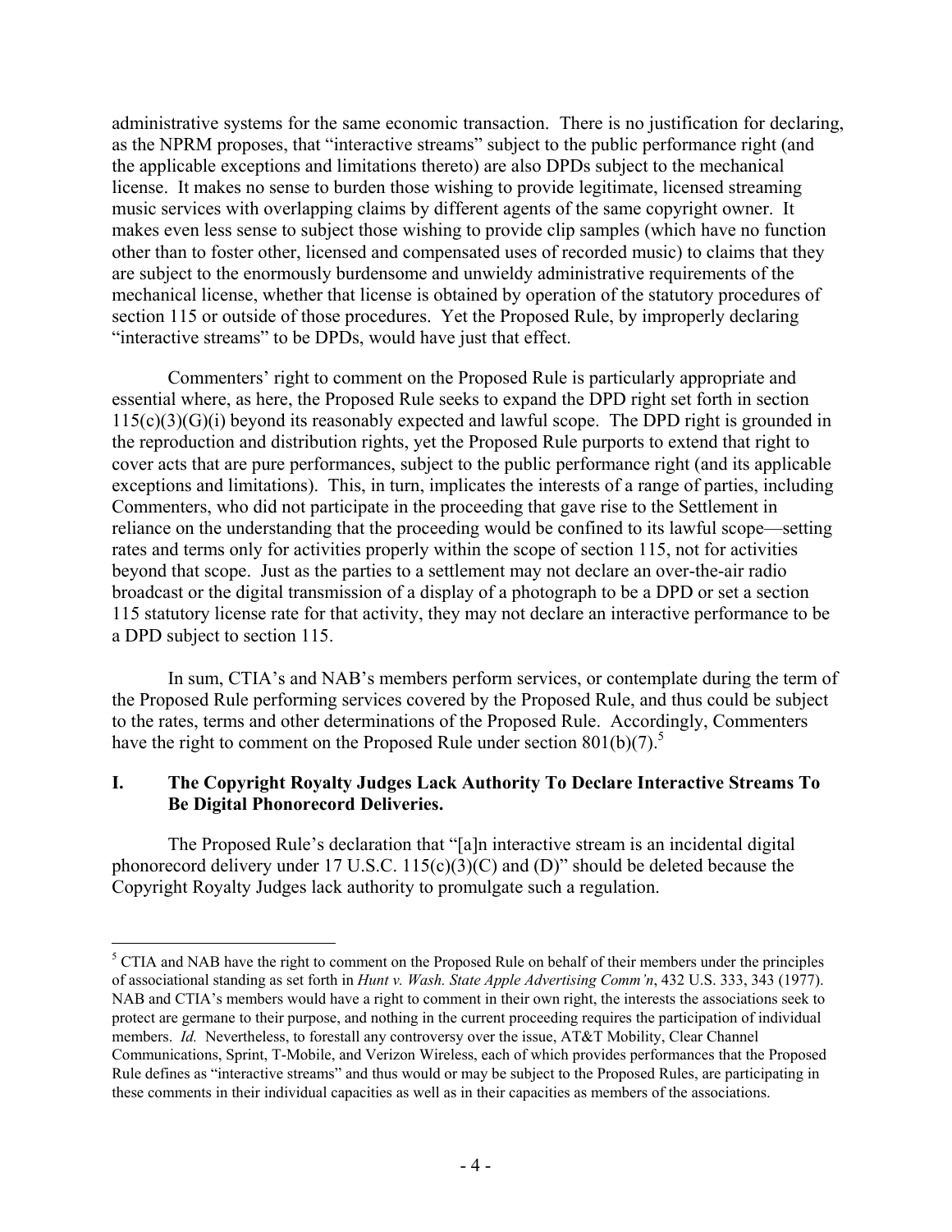administrative systems for the same economic transaction. There is no justification for declaring, as the NPRM proposes, that "interactive streams" subject to the public performance right (and the applicable exceptions and limitations thereto) are also DPDs subject to the mechanical license. It makes no sense to burden those wishing to provide legitimate, licensed streaming music services with overlapping claims by different agents of the same copyright owner. It makes even less sense to subject those wishing to provide clip samples (which have no function other than to foster other, licensed and compensated uses of recorded music) to claims that they are subject to the enormously burdensome and unwieldy administrative requirements of the mechanical license, whether that license is obtained by operation of the statutory procedures of section 115 or outside of those procedures. Yet the Proposed Rule, by improperly declaring "interactive streams" to be DPDs, would have just that effect.

Commenters' right to comment on the Proposed Rule is particularly appropriate and essential where, as here, the Proposed Rule seeks to expand the DPD right set forth in section 115(c)(3)(G)(i) beyond its reasonably expected and lawful scope. The DPD right is grounded in the reproduction and distribution rights, yet the Proposed Rule purports to extend that right to cover acts that are pure performances, subject to the public performance right (and its applicable exceptions and limitations). This, in turn, implicates the interests of a range of parties, including Commenters, who did not participate in the proceeding that gave rise to the Settlement in reliance on the understanding that the proceeding would be confined to its lawful scope—setting rates and terms only for activities properly within the scope of section 115, not for activities beyond that scope. Just as the parties to a settlement may not declare an over-the-air radio broadcast or the digital transmission of a display of a photograph to be a DPD or set a section 115 statutory license rate for that activity, they may not declare an interactive performance to be a DPD subject to section 115.

In sum, CTIA's and NAB's members perform services, or contemplate during the term of the Proposed Rule performing services covered by the Proposed Rule, and thus could be subject to the rates, terms and other determinations of the Proposed Rule. Accordingly, Commenters have the right to comment on the Proposed Rule under section 801(b)(7).[5]

## I. The Copyright Royalty Judges Lack Authority To Declare Interactive Streams To Be Digital Phonorecord Deliveries.

The Proposed Rule's declaration that "[a]n interactive stream is an incidental digital phonorecord delivery under 17 U.S.C. 115(c)(3)(C) and (D)" should be deleted because the Copyright Royalty Judges lack authority to promulgate such a regulation.

[5] CTIA and NAB have the right to comment on the Proposed Rule on behalf of their members under the principles of associational standing as set forth in *Hunt v. Wash. State Apple Advertising Comm'n*, 432 U.S. 333, 343 (1977). NAB and CTIA's members would have a right to comment in their own right, the interests the associations seek to protect are germane to their purpose, and nothing in the current proceeding requires the participation of individual members. *Id.* Nevertheless, to forestall any controversy over the issue, AT&T Mobility, Clear Channel Communications, Sprint, T-Mobile, and Verizon Wireless, each of which provides performances that the Proposed Rule defines as "interactive streams" and thus would or may be subject to the Proposed Rules, are participating in these comments in their individual capacities as well as in their capacities as members of the associations.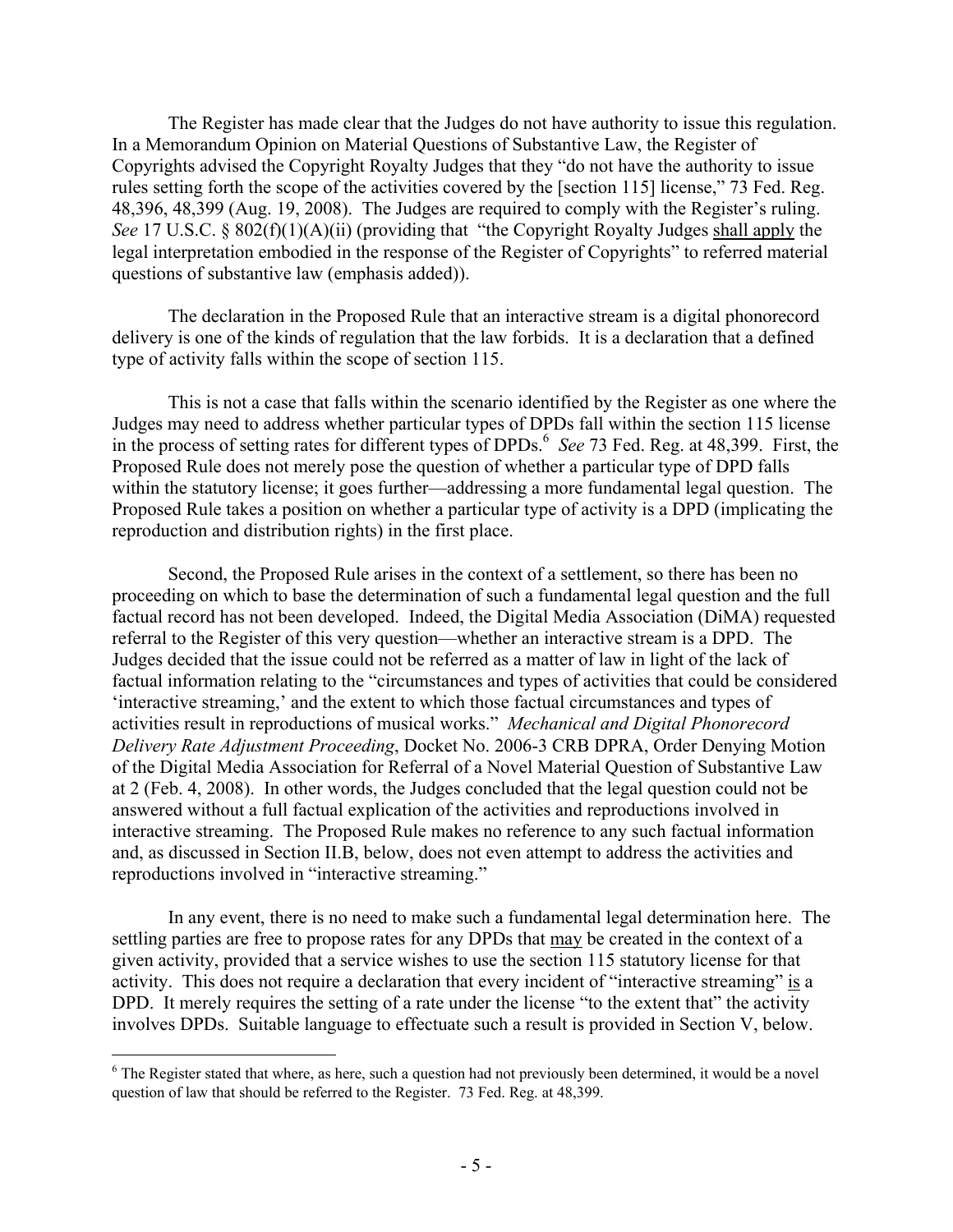The Register has made clear that the Judges do not have authority to issue this regulation. In a Memorandum Opinion on Material Questions of Substantive Law, the Register of Copyrights advised the Copyright Royalty Judges that they "do not have the authority to issue rules setting forth the scope of the activities covered by the [section 115] license," 73 Fed. Reg. 48,396, 48,399 (Aug. 19, 2008). The Judges are required to comply with the Register's ruling. *See* 17 U.S.C. § 802(f)(1)(A)(ii) (providing that "the Copyright Royalty Judges shall apply the legal interpretation embodied in the response of the Register of Copyrights" to referred material questions of substantive law (emphasis added)).

The declaration in the Proposed Rule that an interactive stream is a digital phonorecord delivery is one of the kinds of regulation that the law forbids. It is a declaration that a defined type of activity falls within the scope of section 115.

This is not a case that falls within the scenario identified by the Register as one where the Judges may need to address whether particular types of DPDs fall within the section 115 license in the process of setting rates for different types of DPDs.[6] *See* 73 Fed. Reg. at 48,399. First, the Proposed Rule does not merely pose the question of whether a particular type of DPD falls within the statutory license; it goes further—addressing a more fundamental legal question. The Proposed Rule takes a position on whether a particular type of activity is a DPD (implicating the reproduction and distribution rights) in the first place.

Second, the Proposed Rule arises in the context of a settlement, so there has been no proceeding on which to base the determination of such a fundamental legal question and the full factual record has not been developed. Indeed, the Digital Media Association (DiMA) requested referral to the Register of this very question—whether an interactive stream is a DPD. The Judges decided that the issue could not be referred as a matter of law in light of the lack of factual information relating to the "circumstances and types of activities that could be considered 'interactive streaming,' and the extent to which those factual circumstances and types of activities result in reproductions of musical works." *Mechanical and Digital Phonorecord Delivery Rate Adjustment Proceeding*, Docket No. 2006-3 CRB DPRA, Order Denying Motion of the Digital Media Association for Referral of a Novel Material Question of Substantive Law at 2 (Feb. 4, 2008). In other words, the Judges concluded that the legal question could not be answered without a full factual explication of the activities and reproductions involved in interactive streaming. The Proposed Rule makes no reference to any such factual information and, as discussed in Section II.B, below, does not even attempt to address the activities and reproductions involved in "interactive streaming."

In any event, there is no need to make such a fundamental legal determination here. The settling parties are free to propose rates for any DPDs that may be created in the context of a given activity, provided that a service wishes to use the section 115 statutory license for that activity. This does not require a declaration that every incident of "interactive streaming" is a DPD. It merely requires the setting of a rate under the license "to the extent that" the activity involves DPDs. Suitable language to effectuate such a result is provided in Section V, below.

[6] The Register stated that where, as here, such a question had not previously been determined, it would be a novel question of law that should be referred to the Register. 73 Fed. Reg. at 48,399.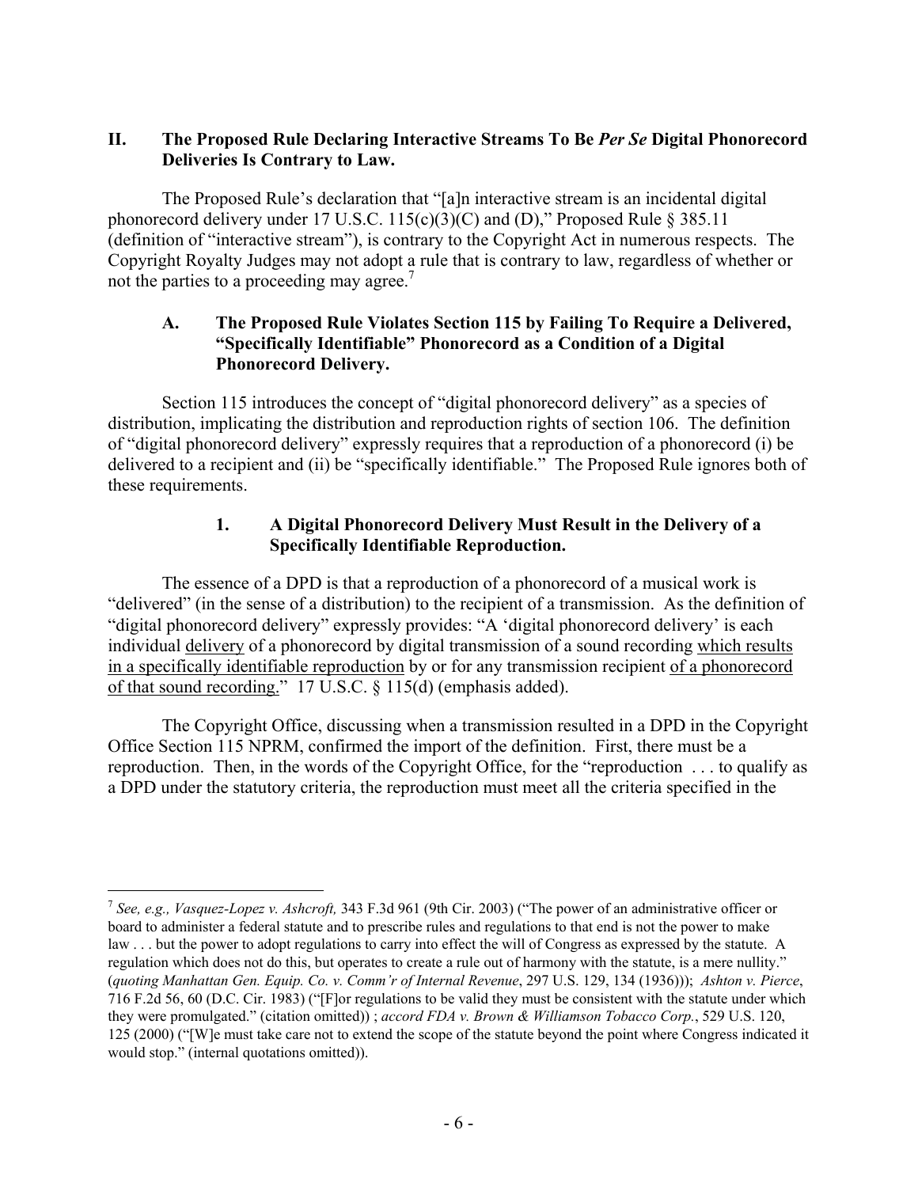## II. The Proposed Rule Declaring Interactive Streams To Be *Per Se* Digital Phonorecord Deliveries Is Contrary to Law.

The Proposed Rule's declaration that "[a]n interactive stream is an incidental digital phonorecord delivery under 17 U.S.C. 115(c)(3)(C) and (D)," Proposed Rule § 385.11 (definition of "interactive stream"), is contrary to the Copyright Act in numerous respects. The Copyright Royalty Judges may not adopt a rule that is contrary to law, regardless of whether or not the parties to a proceeding may agree.[7]

### A. The Proposed Rule Violates Section 115 by Failing To Require a Delivered, "Specifically Identifiable" Phonorecord as a Condition of a Digital Phonorecord Delivery.

Section 115 introduces the concept of "digital phonorecord delivery" as a species of distribution, implicating the distribution and reproduction rights of section 106. The definition of "digital phonorecord delivery" expressly requires that a reproduction of a phonorecord (i) be delivered to a recipient and (ii) be "specifically identifiable." The Proposed Rule ignores both of these requirements.

#### 1. A Digital Phonorecord Delivery Must Result in the Delivery of a Specifically Identifiable Reproduction.

The essence of a DPD is that a reproduction of a phonorecord of a musical work is "delivered" (in the sense of a distribution) to the recipient of a transmission. As the definition of "digital phonorecord delivery" expressly provides: "A 'digital phonorecord delivery' is each individual <u>delivery</u> of a phonorecord by digital transmission of a sound recording <u>which results in a specifically identifiable reproduction</u> by or for any transmission recipient <u>of a phonorecord of that sound recording.</u>" 17 U.S.C. § 115(d) (emphasis added).

The Copyright Office, discussing when a transmission resulted in a DPD in the Copyright Office Section 115 NPRM, confirmed the import of the definition. First, there must be a reproduction. Then, in the words of the Copyright Office, for the "reproduction . . . to qualify as a DPD under the statutory criteria, the reproduction must meet all the criteria specified in the

---

[7] *See, e.g., Vasquez-Lopez v. Ashcroft,* 343 F.3d 961 (9th Cir. 2003) ("The power of an administrative officer or board to administer a federal statute and to prescribe rules and regulations to that end is not the power to make law . . . but the power to adopt regulations to carry into effect the will of Congress as expressed by the statute. A regulation which does not do this, but operates to create a rule out of harmony with the statute, is a mere nullity." (*quoting Manhattan Gen. Equip. Co. v. Comm'r of Internal Revenue*, 297 U.S. 129, 134 (1936))); *Ashton v. Pierce*, 716 F.2d 56, 60 (D.C. Cir. 1983) ("[F]or regulations to be valid they must be consistent with the statute under which they were promulgated." (citation omitted)) ; *accord FDA v. Brown & Williamson Tobacco Corp.*, 529 U.S. 120, 125 (2000) ("[W]e must take care not to extend the scope of the statute beyond the point where Congress indicated it would stop." (internal quotations omitted)).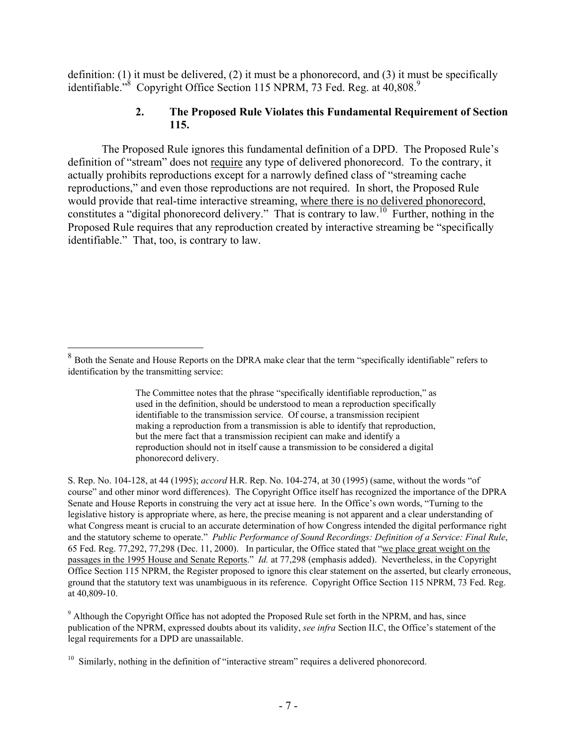definition: (1) it must be delivered, (2) it must be a phonorecord, and (3) it must be specifically identifiable."[8] Copyright Office Section 115 NPRM, 73 Fed. Reg. at 40,808.[9]

### 2. The Proposed Rule Violates this Fundamental Requirement of Section 115.

The Proposed Rule ignores this fundamental definition of a DPD. The Proposed Rule's definition of "stream" does not <u>require</u> any type of delivered phonorecord. To the contrary, it actually prohibits reproductions except for a narrowly defined class of "streaming cache reproductions," and even those reproductions are not required. In short, the Proposed Rule would provide that real-time interactive streaming, <u>where there is no delivered phonorecord</u>, constitutes a "digital phonorecord delivery." That is contrary to law.[10] Further, nothing in the Proposed Rule requires that any reproduction created by interactive streaming be "specifically identifiable." That, too, is contrary to law.

---

[8] Both the Senate and House Reports on the DPRA make clear that the term "specifically identifiable" refers to identification by the transmitting service:

> The Committee notes that the phrase "specifically identifiable reproduction," as used in the definition, should be understood to mean a reproduction specifically identifiable to the transmission service. Of course, a transmission recipient making a reproduction from a transmission is able to identify that reproduction, but the mere fact that a transmission recipient can make and identify a reproduction should not in itself cause a transmission to be considered a digital phonorecord delivery.

S. Rep. No. 104-128, at 44 (1995); *accord* H.R. Rep. No. 104-274, at 30 (1995) (same, without the words "of course" and other minor word differences). The Copyright Office itself has recognized the importance of the DPRA Senate and House Reports in construing the very act at issue here. In the Office's own words, "Turning to the legislative history is appropriate where, as here, the precise meaning is not apparent and a clear understanding of what Congress meant is crucial to an accurate determination of how Congress intended the digital performance right and the statutory scheme to operate." *Public Performance of Sound Recordings: Definition of a Service: Final Rule*, 65 Fed. Reg. 77,292, 77,298 (Dec. 11, 2000). In particular, the Office stated that "<u>we place great weight on the passages in the 1995 House and Senate Reports</u>." *Id.* at 77,298 (emphasis added). Nevertheless, in the Copyright Office Section 115 NPRM, the Register proposed to ignore this clear statement on the asserted, but clearly erroneous, ground that the statutory text was unambiguous in its reference. Copyright Office Section 115 NPRM, 73 Fed. Reg. at 40,809-10.

[9] Although the Copyright Office has not adopted the Proposed Rule set forth in the NPRM, and has, since publication of the NPRM, expressed doubts about its validity, *see infra* Section II.C, the Office's statement of the legal requirements for a DPD are unassailable.

[10] Similarly, nothing in the definition of "interactive stream" requires a delivered phonorecord.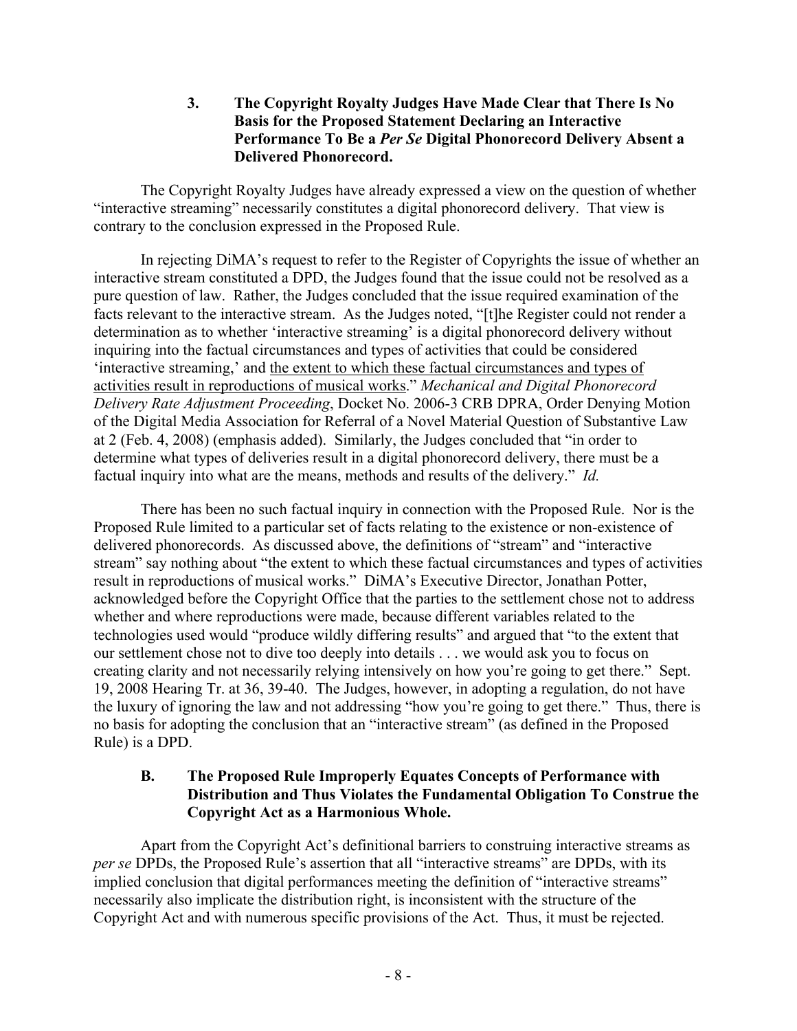### 3. The Copyright Royalty Judges Have Made Clear that There Is No Basis for the Proposed Statement Declaring an Interactive Performance To Be a *Per Se* Digital Phonorecord Delivery Absent a Delivered Phonorecord.

The Copyright Royalty Judges have already expressed a view on the question of whether "interactive streaming" necessarily constitutes a digital phonorecord delivery. That view is contrary to the conclusion expressed in the Proposed Rule.

In rejecting DiMA's request to refer to the Register of Copyrights the issue of whether an interactive stream constituted a DPD, the Judges found that the issue could not be resolved as a pure question of law. Rather, the Judges concluded that the issue required examination of the facts relevant to the interactive stream. As the Judges noted, "[t]he Register could not render a determination as to whether 'interactive streaming' is a digital phonorecord delivery without inquiring into the factual circumstances and types of activities that could be considered 'interactive streaming,' and <u>the extent to which these factual circumstances and types of activities result in reproductions of musical works</u>." *Mechanical and Digital Phonorecord Delivery Rate Adjustment Proceeding*, Docket No. 2006-3 CRB DPRA, Order Denying Motion of the Digital Media Association for Referral of a Novel Material Question of Substantive Law at 2 (Feb. 4, 2008) (emphasis added). Similarly, the Judges concluded that "in order to determine what types of deliveries result in a digital phonorecord delivery, there must be a factual inquiry into what are the means, methods and results of the delivery." *Id.*

There has been no such factual inquiry in connection with the Proposed Rule. Nor is the Proposed Rule limited to a particular set of facts relating to the existence or non-existence of delivered phonorecords. As discussed above, the definitions of "stream" and "interactive stream" say nothing about "the extent to which these factual circumstances and types of activities result in reproductions of musical works." DiMA's Executive Director, Jonathan Potter, acknowledged before the Copyright Office that the parties to the settlement chose not to address whether and where reproductions were made, because different variables related to the technologies used would "produce wildly differing results" and argued that "to the extent that our settlement chose not to dive too deeply into details . . . we would ask you to focus on creating clarity and not necessarily relying intensively on how you're going to get there." Sept. 19, 2008 Hearing Tr. at 36, 39-40. The Judges, however, in adopting a regulation, do not have the luxury of ignoring the law and not addressing "how you're going to get there." Thus, there is no basis for adopting the conclusion that an "interactive stream" (as defined in the Proposed Rule) is a DPD.

## B. The Proposed Rule Improperly Equates Concepts of Performance with Distribution and Thus Violates the Fundamental Obligation To Construe the Copyright Act as a Harmonious Whole.

Apart from the Copyright Act's definitional barriers to construing interactive streams as *per se* DPDs, the Proposed Rule's assertion that all "interactive streams" are DPDs, with its implied conclusion that digital performances meeting the definition of "interactive streams" necessarily also implicate the distribution right, is inconsistent with the structure of the Copyright Act and with numerous specific provisions of the Act. Thus, it must be rejected.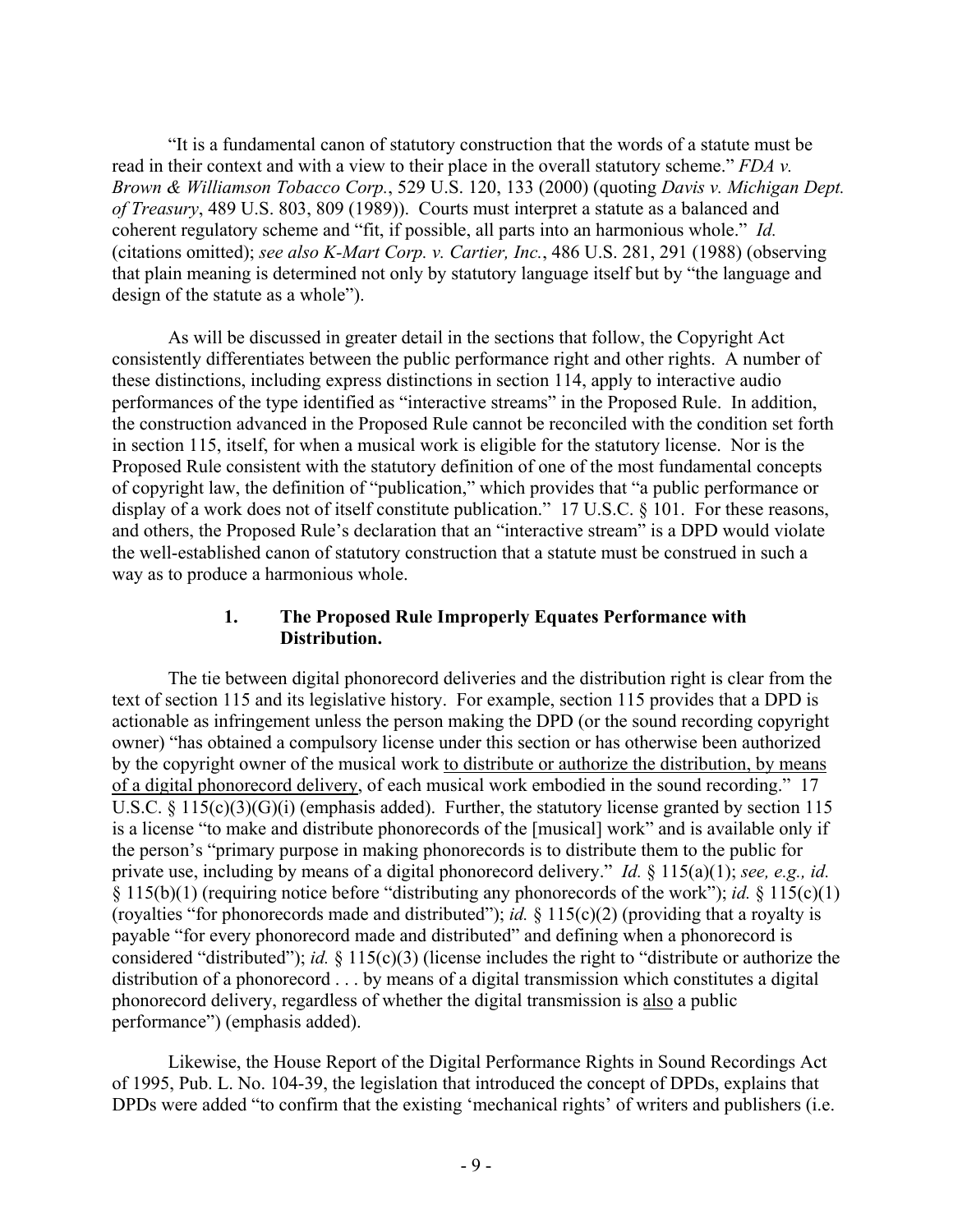"It is a fundamental canon of statutory construction that the words of a statute must be read in their context and with a view to their place in the overall statutory scheme." *FDA v. Brown & Williamson Tobacco Corp.*, 529 U.S. 120, 133 (2000) (quoting *Davis v. Michigan Dept. of Treasury*, 489 U.S. 803, 809 (1989)). Courts must interpret a statute as a balanced and coherent regulatory scheme and "fit, if possible, all parts into an harmonious whole." *Id.* (citations omitted); *see also K-Mart Corp. v. Cartier, Inc.*, 486 U.S. 281, 291 (1988) (observing that plain meaning is determined not only by statutory language itself but by "the language and design of the statute as a whole").

As will be discussed in greater detail in the sections that follow, the Copyright Act consistently differentiates between the public performance right and other rights. A number of these distinctions, including express distinctions in section 114, apply to interactive audio performances of the type identified as "interactive streams" in the Proposed Rule. In addition, the construction advanced in the Proposed Rule cannot be reconciled with the condition set forth in section 115, itself, for when a musical work is eligible for the statutory license. Nor is the Proposed Rule consistent with the statutory definition of one of the most fundamental concepts of copyright law, the definition of "publication," which provides that "a public performance or display of a work does not of itself constitute publication." 17 U.S.C. § 101. For these reasons, and others, the Proposed Rule's declaration that an "interactive stream" is a DPD would violate the well-established canon of statutory construction that a statute must be construed in such a way as to produce a harmonious whole.

### 1. The Proposed Rule Improperly Equates Performance with Distribution.

The tie between digital phonorecord deliveries and the distribution right is clear from the text of section 115 and its legislative history. For example, section 115 provides that a DPD is actionable as infringement unless the person making the DPD (or the sound recording copyright owner) "has obtained a compulsory license under this section or has otherwise been authorized by the copyright owner of the musical work <u>to distribute or authorize the distribution, by means of a digital phonorecord delivery</u>, of each musical work embodied in the sound recording." 17 U.S.C. § 115(c)(3)(G)(i) (emphasis added). Further, the statutory license granted by section 115 is a license "to make and distribute phonorecords of the [musical] work" and is available only if the person's "primary purpose in making phonorecords is to distribute them to the public for private use, including by means of a digital phonorecord delivery." *Id.* § 115(a)(1); *see, e.g., id.* § 115(b)(1) (requiring notice before "distributing any phonorecords of the work"); *id.* § 115(c)(1) (royalties "for phonorecords made and distributed"); *id.* § 115(c)(2) (providing that a royalty is payable "for every phonorecord made and distributed" and defining when a phonorecord is considered "distributed"); *id.* § 115(c)(3) (license includes the right to "distribute or authorize the distribution of a phonorecord . . . by means of a digital transmission which constitutes a digital phonorecord delivery, regardless of whether the digital transmission is <u>also</u> a public performance") (emphasis added).

Likewise, the House Report of the Digital Performance Rights in Sound Recordings Act of 1995, Pub. L. No. 104-39, the legislation that introduced the concept of DPDs, explains that DPDs were added "to confirm that the existing 'mechanical rights' of writers and publishers (i.e.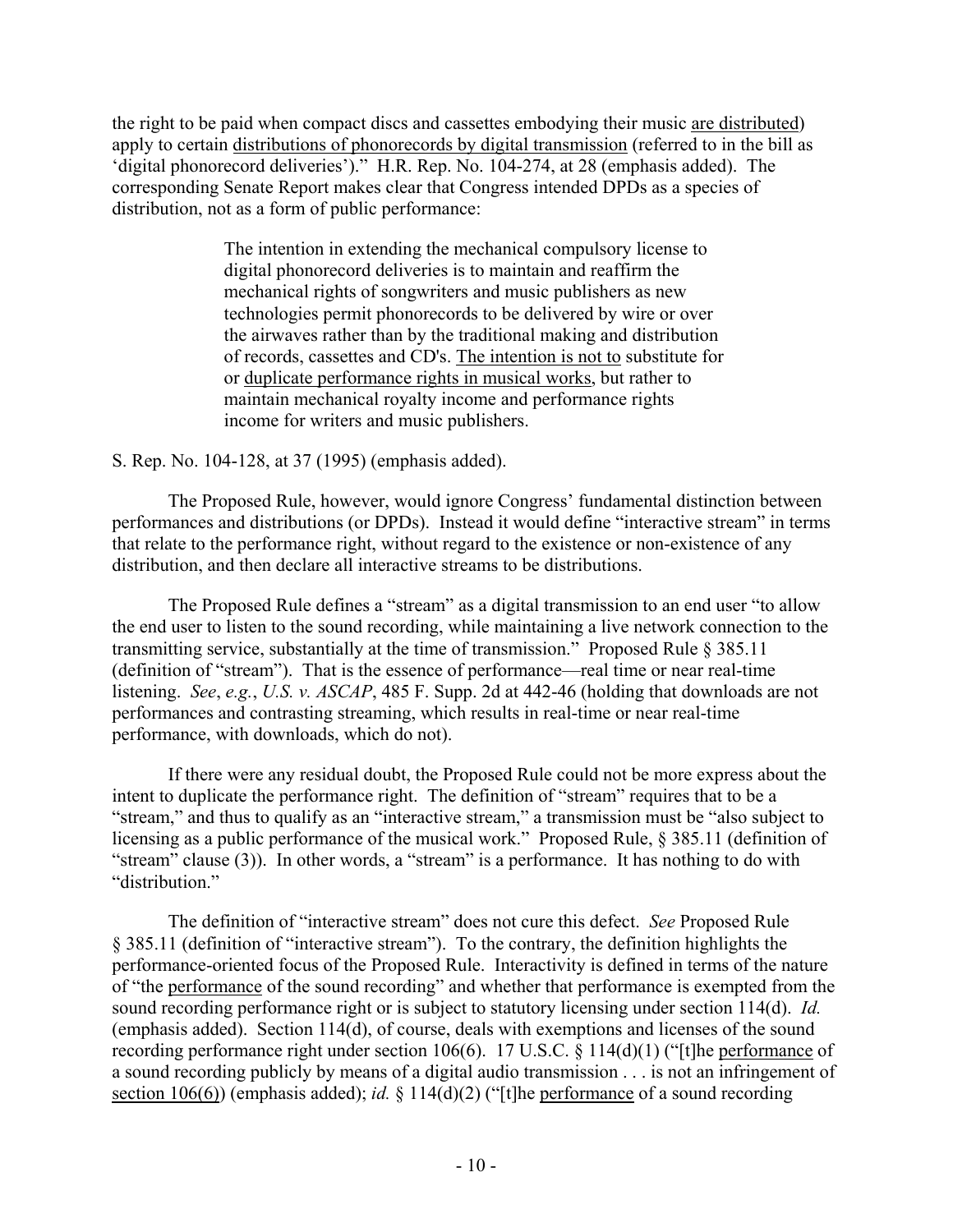the right to be paid when compact discs and cassettes embodying their music <u>are distributed</u>) apply to certain <u>distributions of phonorecords by digital transmission</u> (referred to in the bill as 'digital phonorecord deliveries')." H.R. Rep. No. 104-274, at 28 (emphasis added). The corresponding Senate Report makes clear that Congress intended DPDs as a species of distribution, not as a form of public performance:

> The intention in extending the mechanical compulsory license to digital phonorecord deliveries is to maintain and reaffirm the mechanical rights of songwriters and music publishers as new technologies permit phonorecords to be delivered by wire or over the airwaves rather than by the traditional making and distribution of records, cassettes and CD's. <u>The intention is not to</u> substitute for or <u>duplicate performance rights in musical works</u>, but rather to maintain mechanical royalty income and performance rights income for writers and music publishers.

S. Rep. No. 104-128, at 37 (1995) (emphasis added).

The Proposed Rule, however, would ignore Congress' fundamental distinction between performances and distributions (or DPDs). Instead it would define "interactive stream" in terms that relate to the performance right, without regard to the existence or non-existence of any distribution, and then declare all interactive streams to be distributions.

The Proposed Rule defines a "stream" as a digital transmission to an end user "to allow the end user to listen to the sound recording, while maintaining a live network connection to the transmitting service, substantially at the time of transmission." Proposed Rule § 385.11 (definition of "stream"). That is the essence of performance—real time or near real-time listening. *See*, *e.g.*, *U.S. v. ASCAP*, 485 F. Supp. 2d at 442-46 (holding that downloads are not performances and contrasting streaming, which results in real-time or near real-time performance, with downloads, which do not).

If there were any residual doubt, the Proposed Rule could not be more express about the intent to duplicate the performance right. The definition of "stream" requires that to be a "stream," and thus to qualify as an "interactive stream," a transmission must be "also subject to licensing as a public performance of the musical work." Proposed Rule, § 385.11 (definition of "stream" clause (3)). In other words, a "stream" is a performance. It has nothing to do with "distribution."

The definition of "interactive stream" does not cure this defect. *See* Proposed Rule § 385.11 (definition of "interactive stream"). To the contrary, the definition highlights the performance-oriented focus of the Proposed Rule. Interactivity is defined in terms of the nature of "the <u>performance</u> of the sound recording" and whether that performance is exempted from the sound recording performance right or is subject to statutory licensing under section 114(d). *Id.* (emphasis added). Section 114(d), of course, deals with exemptions and licenses of the sound recording performance right under section 106(6). 17 U.S.C. § 114(d)(1) ("[t]he <u>performance</u> of a sound recording publicly by means of a digital audio transmission . . . is not an infringement of <u>section 106(6)</u>) (emphasis added); *id.* § 114(d)(2) ("[t]he <u>performance</u> of a sound recording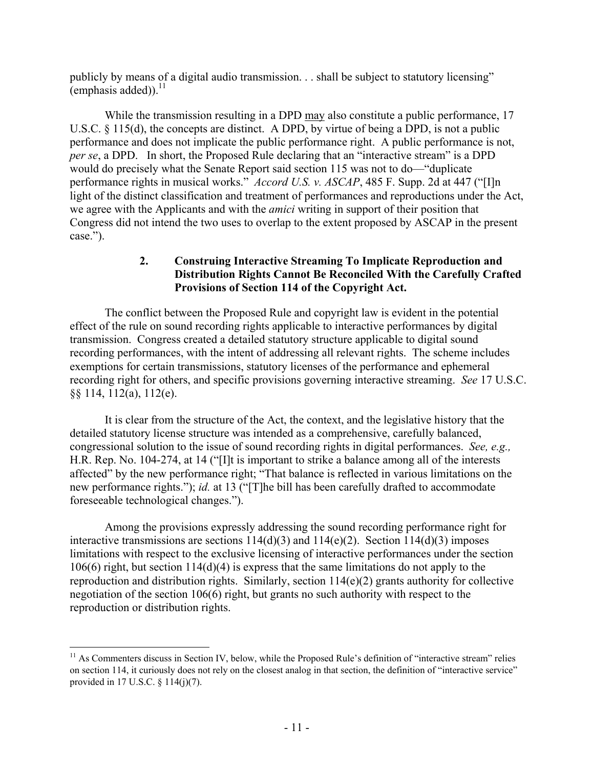publicly by means of a digital audio transmission. . . shall be subject to statutory licensing" (emphasis added)).[11]

While the transmission resulting in a DPD may also constitute a public performance, 17 U.S.C. § 115(d), the concepts are distinct. A DPD, by virtue of being a DPD, is not a public performance and does not implicate the public performance right. A public performance is not, *per se*, a DPD. In short, the Proposed Rule declaring that an "interactive stream" is a DPD would do precisely what the Senate Report said section 115 was not to do—"duplicate performance rights in musical works." *Accord U.S. v. ASCAP*, 485 F. Supp. 2d at 447 ("[I]n light of the distinct classification and treatment of performances and reproductions under the Act, we agree with the Applicants and with the *amici* writing in support of their position that Congress did not intend the two uses to overlap to the extent proposed by ASCAP in the present case.").

### 2. Construing Interactive Streaming To Implicate Reproduction and Distribution Rights Cannot Be Reconciled With the Carefully Crafted Provisions of Section 114 of the Copyright Act.

The conflict between the Proposed Rule and copyright law is evident in the potential effect of the rule on sound recording rights applicable to interactive performances by digital transmission. Congress created a detailed statutory structure applicable to digital sound recording performances, with the intent of addressing all relevant rights. The scheme includes exemptions for certain transmissions, statutory licenses of the performance and ephemeral recording right for others, and specific provisions governing interactive streaming. *See* 17 U.S.C. §§ 114, 112(a), 112(e).

It is clear from the structure of the Act, the context, and the legislative history that the detailed statutory license structure was intended as a comprehensive, carefully balanced, congressional solution to the issue of sound recording rights in digital performances. *See, e.g.,* H.R. Rep. No. 104-274, at 14 ("[I]t is important to strike a balance among all of the interests affected" by the new performance right; "That balance is reflected in various limitations on the new performance rights."); *id.* at 13 ("[T]he bill has been carefully drafted to accommodate foreseeable technological changes.").

Among the provisions expressly addressing the sound recording performance right for interactive transmissions are sections 114(d)(3) and 114(e)(2). Section 114(d)(3) imposes limitations with respect to the exclusive licensing of interactive performances under the section 106(6) right, but section 114(d)(4) is express that the same limitations do not apply to the reproduction and distribution rights. Similarly, section 114(e)(2) grants authority for collective negotiation of the section 106(6) right, but grants no such authority with respect to the reproduction or distribution rights.

---

[11] As Commenters discuss in Section IV, below, while the Proposed Rule's definition of "interactive stream" relies on section 114, it curiously does not rely on the closest analog in that section, the definition of "interactive service" provided in 17 U.S.C. § 114(j)(7).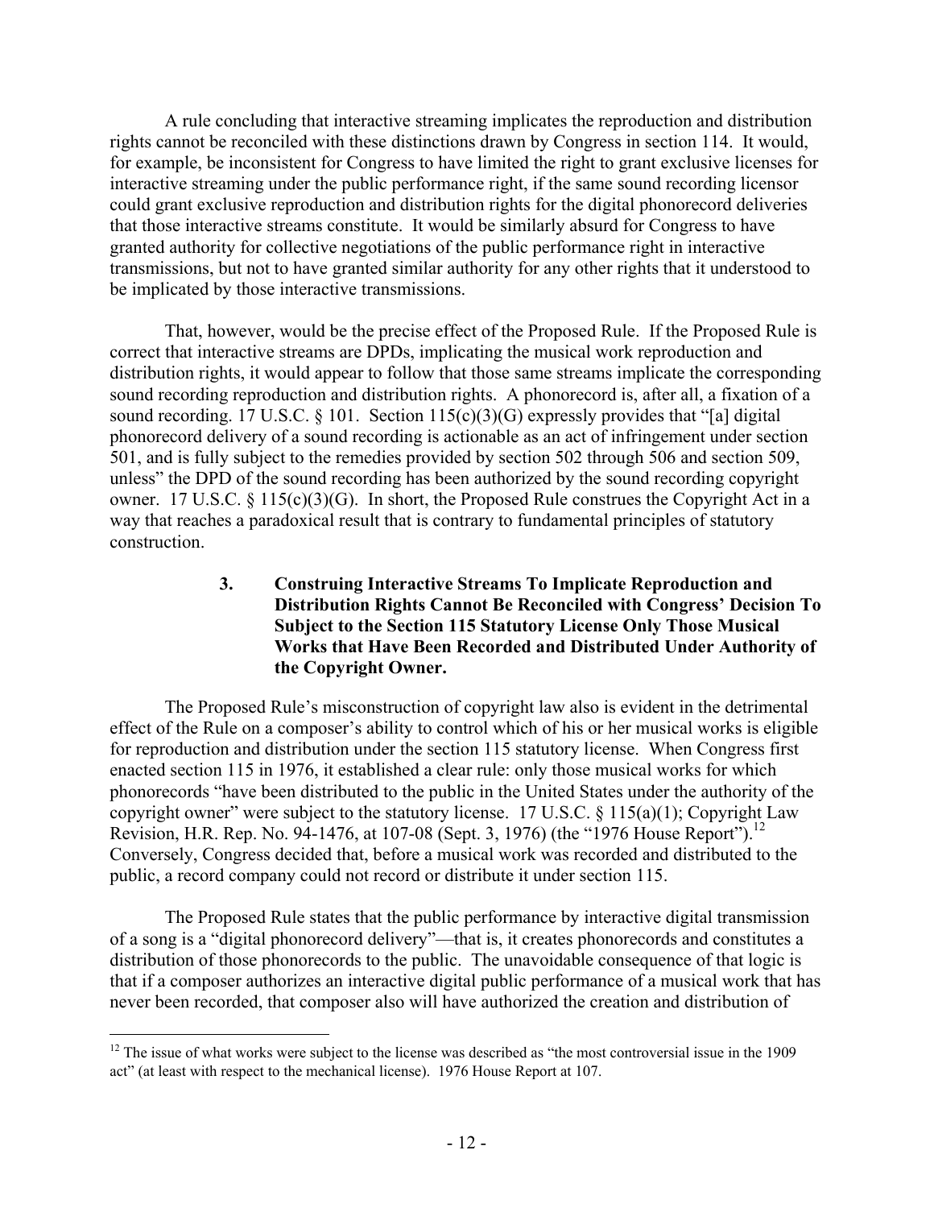A rule concluding that interactive streaming implicates the reproduction and distribution rights cannot be reconciled with these distinctions drawn by Congress in section 114. It would, for example, be inconsistent for Congress to have limited the right to grant exclusive licenses for interactive streaming under the public performance right, if the same sound recording licensor could grant exclusive reproduction and distribution rights for the digital phonorecord deliveries that those interactive streams constitute. It would be similarly absurd for Congress to have granted authority for collective negotiations of the public performance right in interactive transmissions, but not to have granted similar authority for any other rights that it understood to be implicated by those interactive transmissions.

That, however, would be the precise effect of the Proposed Rule. If the Proposed Rule is correct that interactive streams are DPDs, implicating the musical work reproduction and distribution rights, it would appear to follow that those same streams implicate the corresponding sound recording reproduction and distribution rights. A phonorecord is, after all, a fixation of a sound recording. 17 U.S.C. § 101. Section 115(c)(3)(G) expressly provides that "[a] digital phonorecord delivery of a sound recording is actionable as an act of infringement under section 501, and is fully subject to the remedies provided by section 502 through 506 and section 509, unless" the DPD of the sound recording has been authorized by the sound recording copyright owner. 17 U.S.C. § 115(c)(3)(G). In short, the Proposed Rule construes the Copyright Act in a way that reaches a paradoxical result that is contrary to fundamental principles of statutory construction.

### 3. Construing Interactive Streams To Implicate Reproduction and Distribution Rights Cannot Be Reconciled with Congress' Decision To Subject to the Section 115 Statutory License Only Those Musical Works that Have Been Recorded and Distributed Under Authority of the Copyright Owner.

The Proposed Rule's misconstruction of copyright law also is evident in the detrimental effect of the Rule on a composer's ability to control which of his or her musical works is eligible for reproduction and distribution under the section 115 statutory license. When Congress first enacted section 115 in 1976, it established a clear rule: only those musical works for which phonorecords "have been distributed to the public in the United States under the authority of the copyright owner" were subject to the statutory license. 17 U.S.C. § 115(a)(1); Copyright Law Revision, H.R. Rep. No. 94-1476, at 107-08 (Sept. 3, 1976) (the "1976 House Report").[12] Conversely, Congress decided that, before a musical work was recorded and distributed to the public, a record company could not record or distribute it under section 115.

The Proposed Rule states that the public performance by interactive digital transmission of a song is a "digital phonorecord delivery"—that is, it creates phonorecords and constitutes a distribution of those phonorecords to the public. The unavoidable consequence of that logic is that if a composer authorizes an interactive digital public performance of a musical work that has never been recorded, that composer also will have authorized the creation and distribution of

[12] The issue of what works were subject to the license was described as "the most controversial issue in the 1909 act" (at least with respect to the mechanical license). 1976 House Report at 107.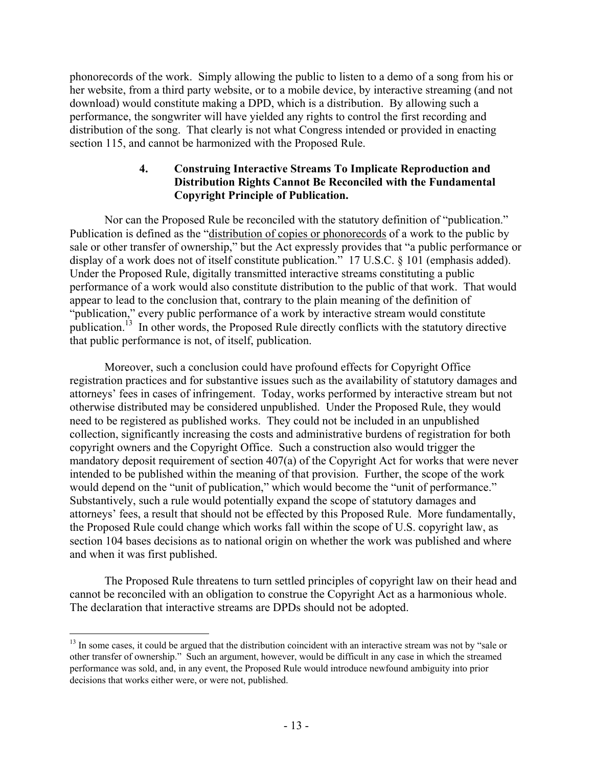phonorecords of the work. Simply allowing the public to listen to a demo of a song from his or her website, from a third party website, or to a mobile device, by interactive streaming (and not download) would constitute making a DPD, which is a distribution. By allowing such a performance, the songwriter will have yielded any rights to control the first recording and distribution of the song. That clearly is not what Congress intended or provided in enacting section 115, and cannot be harmonized with the Proposed Rule.

### 4. Construing Interactive Streams To Implicate Reproduction and Distribution Rights Cannot Be Reconciled with the Fundamental Copyright Principle of Publication.

Nor can the Proposed Rule be reconciled with the statutory definition of "publication." Publication is defined as the "distribution of copies or phonorecords of a work to the public by sale or other transfer of ownership," but the Act expressly provides that "a public performance or display of a work does not of itself constitute publication." 17 U.S.C. § 101 (emphasis added). Under the Proposed Rule, digitally transmitted interactive streams constituting a public performance of a work would also constitute distribution to the public of that work. That would appear to lead to the conclusion that, contrary to the plain meaning of the definition of "publication," every public performance of a work by interactive stream would constitute publication.[13] In other words, the Proposed Rule directly conflicts with the statutory directive that public performance is not, of itself, publication.

Moreover, such a conclusion could have profound effects for Copyright Office registration practices and for substantive issues such as the availability of statutory damages and attorneys' fees in cases of infringement. Today, works performed by interactive stream but not otherwise distributed may be considered unpublished. Under the Proposed Rule, they would need to be registered as published works. They could not be included in an unpublished collection, significantly increasing the costs and administrative burdens of registration for both copyright owners and the Copyright Office. Such a construction also would trigger the mandatory deposit requirement of section 407(a) of the Copyright Act for works that were never intended to be published within the meaning of that provision. Further, the scope of the work would depend on the "unit of publication," which would become the "unit of performance." Substantively, such a rule would potentially expand the scope of statutory damages and attorneys' fees, a result that should not be effected by this Proposed Rule. More fundamentally, the Proposed Rule could change which works fall within the scope of U.S. copyright law, as section 104 bases decisions as to national origin on whether the work was published and where and when it was first published.

The Proposed Rule threatens to turn settled principles of copyright law on their head and cannot be reconciled with an obligation to construe the Copyright Act as a harmonious whole. The declaration that interactive streams are DPDs should not be adopted.

---

[13] In some cases, it could be argued that the distribution coincident with an interactive stream was not by "sale or other transfer of ownership." Such an argument, however, would be difficult in any case in which the streamed performance was sold, and, in any event, the Proposed Rule would introduce newfound ambiguity into prior decisions that works either were, or were not, published.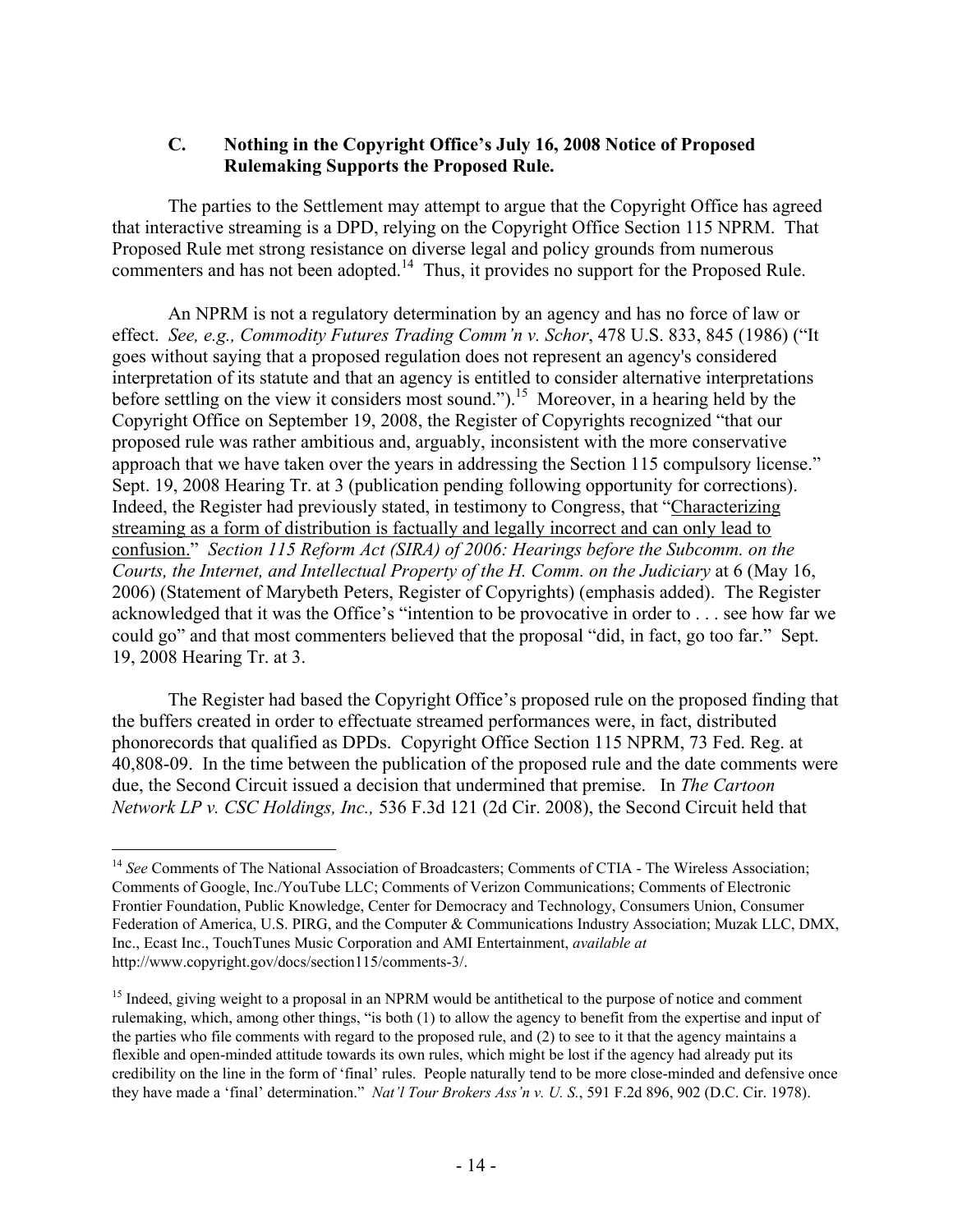### C. Nothing in the Copyright Office's July 16, 2008 Notice of Proposed Rulemaking Supports the Proposed Rule.

The parties to the Settlement may attempt to argue that the Copyright Office has agreed that interactive streaming is a DPD, relying on the Copyright Office Section 115 NPRM. That Proposed Rule met strong resistance on diverse legal and policy grounds from numerous commenters and has not been adopted.[14] Thus, it provides no support for the Proposed Rule.

An NPRM is not a regulatory determination by an agency and has no force of law or effect. *See, e.g., Commodity Futures Trading Comm'n v. Schor*, 478 U.S. 833, 845 (1986) ("It goes without saying that a proposed regulation does not represent an agency's considered interpretation of its statute and that an agency is entitled to consider alternative interpretations before settling on the view it considers most sound.").[15] Moreover, in a hearing held by the Copyright Office on September 19, 2008, the Register of Copyrights recognized "that our proposed rule was rather ambitious and, arguably, inconsistent with the more conservative approach that we have taken over the years in addressing the Section 115 compulsory license." Sept. 19, 2008 Hearing Tr. at 3 (publication pending following opportunity for corrections). Indeed, the Register had previously stated, in testimony to Congress, that "<u>Characterizing streaming as a form of distribution is factually and legally incorrect and can only lead to confusion.</u>" *Section 115 Reform Act (SIRA) of 2006: Hearings before the Subcomm. on the Courts, the Internet, and Intellectual Property of the H. Comm. on the Judiciary* at 6 (May 16, 2006) (Statement of Marybeth Peters, Register of Copyrights) (emphasis added). The Register acknowledged that it was the Office's "intention to be provocative in order to . . . see how far we could go" and that most commenters believed that the proposal "did, in fact, go too far." Sept. 19, 2008 Hearing Tr. at 3.

The Register had based the Copyright Office's proposed rule on the proposed finding that the buffers created in order to effectuate streamed performances were, in fact, distributed phonorecords that qualified as DPDs. Copyright Office Section 115 NPRM, 73 Fed. Reg. at 40,808-09. In the time between the publication of the proposed rule and the date comments were due, the Second Circuit issued a decision that undermined that premise. In *The Cartoon Network LP v. CSC Holdings, Inc.,* 536 F.3d 121 (2d Cir. 2008), the Second Circuit held that

---

[14] *See* Comments of The National Association of Broadcasters; Comments of CTIA - The Wireless Association; Comments of Google, Inc./YouTube LLC; Comments of Verizon Communications; Comments of Electronic Frontier Foundation, Public Knowledge, Center for Democracy and Technology, Consumers Union, Consumer Federation of America, U.S. PIRG, and the Computer & Communications Industry Association; Muzak LLC, DMX, Inc., Ecast Inc., TouchTunes Music Corporation and AMI Entertainment, *available at* http://www.copyright.gov/docs/section115/comments-3/.

[15] Indeed, giving weight to a proposal in an NPRM would be antithetical to the purpose of notice and comment rulemaking, which, among other things, "is both (1) to allow the agency to benefit from the expertise and input of the parties who file comments with regard to the proposed rule, and (2) to see to it that the agency maintains a flexible and open-minded attitude towards its own rules, which might be lost if the agency had already put its credibility on the line in the form of 'final' rules. People naturally tend to be more close-minded and defensive once they have made a 'final' determination." *Nat'l Tour Brokers Ass'n v. U. S.*, 591 F.2d 896, 902 (D.C. Cir. 1978).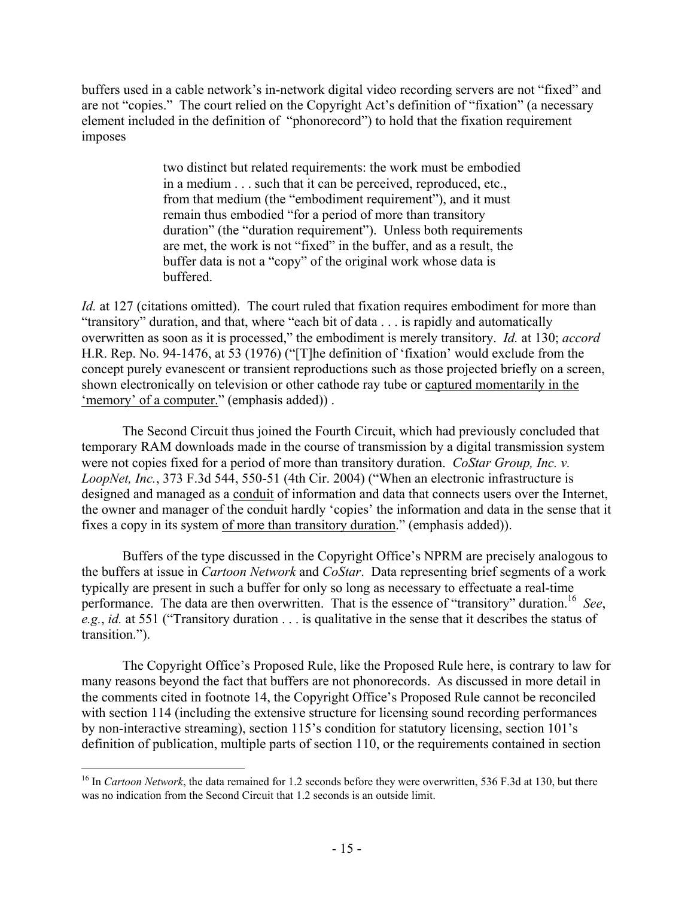buffers used in a cable network's in-network digital video recording servers are not "fixed" and are not "copies." The court relied on the Copyright Act's definition of "fixation" (a necessary element included in the definition of "phonorecord") to hold that the fixation requirement imposes

> two distinct but related requirements: the work must be embodied in a medium . . . such that it can be perceived, reproduced, etc., from that medium (the "embodiment requirement"), and it must remain thus embodied "for a period of more than transitory duration" (the "duration requirement"). Unless both requirements are met, the work is not "fixed" in the buffer, and as a result, the buffer data is not a "copy" of the original work whose data is buffered.

*Id.* at 127 (citations omitted). The court ruled that fixation requires embodiment for more than "transitory" duration, and that, where "each bit of data . . . is rapidly and automatically overwritten as soon as it is processed," the embodiment is merely transitory. *Id.* at 130; *accord* H.R. Rep. No. 94-1476, at 53 (1976) ("[T]he definition of 'fixation' would exclude from the concept purely evanescent or transient reproductions such as those projected briefly on a screen, shown electronically on television or other cathode ray tube or <u>captured momentarily in the 'memory' of a computer.</u>" (emphasis added)) .

The Second Circuit thus joined the Fourth Circuit, which had previously concluded that temporary RAM downloads made in the course of transmission by a digital transmission system were not copies fixed for a period of more than transitory duration. *CoStar Group, Inc. v. LoopNet, Inc.*, 373 F.3d 544, 550-51 (4th Cir. 2004) ("When an electronic infrastructure is designed and managed as a <u>conduit</u> of information and data that connects users over the Internet, the owner and manager of the conduit hardly 'copies' the information and data in the sense that it fixes a copy in its system <u>of more than transitory duration</u>." (emphasis added)).

Buffers of the type discussed in the Copyright Office's NPRM are precisely analogous to the buffers at issue in *Cartoon Network* and *CoStar*. Data representing brief segments of a work typically are present in such a buffer for only so long as necessary to effectuate a real-time performance. The data are then overwritten. That is the essence of "transitory" duration.[16] *See*, *e.g.*, *id.* at 551 ("Transitory duration . . . is qualitative in the sense that it describes the status of transition.").

The Copyright Office's Proposed Rule, like the Proposed Rule here, is contrary to law for many reasons beyond the fact that buffers are not phonorecords. As discussed in more detail in the comments cited in footnote 14, the Copyright Office's Proposed Rule cannot be reconciled with section 114 (including the extensive structure for licensing sound recording performances by non-interactive streaming), section 115's condition for statutory licensing, section 101's definition of publication, multiple parts of section 110, or the requirements contained in section

---

[16] In *Cartoon Network*, the data remained for 1.2 seconds before they were overwritten, 536 F.3d at 130, but there was no indication from the Second Circuit that 1.2 seconds is an outside limit.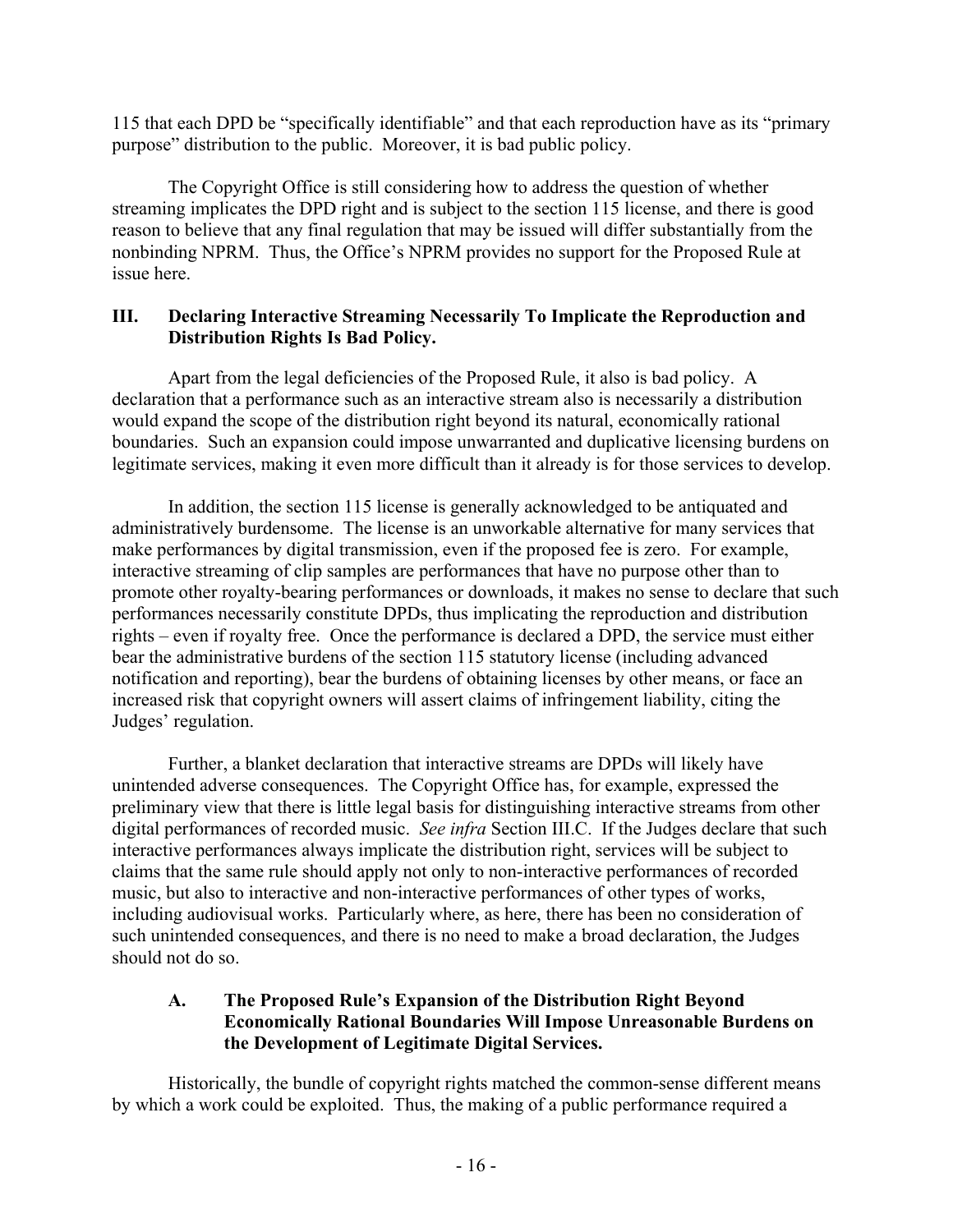115 that each DPD be "specifically identifiable" and that each reproduction have as its "primary purpose" distribution to the public. Moreover, it is bad public policy.

The Copyright Office is still considering how to address the question of whether streaming implicates the DPD right and is subject to the section 115 license, and there is good reason to believe that any final regulation that may be issued will differ substantially from the nonbinding NPRM. Thus, the Office's NPRM provides no support for the Proposed Rule at issue here.

## III. Declaring Interactive Streaming Necessarily To Implicate the Reproduction and Distribution Rights Is Bad Policy.

Apart from the legal deficiencies of the Proposed Rule, it also is bad policy. A declaration that a performance such as an interactive stream also is necessarily a distribution would expand the scope of the distribution right beyond its natural, economically rational boundaries. Such an expansion could impose unwarranted and duplicative licensing burdens on legitimate services, making it even more difficult than it already is for those services to develop.

In addition, the section 115 license is generally acknowledged to be antiquated and administratively burdensome. The license is an unworkable alternative for many services that make performances by digital transmission, even if the proposed fee is zero. For example, interactive streaming of clip samples are performances that have no purpose other than to promote other royalty-bearing performances or downloads, it makes no sense to declare that such performances necessarily constitute DPDs, thus implicating the reproduction and distribution rights – even if royalty free. Once the performance is declared a DPD, the service must either bear the administrative burdens of the section 115 statutory license (including advanced notification and reporting), bear the burdens of obtaining licenses by other means, or face an increased risk that copyright owners will assert claims of infringement liability, citing the Judges' regulation.

Further, a blanket declaration that interactive streams are DPDs will likely have unintended adverse consequences. The Copyright Office has, for example, expressed the preliminary view that there is little legal basis for distinguishing interactive streams from other digital performances of recorded music. *See infra* Section III.C. If the Judges declare that such interactive performances always implicate the distribution right, services will be subject to claims that the same rule should apply not only to non-interactive performances of recorded music, but also to interactive and non-interactive performances of other types of works, including audiovisual works. Particularly where, as here, there has been no consideration of such unintended consequences, and there is no need to make a broad declaration, the Judges should not do so.

### A. The Proposed Rule's Expansion of the Distribution Right Beyond Economically Rational Boundaries Will Impose Unreasonable Burdens on the Development of Legitimate Digital Services.

Historically, the bundle of copyright rights matched the common-sense different means by which a work could be exploited. Thus, the making of a public performance required a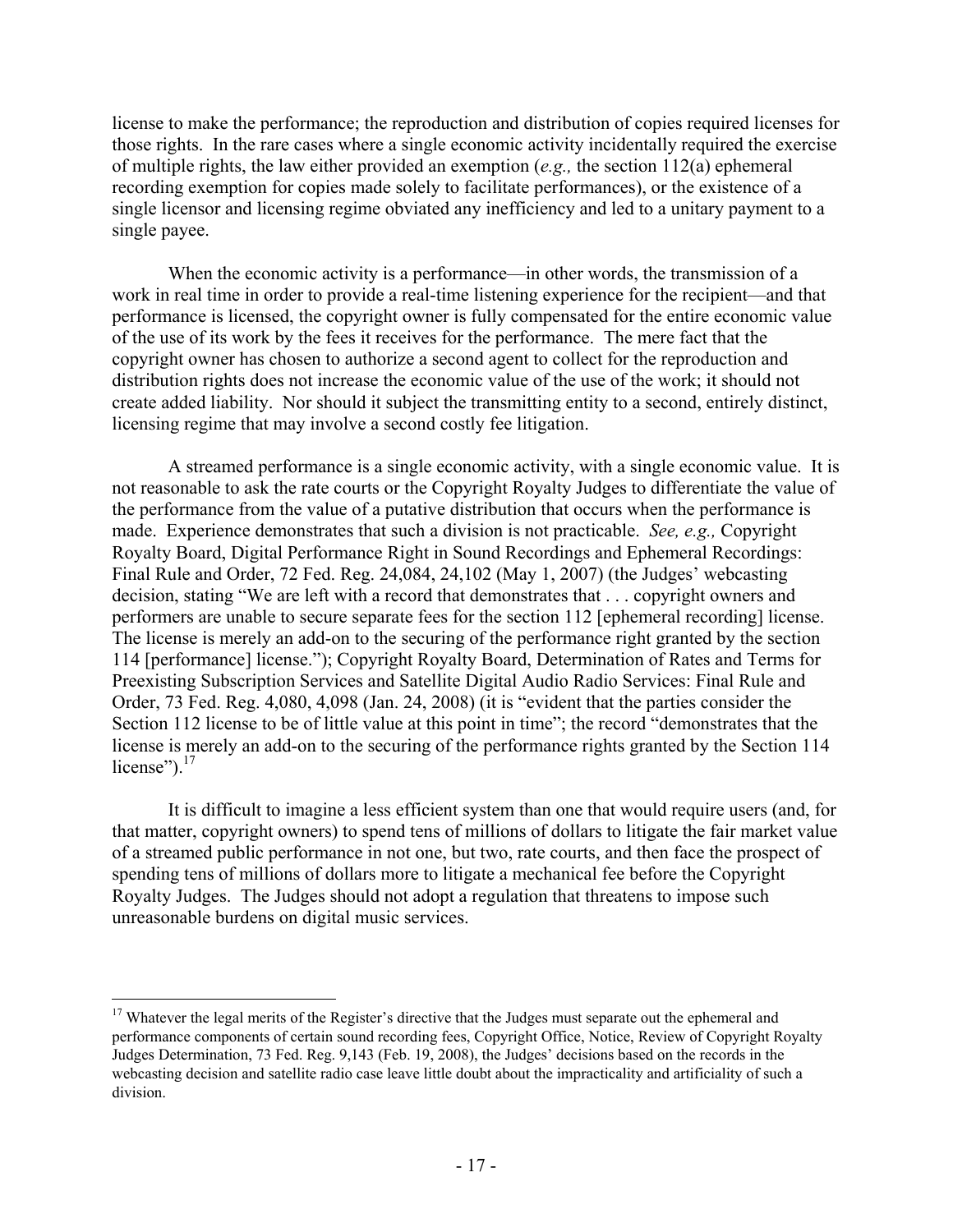license to make the performance; the reproduction and distribution of copies required licenses for those rights. In the rare cases where a single economic activity incidentally required the exercise of multiple rights, the law either provided an exemption (*e.g.,* the section 112(a) ephemeral recording exemption for copies made solely to facilitate performances), or the existence of a single licensor and licensing regime obviated any inefficiency and led to a unitary payment to a single payee.

When the economic activity is a performance—in other words, the transmission of a work in real time in order to provide a real-time listening experience for the recipient—and that performance is licensed, the copyright owner is fully compensated for the entire economic value of the use of its work by the fees it receives for the performance. The mere fact that the copyright owner has chosen to authorize a second agent to collect for the reproduction and distribution rights does not increase the economic value of the use of the work; it should not create added liability. Nor should it subject the transmitting entity to a second, entirely distinct, licensing regime that may involve a second costly fee litigation.

A streamed performance is a single economic activity, with a single economic value. It is not reasonable to ask the rate courts or the Copyright Royalty Judges to differentiate the value of the performance from the value of a putative distribution that occurs when the performance is made. Experience demonstrates that such a division is not practicable. *See, e.g.,* Copyright Royalty Board, Digital Performance Right in Sound Recordings and Ephemeral Recordings: Final Rule and Order, 72 Fed. Reg. 24,084, 24,102 (May 1, 2007) (the Judges' webcasting decision, stating "We are left with a record that demonstrates that . . . copyright owners and performers are unable to secure separate fees for the section 112 [ephemeral recording] license. The license is merely an add-on to the securing of the performance right granted by the section 114 [performance] license."); Copyright Royalty Board, Determination of Rates and Terms for Preexisting Subscription Services and Satellite Digital Audio Radio Services: Final Rule and Order, 73 Fed. Reg. 4,080, 4,098 (Jan. 24, 2008) (it is "evident that the parties consider the Section 112 license to be of little value at this point in time"; the record "demonstrates that the license is merely an add-on to the securing of the performance rights granted by the Section 114 license").[17]

It is difficult to imagine a less efficient system than one that would require users (and, for that matter, copyright owners) to spend tens of millions of dollars to litigate the fair market value of a streamed public performance in not one, but two, rate courts, and then face the prospect of spending tens of millions of dollars more to litigate a mechanical fee before the Copyright Royalty Judges. The Judges should not adopt a regulation that threatens to impose such unreasonable burdens on digital music services.

---

[17] Whatever the legal merits of the Register's directive that the Judges must separate out the ephemeral and performance components of certain sound recording fees, Copyright Office, Notice, Review of Copyright Royalty Judges Determination, 73 Fed. Reg. 9,143 (Feb. 19, 2008), the Judges' decisions based on the records in the webcasting decision and satellite radio case leave little doubt about the impracticality and artificiality of such a division.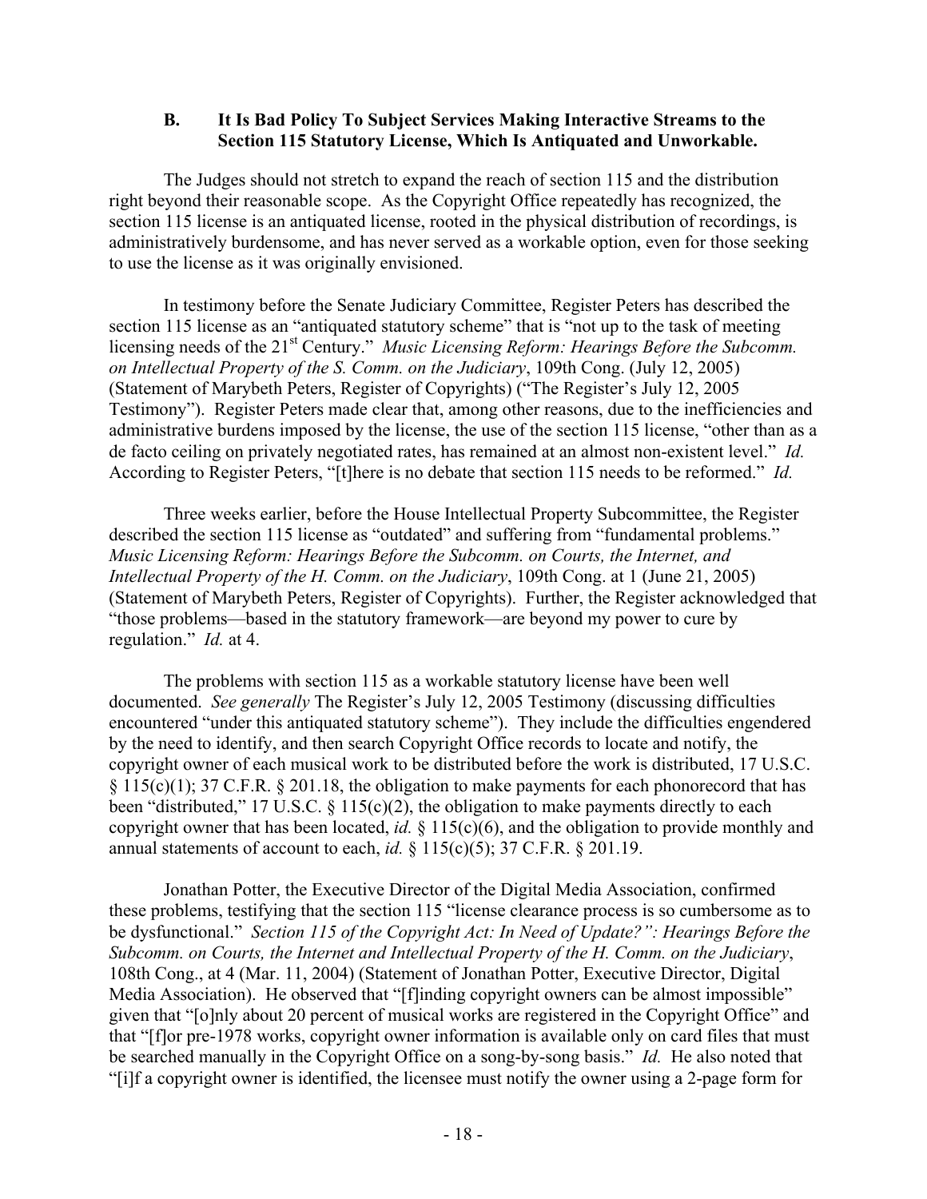### B. It Is Bad Policy To Subject Services Making Interactive Streams to the Section 115 Statutory License, Which Is Antiquated and Unworkable.

The Judges should not stretch to expand the reach of section 115 and the distribution right beyond their reasonable scope. As the Copyright Office repeatedly has recognized, the section 115 license is an antiquated license, rooted in the physical distribution of recordings, is administratively burdensome, and has never served as a workable option, even for those seeking to use the license as it was originally envisioned.

In testimony before the Senate Judiciary Committee, Register Peters has described the section 115 license as an "antiquated statutory scheme" that is "not up to the task of meeting licensing needs of the 21st Century." *Music Licensing Reform: Hearings Before the Subcomm. on Intellectual Property of the S. Comm. on the Judiciary*, 109th Cong. (July 12, 2005) (Statement of Marybeth Peters, Register of Copyrights) ("The Register's July 12, 2005 Testimony"). Register Peters made clear that, among other reasons, due to the inefficiencies and administrative burdens imposed by the license, the use of the section 115 license, "other than as a de facto ceiling on privately negotiated rates, has remained at an almost non-existent level." *Id.* According to Register Peters, "[t]here is no debate that section 115 needs to be reformed." *Id.*

Three weeks earlier, before the House Intellectual Property Subcommittee, the Register described the section 115 license as "outdated" and suffering from "fundamental problems." *Music Licensing Reform: Hearings Before the Subcomm. on Courts, the Internet, and Intellectual Property of the H. Comm. on the Judiciary*, 109th Cong. at 1 (June 21, 2005) (Statement of Marybeth Peters, Register of Copyrights). Further, the Register acknowledged that "those problems—based in the statutory framework—are beyond my power to cure by regulation." *Id.* at 4.

The problems with section 115 as a workable statutory license have been well documented. *See generally* The Register's July 12, 2005 Testimony (discussing difficulties encountered "under this antiquated statutory scheme"). They include the difficulties engendered by the need to identify, and then search Copyright Office records to locate and notify, the copyright owner of each musical work to be distributed before the work is distributed, 17 U.S.C. § 115(c)(1); 37 C.F.R. § 201.18, the obligation to make payments for each phonorecord that has been "distributed," 17 U.S.C. § 115(c)(2), the obligation to make payments directly to each copyright owner that has been located, *id.* § 115(c)(6), and the obligation to provide monthly and annual statements of account to each, *id.* § 115(c)(5); 37 C.F.R. § 201.19.

Jonathan Potter, the Executive Director of the Digital Media Association, confirmed these problems, testifying that the section 115 "license clearance process is so cumbersome as to be dysfunctional." *Section 115 of the Copyright Act: In Need of Update?": Hearings Before the Subcomm. on Courts, the Internet and Intellectual Property of the H. Comm. on the Judiciary*, 108th Cong., at 4 (Mar. 11, 2004) (Statement of Jonathan Potter, Executive Director, Digital Media Association). He observed that "[f]inding copyright owners can be almost impossible" given that "[o]nly about 20 percent of musical works are registered in the Copyright Office" and that "[f]or pre-1978 works, copyright owner information is available only on card files that must be searched manually in the Copyright Office on a song-by-song basis." *Id.* He also noted that "[i]f a copyright owner is identified, the licensee must notify the owner using a 2-page form for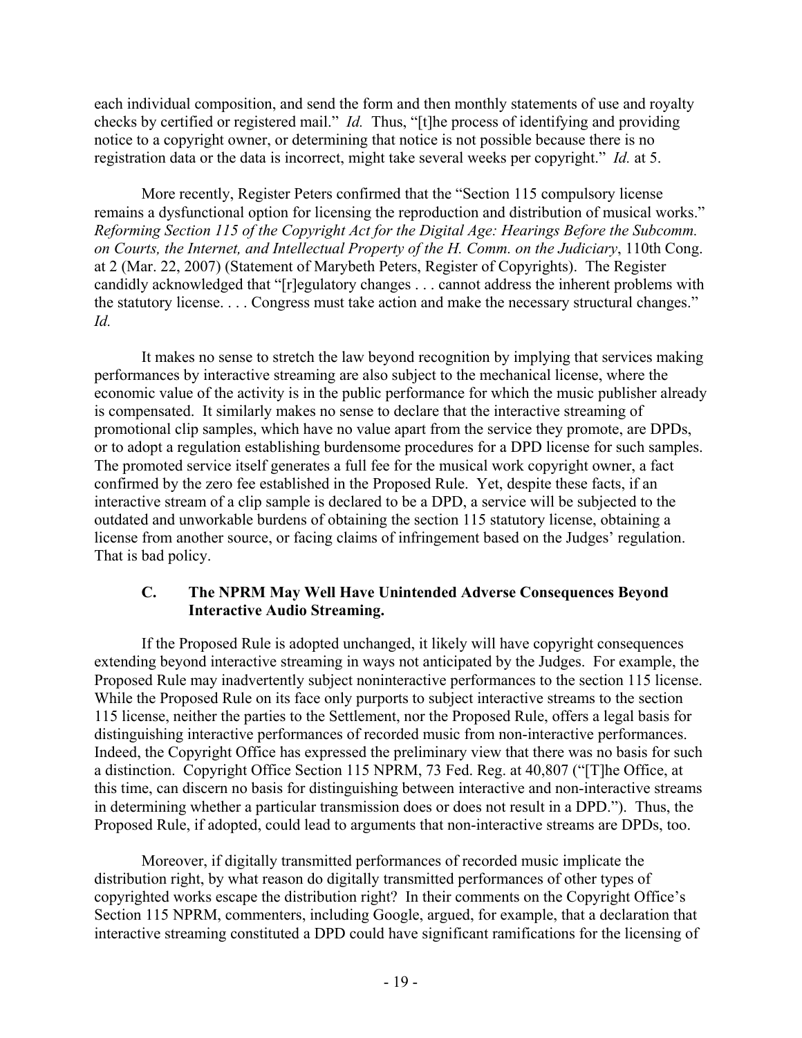each individual composition, and send the form and then monthly statements of use and royalty checks by certified or registered mail." *Id.* Thus, "[t]he process of identifying and providing notice to a copyright owner, or determining that notice is not possible because there is no registration data or the data is incorrect, might take several weeks per copyright." *Id.* at 5.

More recently, Register Peters confirmed that the "Section 115 compulsory license remains a dysfunctional option for licensing the reproduction and distribution of musical works." *Reforming Section 115 of the Copyright Act for the Digital Age: Hearings Before the Subcomm. on Courts, the Internet, and Intellectual Property of the H. Comm. on the Judiciary*, 110th Cong. at 2 (Mar. 22, 2007) (Statement of Marybeth Peters, Register of Copyrights). The Register candidly acknowledged that "[r]egulatory changes . . . cannot address the inherent problems with the statutory license. . . . Congress must take action and make the necessary structural changes." *Id.*

It makes no sense to stretch the law beyond recognition by implying that services making performances by interactive streaming are also subject to the mechanical license, where the economic value of the activity is in the public performance for which the music publisher already is compensated. It similarly makes no sense to declare that the interactive streaming of promotional clip samples, which have no value apart from the service they promote, are DPDs, or to adopt a regulation establishing burdensome procedures for a DPD license for such samples. The promoted service itself generates a full fee for the musical work copyright owner, a fact confirmed by the zero fee established in the Proposed Rule. Yet, despite these facts, if an interactive stream of a clip sample is declared to be a DPD, a service will be subjected to the outdated and unworkable burdens of obtaining the section 115 statutory license, obtaining a license from another source, or facing claims of infringement based on the Judges' regulation. That is bad policy.

### C. The NPRM May Well Have Unintended Adverse Consequences Beyond Interactive Audio Streaming.

If the Proposed Rule is adopted unchanged, it likely will have copyright consequences extending beyond interactive streaming in ways not anticipated by the Judges. For example, the Proposed Rule may inadvertently subject noninteractive performances to the section 115 license. While the Proposed Rule on its face only purports to subject interactive streams to the section 115 license, neither the parties to the Settlement, nor the Proposed Rule, offers a legal basis for distinguishing interactive performances of recorded music from non-interactive performances. Indeed, the Copyright Office has expressed the preliminary view that there was no basis for such a distinction. Copyright Office Section 115 NPRM, 73 Fed. Reg. at 40,807 ("[T]he Office, at this time, can discern no basis for distinguishing between interactive and non-interactive streams in determining whether a particular transmission does or does not result in a DPD."). Thus, the Proposed Rule, if adopted, could lead to arguments that non-interactive streams are DPDs, too.

Moreover, if digitally transmitted performances of recorded music implicate the distribution right, by what reason do digitally transmitted performances of other types of copyrighted works escape the distribution right? In their comments on the Copyright Office's Section 115 NPRM, commenters, including Google, argued, for example, that a declaration that interactive streaming constituted a DPD could have significant ramifications for the licensing of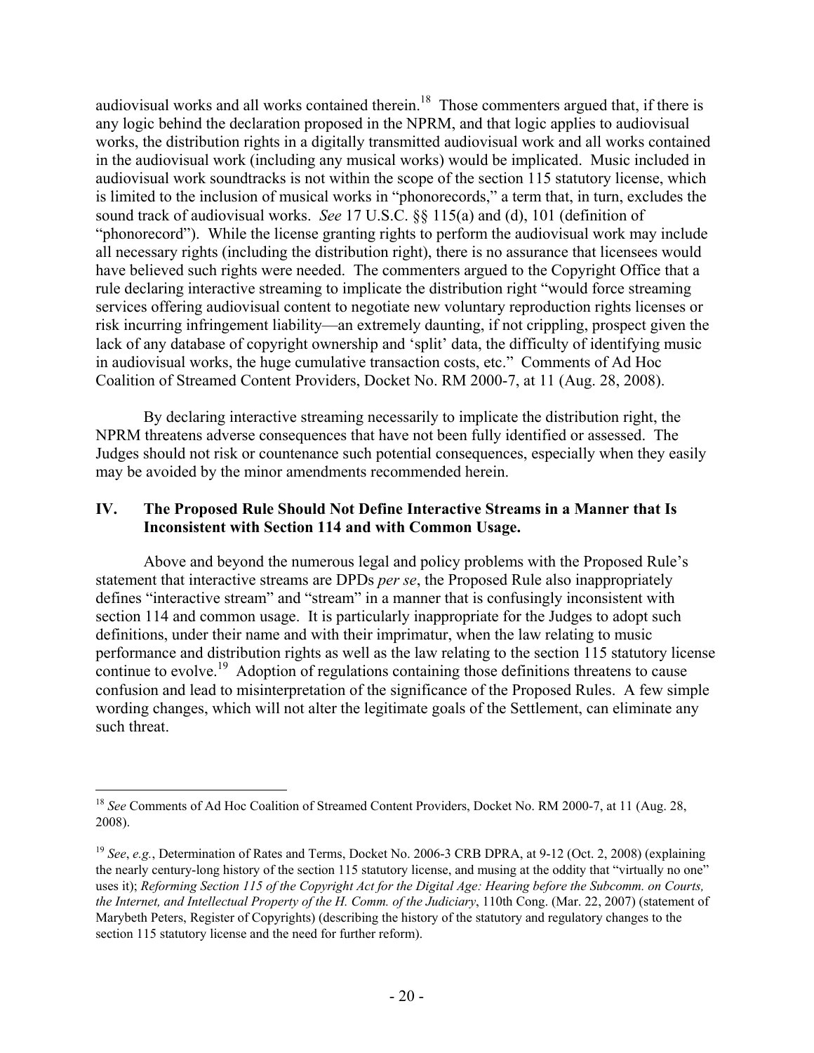audiovisual works and all works contained therein.[18] Those commenters argued that, if there is any logic behind the declaration proposed in the NPRM, and that logic applies to audiovisual works, the distribution rights in a digitally transmitted audiovisual work and all works contained in the audiovisual work (including any musical works) would be implicated. Music included in audiovisual work soundtracks is not within the scope of the section 115 statutory license, which is limited to the inclusion of musical works in "phonorecords," a term that, in turn, excludes the sound track of audiovisual works. *See* 17 U.S.C. §§ 115(a) and (d), 101 (definition of "phonorecord"). While the license granting rights to perform the audiovisual work may include all necessary rights (including the distribution right), there is no assurance that licensees would have believed such rights were needed. The commenters argued to the Copyright Office that a rule declaring interactive streaming to implicate the distribution right "would force streaming services offering audiovisual content to negotiate new voluntary reproduction rights licenses or risk incurring infringement liability—an extremely daunting, if not crippling, prospect given the lack of any database of copyright ownership and 'split' data, the difficulty of identifying music in audiovisual works, the huge cumulative transaction costs, etc." Comments of Ad Hoc Coalition of Streamed Content Providers, Docket No. RM 2000-7, at 11 (Aug. 28, 2008).

By declaring interactive streaming necessarily to implicate the distribution right, the NPRM threatens adverse consequences that have not been fully identified or assessed. The Judges should not risk or countenance such potential consequences, especially when they easily may be avoided by the minor amendments recommended herein.

## IV. The Proposed Rule Should Not Define Interactive Streams in a Manner that Is Inconsistent with Section 114 and with Common Usage.

Above and beyond the numerous legal and policy problems with the Proposed Rule's statement that interactive streams are DPDs *per se*, the Proposed Rule also inappropriately defines "interactive stream" and "stream" in a manner that is confusingly inconsistent with section 114 and common usage. It is particularly inappropriate for the Judges to adopt such definitions, under their name and with their imprimatur, when the law relating to music performance and distribution rights as well as the law relating to the section 115 statutory license continue to evolve.[19] Adoption of regulations containing those definitions threatens to cause confusion and lead to misinterpretation of the significance of the Proposed Rules. A few simple wording changes, which will not alter the legitimate goals of the Settlement, can eliminate any such threat.

---

[18] *See* Comments of Ad Hoc Coalition of Streamed Content Providers, Docket No. RM 2000-7, at 11 (Aug. 28, 2008).

[19] *See*, *e.g.*, Determination of Rates and Terms, Docket No. 2006-3 CRB DPRA, at 9-12 (Oct. 2, 2008) (explaining the nearly century-long history of the section 115 statutory license, and musing at the oddity that "virtually no one" uses it); *Reforming Section 115 of the Copyright Act for the Digital Age: Hearing before the Subcomm. on Courts, the Internet, and Intellectual Property of the H. Comm. of the Judiciary*, 110th Cong. (Mar. 22, 2007) (statement of Marybeth Peters, Register of Copyrights) (describing the history of the statutory and regulatory changes to the section 115 statutory license and the need for further reform).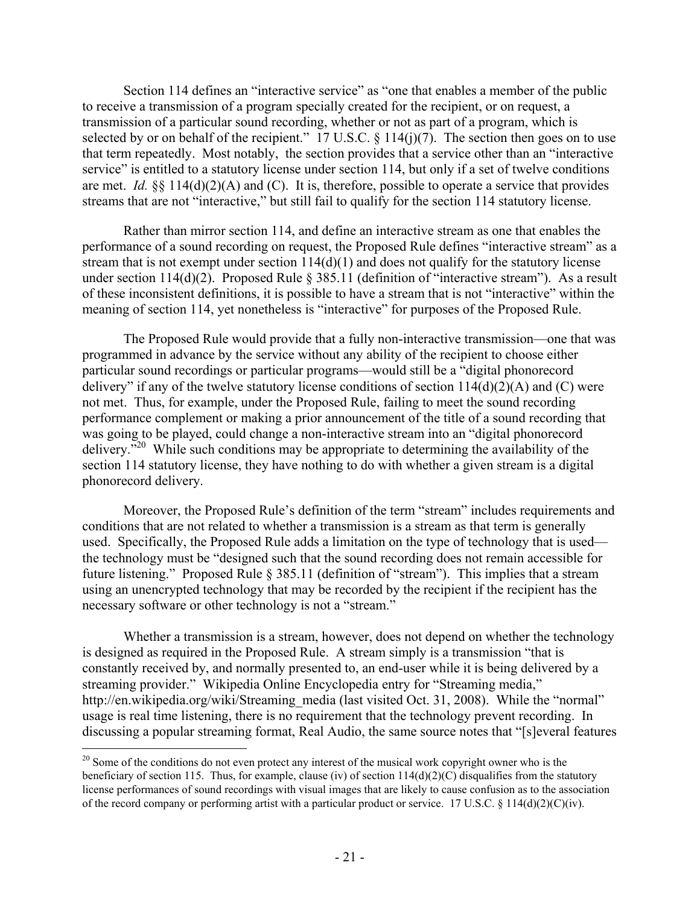Section 114 defines an "interactive service" as "one that enables a member of the public to receive a transmission of a program specially created for the recipient, or on request, a transmission of a particular sound recording, whether or not as part of a program, which is selected by or on behalf of the recipient." 17 U.S.C. § 114(j)(7). The section then goes on to use that term repeatedly. Most notably, the section provides that a service other than an "interactive service" is entitled to a statutory license under section 114, but only if a set of twelve conditions are met. *Id.* §§ 114(d)(2)(A) and (C). It is, therefore, possible to operate a service that provides streams that are not "interactive," but still fail to qualify for the section 114 statutory license.

Rather than mirror section 114, and define an interactive stream as one that enables the performance of a sound recording on request, the Proposed Rule defines "interactive stream" as a stream that is not exempt under section 114(d)(1) and does not qualify for the statutory license under section 114(d)(2). Proposed Rule § 385.11 (definition of "interactive stream"). As a result of these inconsistent definitions, it is possible to have a stream that is not "interactive" within the meaning of section 114, yet nonetheless is "interactive" for purposes of the Proposed Rule.

The Proposed Rule would provide that a fully non-interactive transmission—one that was programmed in advance by the service without any ability of the recipient to choose either particular sound recordings or particular programs—would still be a "digital phonorecord delivery" if any of the twelve statutory license conditions of section 114(d)(2)(A) and (C) were not met. Thus, for example, under the Proposed Rule, failing to meet the sound recording performance complement or making a prior announcement of the title of a sound recording that was going to be played, could change a non-interactive stream into an "digital phonorecord delivery."[20] While such conditions may be appropriate to determining the availability of the section 114 statutory license, they have nothing to do with whether a given stream is a digital phonorecord delivery.

Moreover, the Proposed Rule's definition of the term "stream" includes requirements and conditions that are not related to whether a transmission is a stream as that term is generally used. Specifically, the Proposed Rule adds a limitation on the type of technology that is used—the technology must be "designed such that the sound recording does not remain accessible for future listening." Proposed Rule § 385.11 (definition of "stream"). This implies that a stream using an unencrypted technology that may be recorded by the recipient if the recipient has the necessary software or other technology is not a "stream."

Whether a transmission is a stream, however, does not depend on whether the technology is designed as required in the Proposed Rule. A stream simply is a transmission "that is constantly received by, and normally presented to, an end-user while it is being delivered by a streaming provider." Wikipedia Online Encyclopedia entry for "Streaming media," http://en.wikipedia.org/wiki/Streaming_media (last visited Oct. 31, 2008). While the "normal" usage is real time listening, there is no requirement that the technology prevent recording. In discussing a popular streaming format, Real Audio, the same source notes that "[s]everal features

[20] Some of the conditions do not even protect any interest of the musical work copyright owner who is the beneficiary of section 115. Thus, for example, clause (iv) of section 114(d)(2)(C) disqualifies from the statutory license performances of sound recordings with visual images that are likely to cause confusion as to the association of the record company or performing artist with a particular product or service. 17 U.S.C. § 114(d)(2)(C)(iv).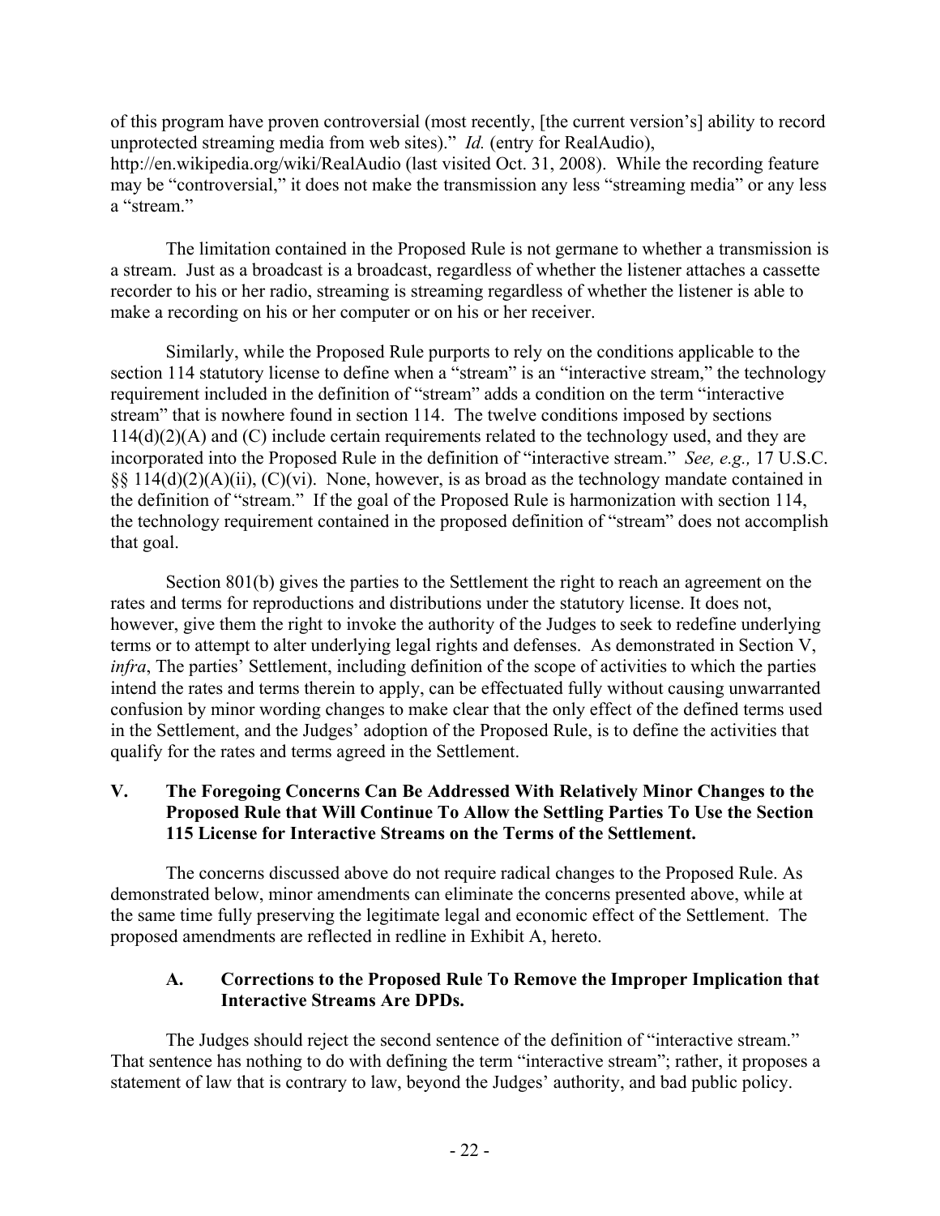of this program have proven controversial (most recently, [the current version's] ability to record unprotected streaming media from web sites)." *Id.* (entry for RealAudio), http://en.wikipedia.org/wiki/RealAudio (last visited Oct. 31, 2008). While the recording feature may be "controversial," it does not make the transmission any less "streaming media" or any less a "stream."

The limitation contained in the Proposed Rule is not germane to whether a transmission is a stream. Just as a broadcast is a broadcast, regardless of whether the listener attaches a cassette recorder to his or her radio, streaming is streaming regardless of whether the listener is able to make a recording on his or her computer or on his or her receiver.

Similarly, while the Proposed Rule purports to rely on the conditions applicable to the section 114 statutory license to define when a "stream" is an "interactive stream," the technology requirement included in the definition of "stream" adds a condition on the term "interactive stream" that is nowhere found in section 114. The twelve conditions imposed by sections 114(d)(2)(A) and (C) include certain requirements related to the technology used, and they are incorporated into the Proposed Rule in the definition of "interactive stream." *See, e.g.,* 17 U.S.C. §§ 114(d)(2)(A)(ii), (C)(vi). None, however, is as broad as the technology mandate contained in the definition of "stream." If the goal of the Proposed Rule is harmonization with section 114, the technology requirement contained in the proposed definition of "stream" does not accomplish that goal.

Section 801(b) gives the parties to the Settlement the right to reach an agreement on the rates and terms for reproductions and distributions under the statutory license. It does not, however, give them the right to invoke the authority of the Judges to seek to redefine underlying terms or to attempt to alter underlying legal rights and defenses. As demonstrated in Section V, *infra*, The parties' Settlement, including definition of the scope of activities to which the parties intend the rates and terms therein to apply, can be effectuated fully without causing unwarranted confusion by minor wording changes to make clear that the only effect of the defined terms used in the Settlement, and the Judges' adoption of the Proposed Rule, is to define the activities that qualify for the rates and terms agreed in the Settlement.

## V. The Foregoing Concerns Can Be Addressed With Relatively Minor Changes to the Proposed Rule that Will Continue To Allow the Settling Parties To Use the Section 115 License for Interactive Streams on the Terms of the Settlement.

The concerns discussed above do not require radical changes to the Proposed Rule. As demonstrated below, minor amendments can eliminate the concerns presented above, while at the same time fully preserving the legitimate legal and economic effect of the Settlement. The proposed amendments are reflected in redline in Exhibit A, hereto.

### A. Corrections to the Proposed Rule To Remove the Improper Implication that Interactive Streams Are DPDs.

The Judges should reject the second sentence of the definition of "interactive stream." That sentence has nothing to do with defining the term "interactive stream"; rather, it proposes a statement of law that is contrary to law, beyond the Judges' authority, and bad public policy.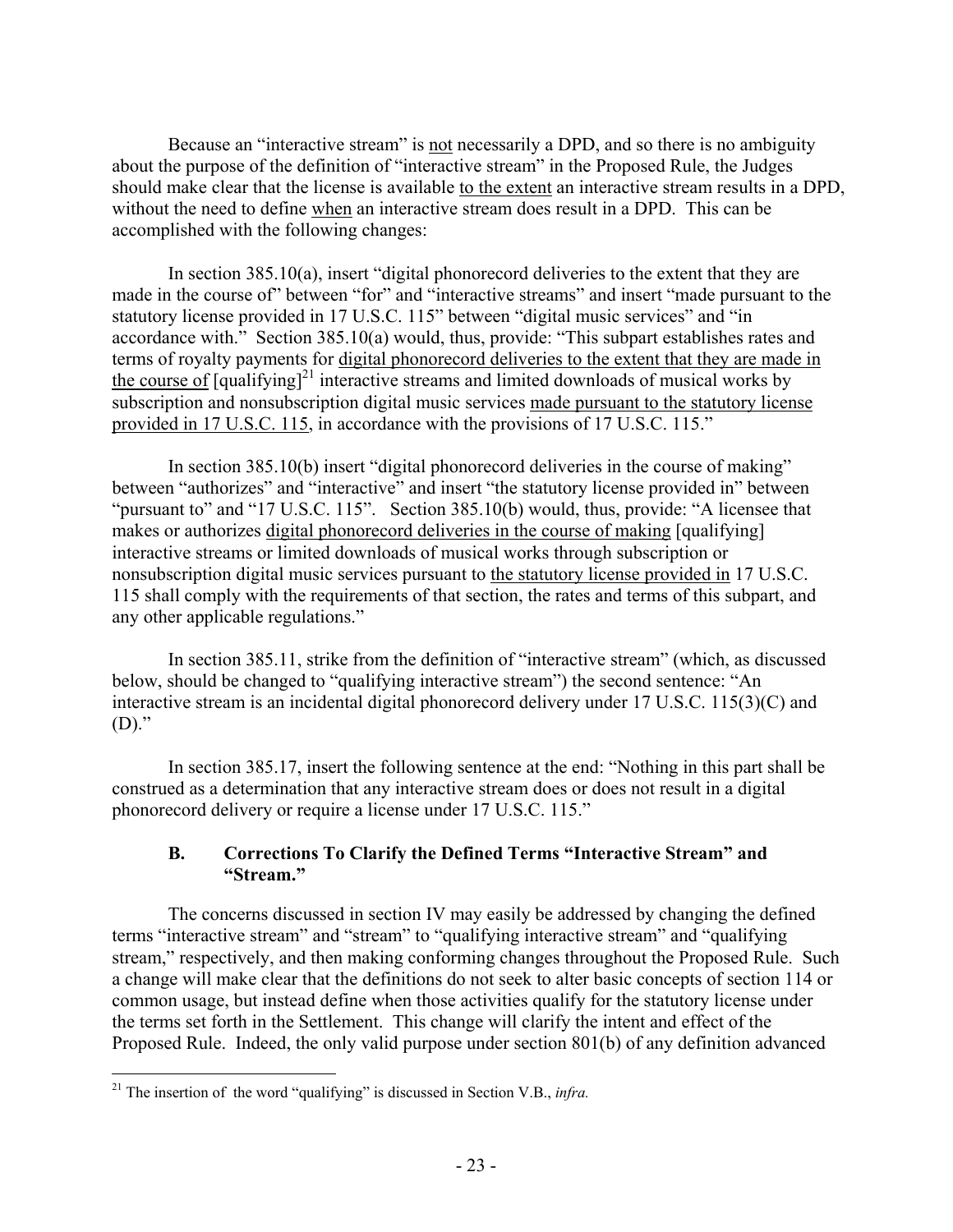Because an "interactive stream" is not necessarily a DPD, and so there is no ambiguity about the purpose of the definition of "interactive stream" in the Proposed Rule, the Judges should make clear that the license is available to the extent an interactive stream results in a DPD, without the need to define when an interactive stream does result in a DPD. This can be accomplished with the following changes:

In section 385.10(a), insert "digital phonorecord deliveries to the extent that they are made in the course of" between "for" and "interactive streams" and insert "made pursuant to the statutory license provided in 17 U.S.C. 115" between "digital music services" and "in accordance with." Section 385.10(a) would, thus, provide: "This subpart establishes rates and terms of royalty payments for digital phonorecord deliveries to the extent that they are made in the course of [qualifying][21] interactive streams and limited downloads of musical works by subscription and nonsubscription digital music services made pursuant to the statutory license provided in 17 U.S.C. 115, in accordance with the provisions of 17 U.S.C. 115."

In section 385.10(b) insert "digital phonorecord deliveries in the course of making" between "authorizes" and "interactive" and insert "the statutory license provided in" between "pursuant to" and "17 U.S.C. 115". Section 385.10(b) would, thus, provide: "A licensee that makes or authorizes digital phonorecord deliveries in the course of making [qualifying] interactive streams or limited downloads of musical works through subscription or nonsubscription digital music services pursuant to the statutory license provided in 17 U.S.C. 115 shall comply with the requirements of that section, the rates and terms of this subpart, and any other applicable regulations."

In section 385.11, strike from the definition of "interactive stream" (which, as discussed below, should be changed to "qualifying interactive stream") the second sentence: "An interactive stream is an incidental digital phonorecord delivery under 17 U.S.C. 115(3)(C) and (D)."

In section 385.17, insert the following sentence at the end: "Nothing in this part shall be construed as a determination that any interactive stream does or does not result in a digital phonorecord delivery or require a license under 17 U.S.C. 115."

### B. Corrections To Clarify the Defined Terms "Interactive Stream" and "Stream."

The concerns discussed in section IV may easily be addressed by changing the defined terms "interactive stream" and "stream" to "qualifying interactive stream" and "qualifying stream," respectively, and then making conforming changes throughout the Proposed Rule. Such a change will make clear that the definitions do not seek to alter basic concepts of section 114 or common usage, but instead define when those activities qualify for the statutory license under the terms set forth in the Settlement. This change will clarify the intent and effect of the Proposed Rule. Indeed, the only valid purpose under section 801(b) of any definition advanced

---

[21] The insertion of the word "qualifying" is discussed in Section V.B., *infra.*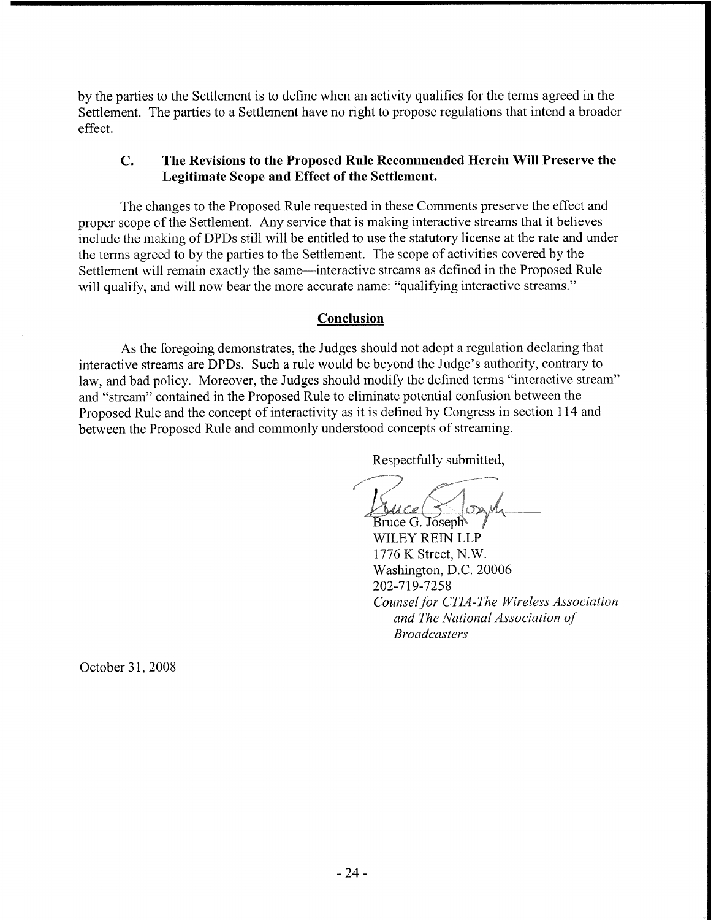by the parties to the Settlement is to define when an activity qualifies for the terms agreed in the Settlement. The parties to a Settlement have no right to propose regulations that intend a broader effect.

### C. The Revisions to the Proposed Rule Recommended Herein Will Preserve the Legitimate Scope and Effect of the Settlement.

The changes to the Proposed Rule requested in these Comments preserve the effect and proper scope of the Settlement. Any service that is making interactive streams that it believes include the making of DPDs still will be entitled to use the statutory license at the rate and under the terms agreed to by the parties to the Settlement. The scope of activities covered by the Settlement will remain exactly the same—interactive streams as defined in the Proposed Rule will qualify, and will now bear the more accurate name: "qualifying interactive streams."

## Conclusion

As the foregoing demonstrates, the Judges should not adopt a regulation declaring that interactive streams are DPDs. Such a rule would be beyond the Judge's authority, contrary to law, and bad policy. Moreover, the Judges should modify the defined terms "interactive stream" and "stream" contained in the Proposed Rule to eliminate potential confusion between the Proposed Rule and the concept of interactivity as it is defined by Congress in section 114 and between the Proposed Rule and commonly understood concepts of streaming.

Respectfully submitted,

Bruce G. Joseph
WILEY REIN LLP
1776 K Street, N.W.
Washington, D.C. 20006
202-719-7258
*Counsel for CTIA-The Wireless Association and The National Association of Broadcasters*

October 31, 2008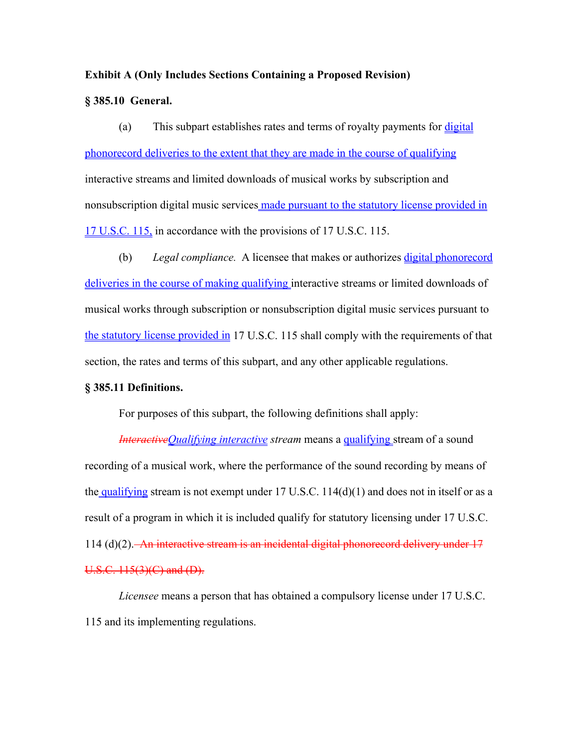**Exhibit A (Only Includes Sections Containing a Proposed Revision)**

**§ 385.10 General.**

(a) This subpart establishes rates and terms of royalty payments for digital phonorecord deliveries to the extent that they are made in the course of qualifying interactive streams and limited downloads of musical works by subscription and nonsubscription digital music services made pursuant to the statutory license provided in 17 U.S.C. 115, in accordance with the provisions of 17 U.S.C. 115.

(b) *Legal compliance.* A licensee that makes or authorizes digital phonorecord deliveries in the course of making qualifying interactive streams or limited downloads of musical works through subscription or nonsubscription digital music services pursuant to the statutory license provided in 17 U.S.C. 115 shall comply with the requirements of that section, the rates and terms of this subpart, and any other applicable regulations.

**§ 385.11 Definitions.**

For purposes of this subpart, the following definitions shall apply:

~~*Interactive*~~*Qualifying interactive stream* means a qualifying stream of a sound recording of a musical work, where the performance of the sound recording by means of the qualifying stream is not exempt under 17 U.S.C. 114(d)(1) and does not in itself or as a result of a program in which it is included qualify for statutory licensing under 17 U.S.C. 114 (d)(2). ~~An interactive stream is an incidental digital phonorecord delivery under 17 U.S.C. 115(3)(C) and (D).~~

*Licensee* means a person that has obtained a compulsory license under 17 U.S.C. 115 and its implementing regulations.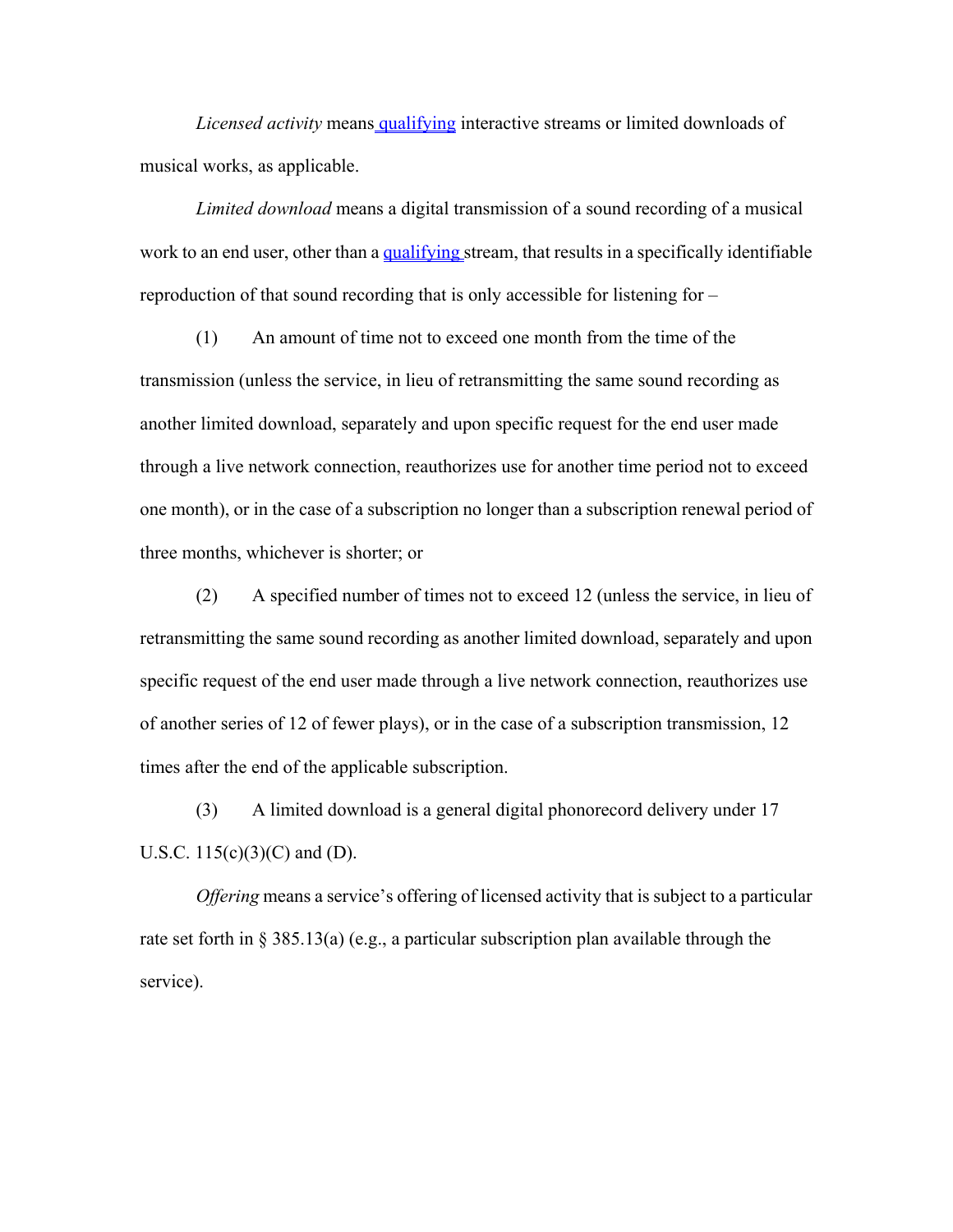*Licensed activity* means qualifying interactive streams or limited downloads of musical works, as applicable.

*Limited download* means a digital transmission of a sound recording of a musical work to an end user, other than a qualifying stream, that results in a specifically identifiable reproduction of that sound recording that is only accessible for listening for –

(1) An amount of time not to exceed one month from the time of the transmission (unless the service, in lieu of retransmitting the same sound recording as another limited download, separately and upon specific request for the end user made through a live network connection, reauthorizes use for another time period not to exceed one month), or in the case of a subscription no longer than a subscription renewal period of three months, whichever is shorter; or

(2) A specified number of times not to exceed 12 (unless the service, in lieu of retransmitting the same sound recording as another limited download, separately and upon specific request of the end user made through a live network connection, reauthorizes use of another series of 12 of fewer plays), or in the case of a subscription transmission, 12 times after the end of the applicable subscription.

(3) A limited download is a general digital phonorecord delivery under 17 U.S.C. 115(c)(3)(C) and (D).

*Offering* means a service's offering of licensed activity that is subject to a particular rate set forth in § 385.13(a) (e.g., a particular subscription plan available through the service).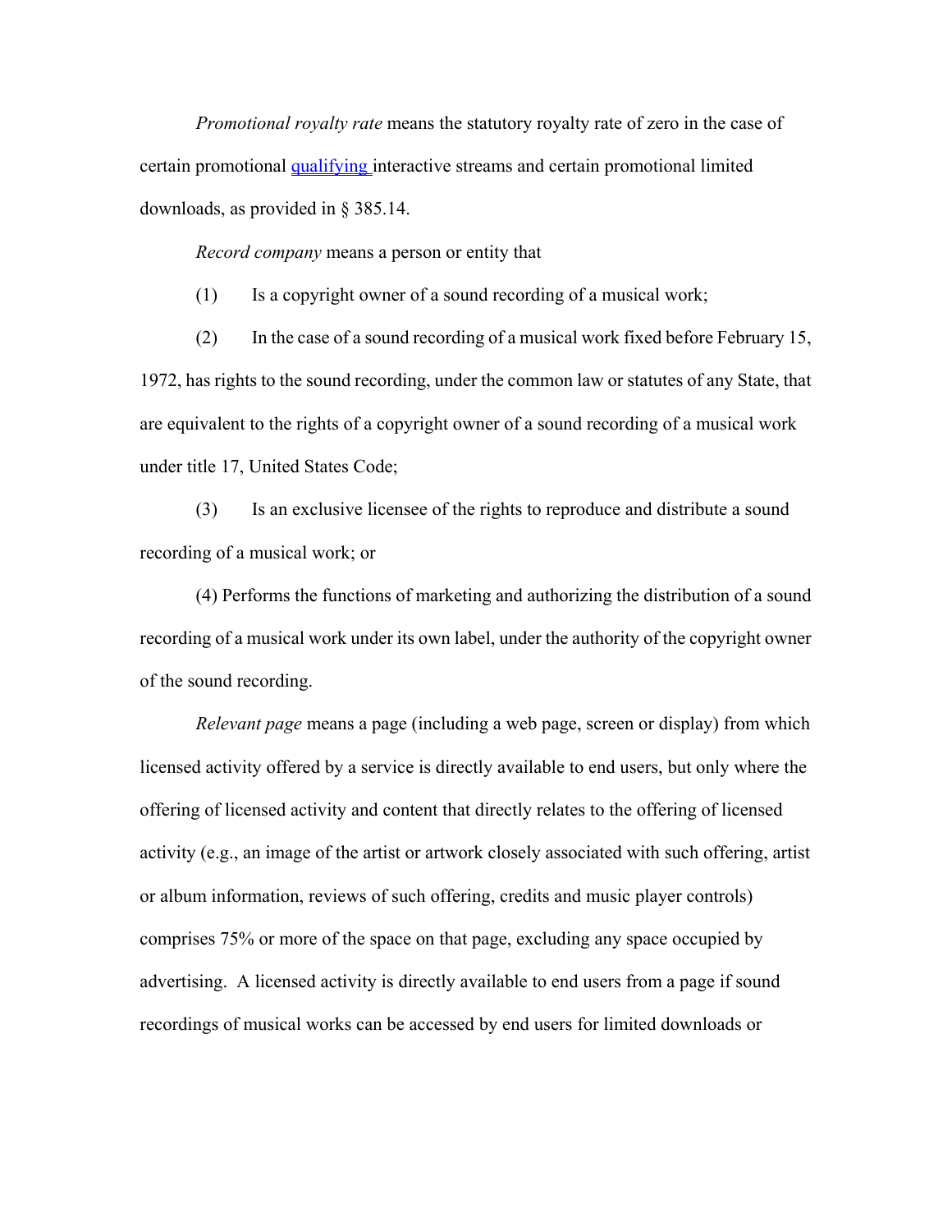*Promotional royalty rate* means the statutory royalty rate of zero in the case of certain promotional qualifying interactive streams and certain promotional limited downloads, as provided in § 385.14.

*Record company* means a person or entity that

(1) Is a copyright owner of a sound recording of a musical work;

(2) In the case of a sound recording of a musical work fixed before February 15, 1972, has rights to the sound recording, under the common law or statutes of any State, that are equivalent to the rights of a copyright owner of a sound recording of a musical work under title 17, United States Code;

(3) Is an exclusive licensee of the rights to reproduce and distribute a sound recording of a musical work; or

(4) Performs the functions of marketing and authorizing the distribution of a sound recording of a musical work under its own label, under the authority of the copyright owner of the sound recording.

*Relevant page* means a page (including a web page, screen or display) from which licensed activity offered by a service is directly available to end users, but only where the offering of licensed activity and content that directly relates to the offering of licensed activity (e.g., an image of the artist or artwork closely associated with such offering, artist or album information, reviews of such offering, credits and music player controls) comprises 75% or more of the space on that page, excluding any space occupied by advertising. A licensed activity is directly available to end users from a page if sound recordings of musical works can be accessed by end users for limited downloads or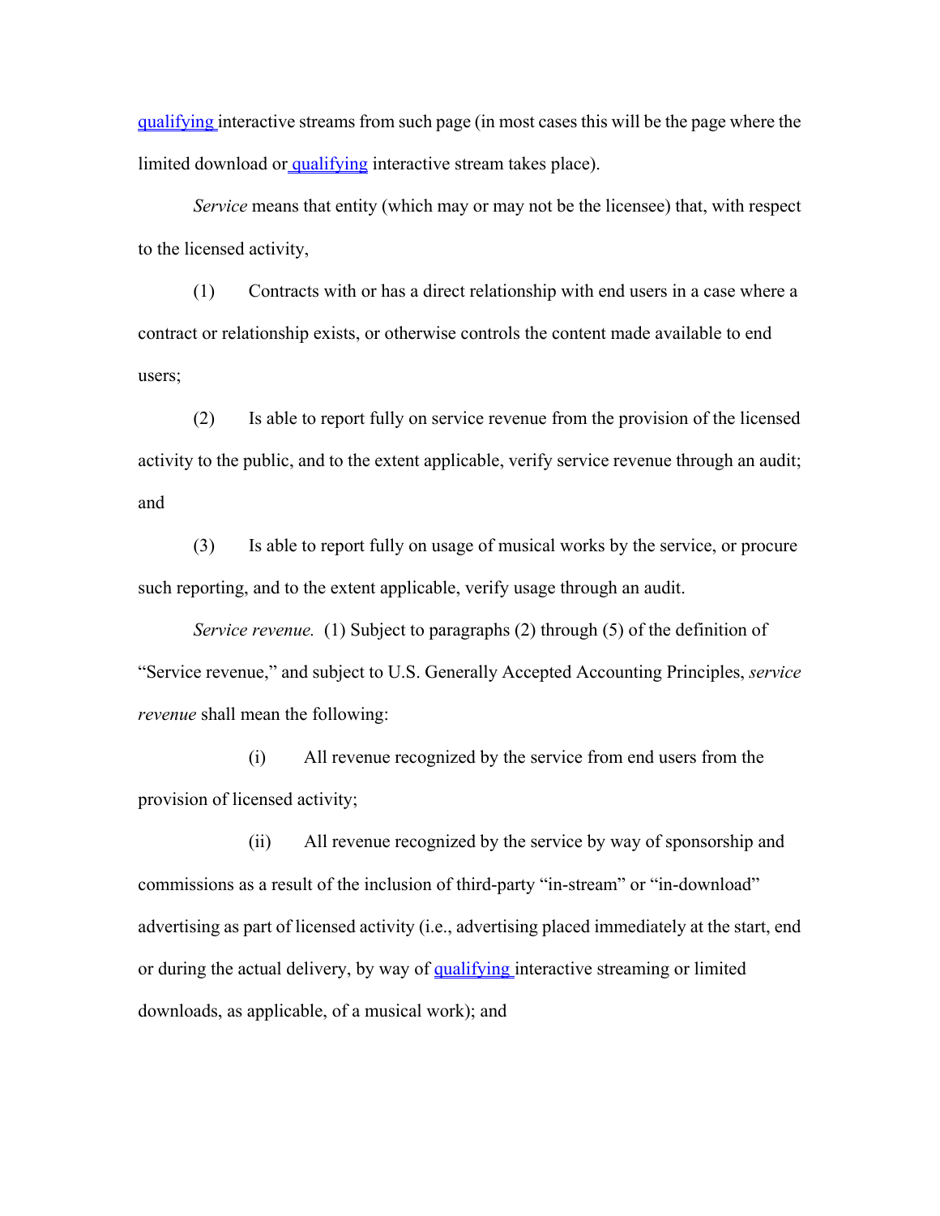qualifying interactive streams from such page (in most cases this will be the page where the limited download or qualifying interactive stream takes place).

*Service* means that entity (which may or may not be the licensee) that, with respect to the licensed activity,

(1) Contracts with or has a direct relationship with end users in a case where a contract or relationship exists, or otherwise controls the content made available to end users;

(2) Is able to report fully on service revenue from the provision of the licensed activity to the public, and to the extent applicable, verify service revenue through an audit; and

(3) Is able to report fully on usage of musical works by the service, or procure such reporting, and to the extent applicable, verify usage through an audit.

*Service revenue.* (1) Subject to paragraphs (2) through (5) of the definition of "Service revenue," and subject to U.S. Generally Accepted Accounting Principles, *service revenue* shall mean the following:

(i) All revenue recognized by the service from end users from the provision of licensed activity;

(ii) All revenue recognized by the service by way of sponsorship and commissions as a result of the inclusion of third-party "in-stream" or "in-download" advertising as part of licensed activity (i.e., advertising placed immediately at the start, end or during the actual delivery, by way of qualifying interactive streaming or limited downloads, as applicable, of a musical work); and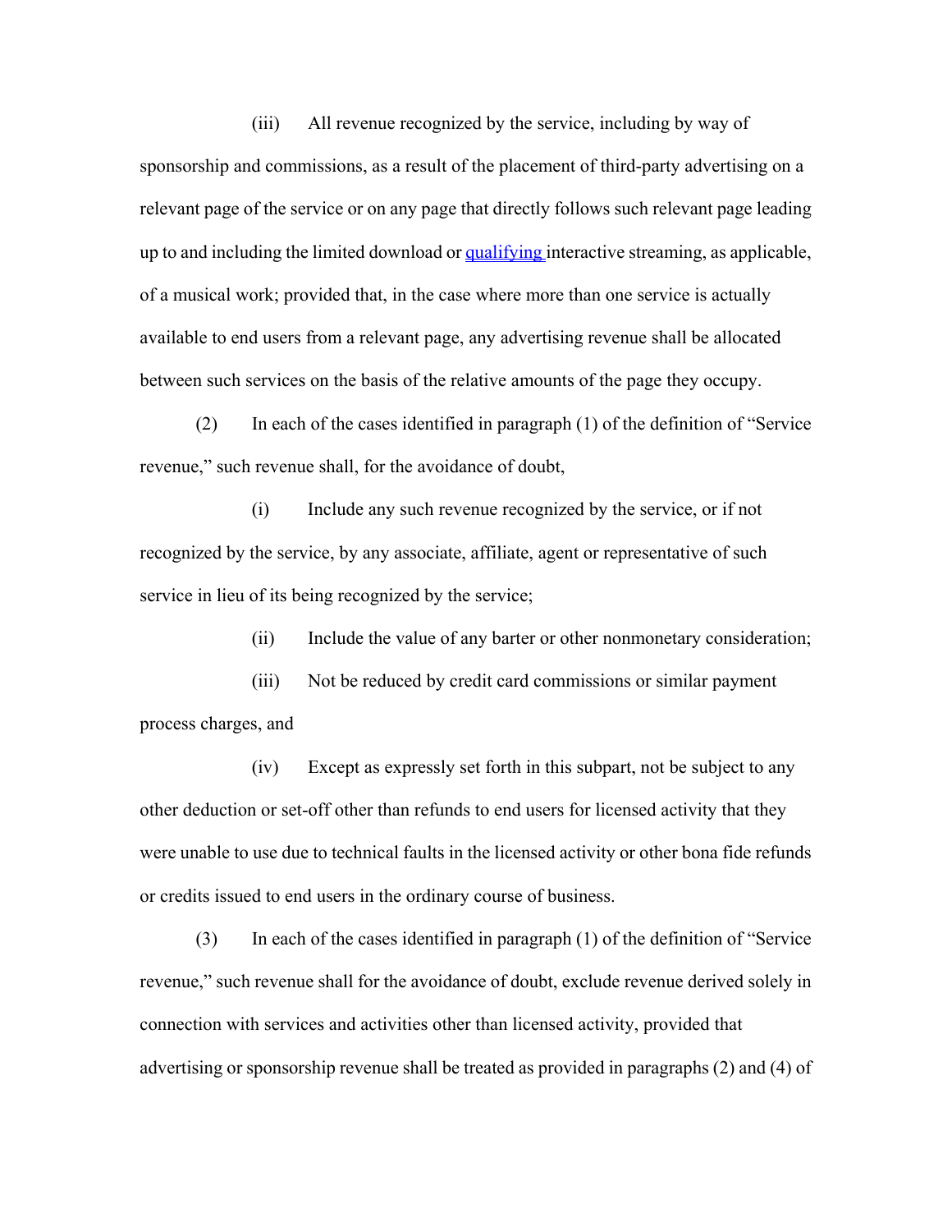(iii) All revenue recognized by the service, including by way of sponsorship and commissions, as a result of the placement of third-party advertising on a relevant page of the service or on any page that directly follows such relevant page leading up to and including the limited download or qualifying interactive streaming, as applicable, of a musical work; provided that, in the case where more than one service is actually available to end users from a relevant page, any advertising revenue shall be allocated between such services on the basis of the relative amounts of the page they occupy.

(2) In each of the cases identified in paragraph (1) of the definition of "Service revenue," such revenue shall, for the avoidance of doubt,

(i) Include any such revenue recognized by the service, or if not recognized by the service, by any associate, affiliate, agent or representative of such service in lieu of its being recognized by the service;

(ii) Include the value of any barter or other nonmonetary consideration;

(iii) Not be reduced by credit card commissions or similar payment process charges, and

(iv) Except as expressly set forth in this subpart, not be subject to any other deduction or set-off other than refunds to end users for licensed activity that they were unable to use due to technical faults in the licensed activity or other bona fide refunds or credits issued to end users in the ordinary course of business.

(3) In each of the cases identified in paragraph (1) of the definition of "Service revenue," such revenue shall for the avoidance of doubt, exclude revenue derived solely in connection with services and activities other than licensed activity, provided that advertising or sponsorship revenue shall be treated as provided in paragraphs (2) and (4) of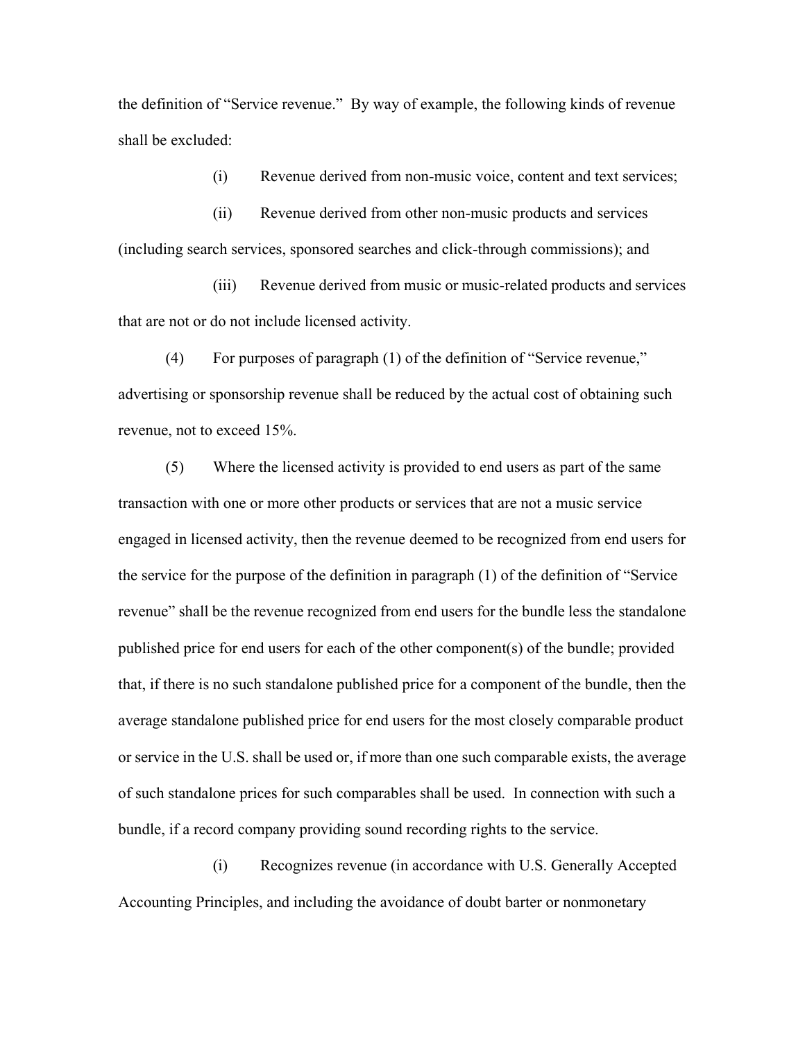the definition of "Service revenue." By way of example, the following kinds of revenue shall be excluded:

(i) Revenue derived from non-music voice, content and text services;

(ii) Revenue derived from other non-music products and services (including search services, sponsored searches and click-through commissions); and

(iii) Revenue derived from music or music-related products and services that are not or do not include licensed activity.

(4) For purposes of paragraph (1) of the definition of "Service revenue," advertising or sponsorship revenue shall be reduced by the actual cost of obtaining such revenue, not to exceed 15%.

(5) Where the licensed activity is provided to end users as part of the same transaction with one or more other products or services that are not a music service engaged in licensed activity, then the revenue deemed to be recognized from end users for the service for the purpose of the definition in paragraph (1) of the definition of "Service revenue" shall be the revenue recognized from end users for the bundle less the standalone published price for end users for each of the other component(s) of the bundle; provided that, if there is no such standalone published price for a component of the bundle, then the average standalone published price for end users for the most closely comparable product or service in the U.S. shall be used or, if more than one such comparable exists, the average of such standalone prices for such comparables shall be used. In connection with such a bundle, if a record company providing sound recording rights to the service.

(i) Recognizes revenue (in accordance with U.S. Generally Accepted Accounting Principles, and including the avoidance of doubt barter or nonmonetary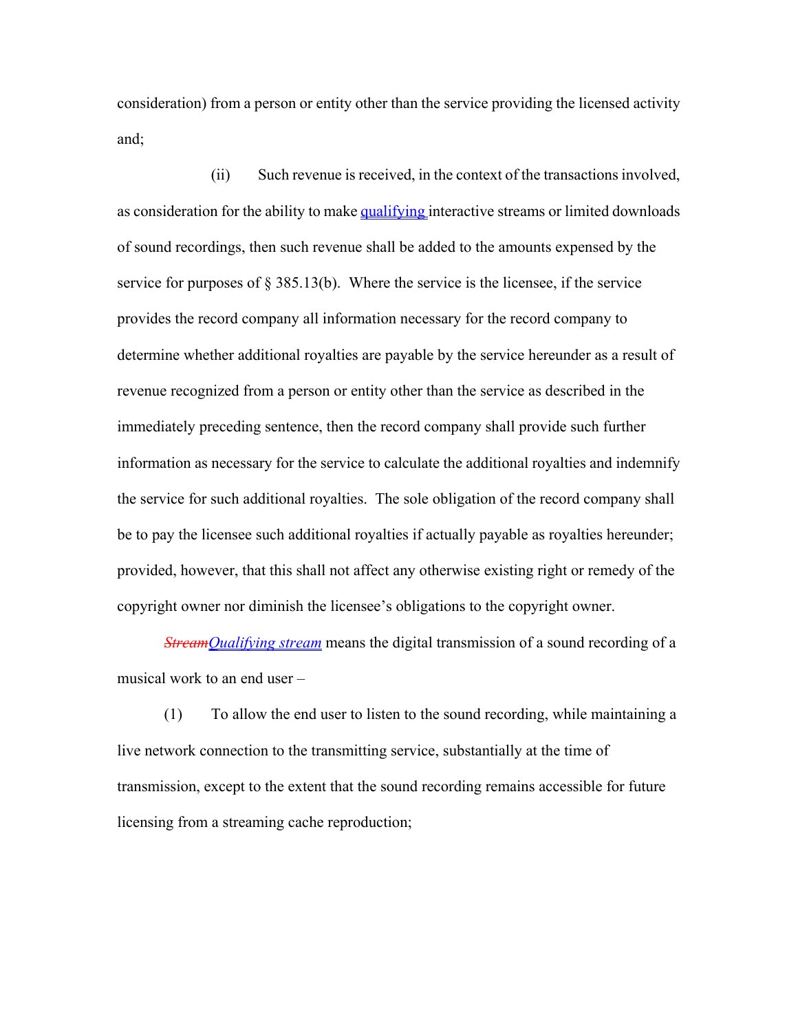consideration) from a person or entity other than the service providing the licensed activity and;

(ii) Such revenue is received, in the context of the transactions involved, as consideration for the ability to make qualifying interactive streams or limited downloads of sound recordings, then such revenue shall be added to the amounts expensed by the service for purposes of § 385.13(b). Where the service is the licensee, if the service provides the record company all information necessary for the record company to determine whether additional royalties are payable by the service hereunder as a result of revenue recognized from a person or entity other than the service as described in the immediately preceding sentence, then the record company shall provide such further information as necessary for the service to calculate the additional royalties and indemnify the service for such additional royalties. The sole obligation of the record company shall be to pay the licensee such additional royalties if actually payable as royalties hereunder; provided, however, that this shall not affect any otherwise existing right or remedy of the copyright owner nor diminish the licensee's obligations to the copyright owner.

~~*Stream*~~*Qualifying stream* means the digital transmission of a sound recording of a musical work to an end user –

(1) To allow the end user to listen to the sound recording, while maintaining a live network connection to the transmitting service, substantially at the time of transmission, except to the extent that the sound recording remains accessible for future licensing from a streaming cache reproduction;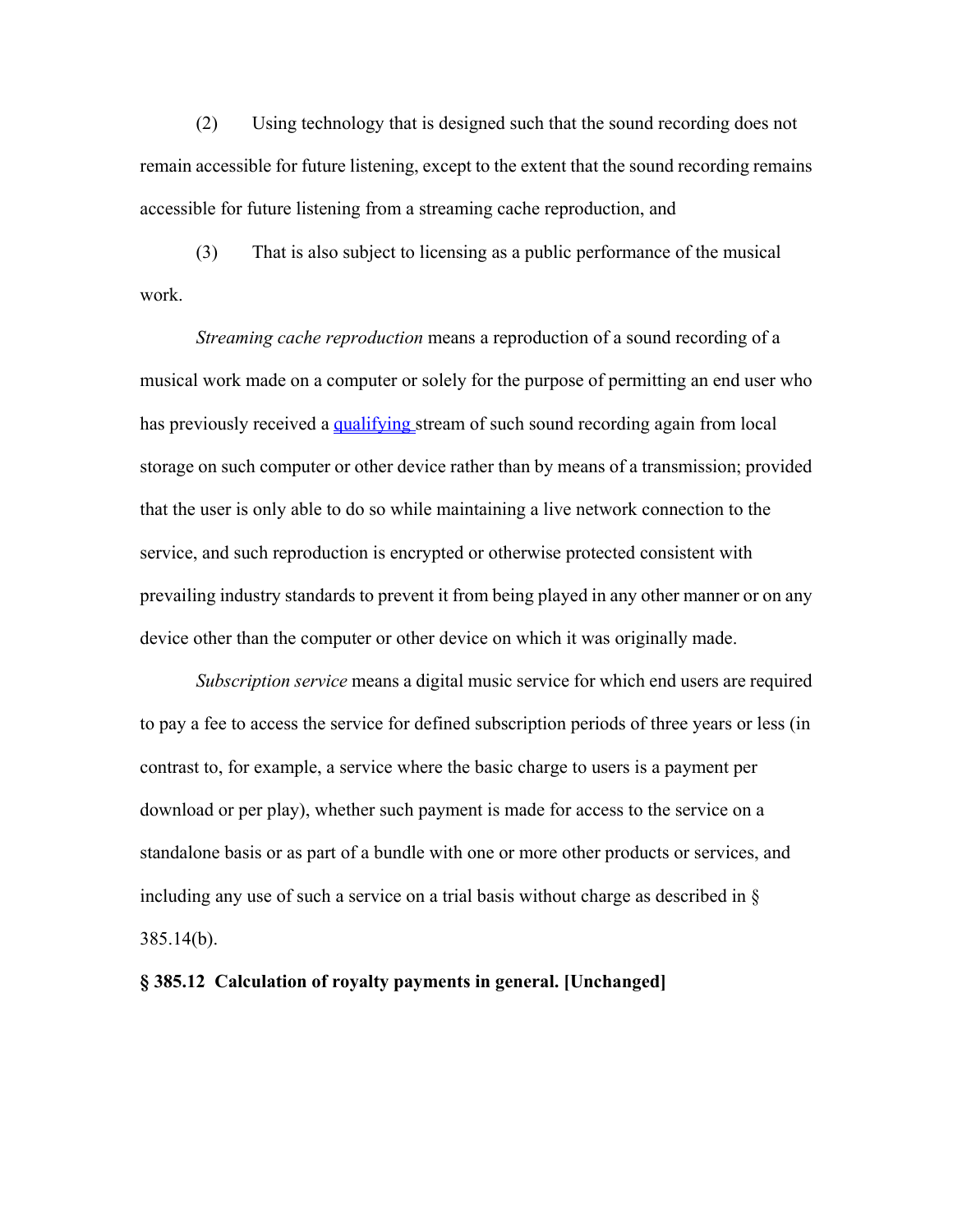(2) Using technology that is designed such that the sound recording does not remain accessible for future listening, except to the extent that the sound recording remains accessible for future listening from a streaming cache reproduction, and

(3) That is also subject to licensing as a public performance of the musical work.

*Streaming cache reproduction* means a reproduction of a sound recording of a musical work made on a computer or solely for the purpose of permitting an end user who has previously received a qualifying stream of such sound recording again from local storage on such computer or other device rather than by means of a transmission; provided that the user is only able to do so while maintaining a live network connection to the service, and such reproduction is encrypted or otherwise protected consistent with prevailing industry standards to prevent it from being played in any other manner or on any device other than the computer or other device on which it was originally made.

*Subscription service* means a digital music service for which end users are required to pay a fee to access the service for defined subscription periods of three years or less (in contrast to, for example, a service where the basic charge to users is a payment per download or per play), whether such payment is made for access to the service on a standalone basis or as part of a bundle with one or more other products or services, and including any use of such a service on a trial basis without charge as described in § 385.14(b).

**§ 385.12 Calculation of royalty payments in general. [Unchanged]**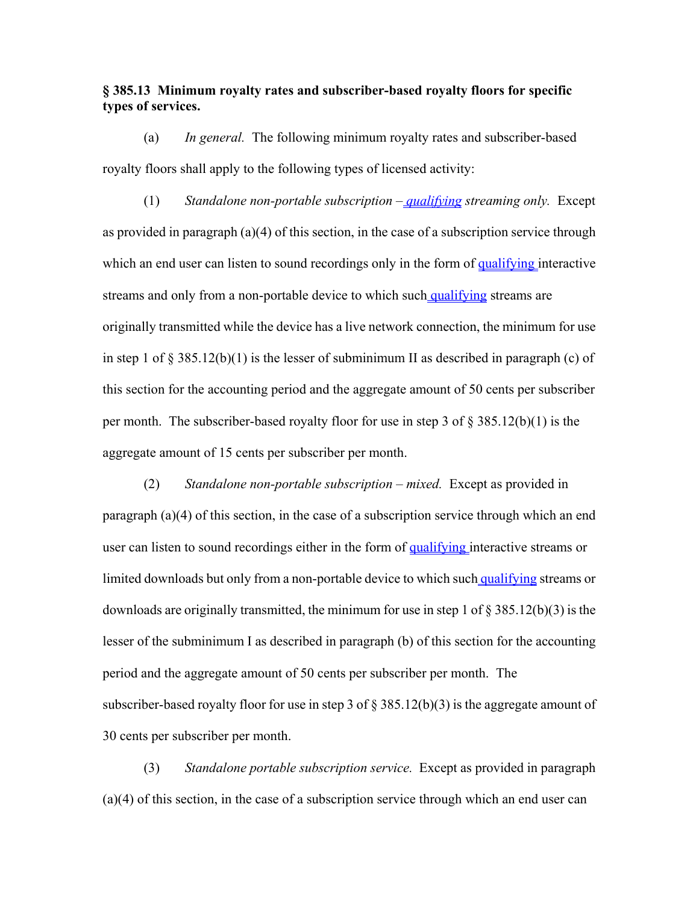**§ 385.13 Minimum royalty rates and subscriber-based royalty floors for specific types of services.**

(a) *In general.* The following minimum royalty rates and subscriber-based royalty floors shall apply to the following types of licensed activity:

(1) *Standalone non-portable subscription – qualifying streaming only.* Except as provided in paragraph (a)(4) of this section, in the case of a subscription service through which an end user can listen to sound recordings only in the form of qualifying interactive streams and only from a non-portable device to which such qualifying streams are originally transmitted while the device has a live network connection, the minimum for use in step 1 of § 385.12(b)(1) is the lesser of subminimum II as described in paragraph (c) of this section for the accounting period and the aggregate amount of 50 cents per subscriber per month. The subscriber-based royalty floor for use in step 3 of § 385.12(b)(1) is the aggregate amount of 15 cents per subscriber per month.

(2) *Standalone non-portable subscription – mixed.* Except as provided in paragraph (a)(4) of this section, in the case of a subscription service through which an end user can listen to sound recordings either in the form of qualifying interactive streams or limited downloads but only from a non-portable device to which such qualifying streams or downloads are originally transmitted, the minimum for use in step 1 of § 385.12(b)(3) is the lesser of the subminimum I as described in paragraph (b) of this section for the accounting period and the aggregate amount of 50 cents per subscriber per month. The subscriber-based royalty floor for use in step 3 of § 385.12(b)(3) is the aggregate amount of 30 cents per subscriber per month.

(3) *Standalone portable subscription service.* Except as provided in paragraph (a)(4) of this section, in the case of a subscription service through which an end user can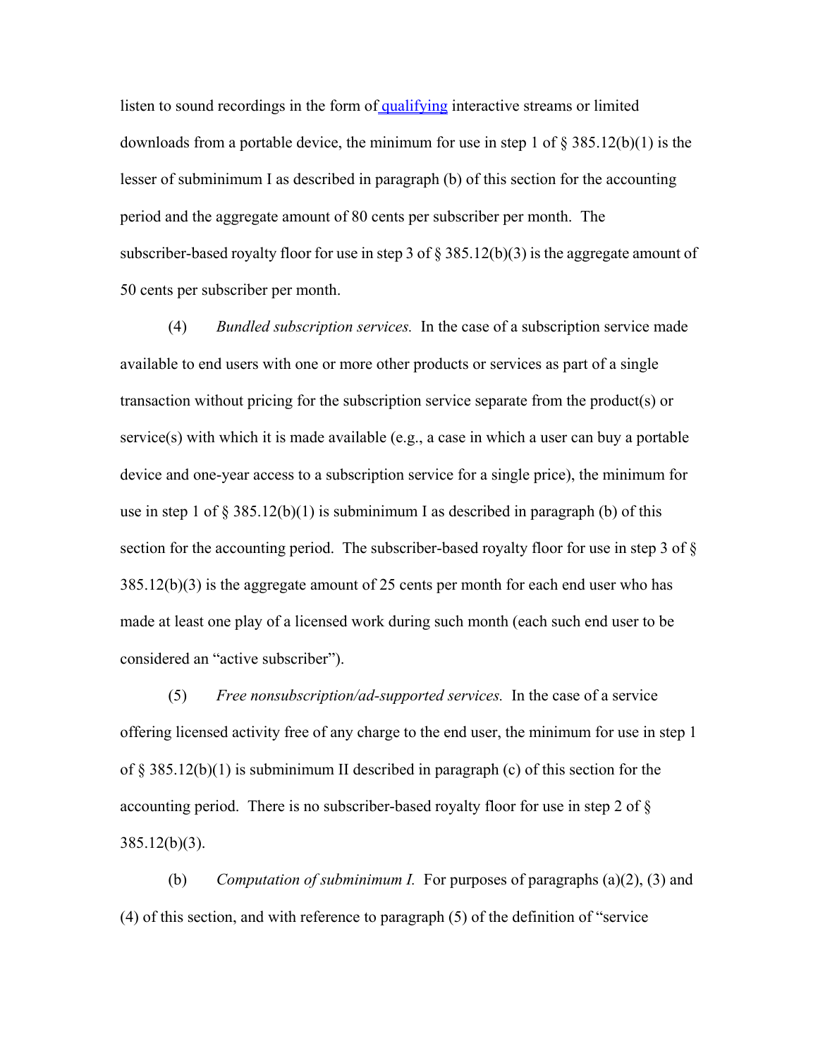listen to sound recordings in the form of qualifying interactive streams or limited downloads from a portable device, the minimum for use in step 1 of § 385.12(b)(1) is the lesser of subminimum I as described in paragraph (b) of this section for the accounting period and the aggregate amount of 80 cents per subscriber per month. The subscriber-based royalty floor for use in step 3 of § 385.12(b)(3) is the aggregate amount of 50 cents per subscriber per month.

(4) *Bundled subscription services.* In the case of a subscription service made available to end users with one or more other products or services as part of a single transaction without pricing for the subscription service separate from the product(s) or service(s) with which it is made available (e.g., a case in which a user can buy a portable device and one-year access to a subscription service for a single price), the minimum for use in step 1 of § 385.12(b)(1) is subminimum I as described in paragraph (b) of this section for the accounting period. The subscriber-based royalty floor for use in step 3 of § 385.12(b)(3) is the aggregate amount of 25 cents per month for each end user who has made at least one play of a licensed work during such month (each such end user to be considered an "active subscriber").

(5) *Free nonsubscription/ad-supported services.* In the case of a service offering licensed activity free of any charge to the end user, the minimum for use in step 1 of § 385.12(b)(1) is subminimum II described in paragraph (c) of this section for the accounting period. There is no subscriber-based royalty floor for use in step 2 of § 385.12(b)(3).

(b) *Computation of subminimum I.* For purposes of paragraphs (a)(2), (3) and (4) of this section, and with reference to paragraph (5) of the definition of "service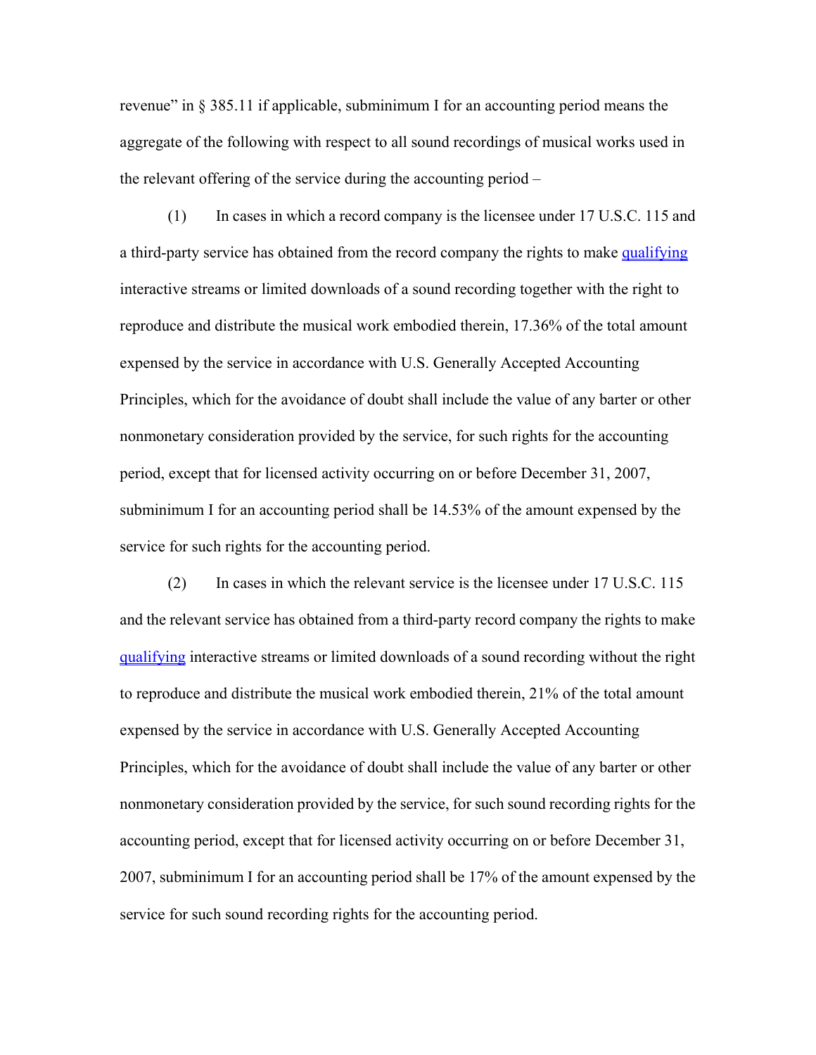revenue" in § 385.11 if applicable, subminimum I for an accounting period means the aggregate of the following with respect to all sound recordings of musical works used in the relevant offering of the service during the accounting period –

(1) In cases in which a record company is the licensee under 17 U.S.C. 115 and a third-party service has obtained from the record company the rights to make qualifying interactive streams or limited downloads of a sound recording together with the right to reproduce and distribute the musical work embodied therein, 17.36% of the total amount expensed by the service in accordance with U.S. Generally Accepted Accounting Principles, which for the avoidance of doubt shall include the value of any barter or other nonmonetary consideration provided by the service, for such rights for the accounting period, except that for licensed activity occurring on or before December 31, 2007, subminimum I for an accounting period shall be 14.53% of the amount expensed by the service for such rights for the accounting period.

(2) In cases in which the relevant service is the licensee under 17 U.S.C. 115 and the relevant service has obtained from a third-party record company the rights to make qualifying interactive streams or limited downloads of a sound recording without the right to reproduce and distribute the musical work embodied therein, 21% of the total amount expensed by the service in accordance with U.S. Generally Accepted Accounting Principles, which for the avoidance of doubt shall include the value of any barter or other nonmonetary consideration provided by the service, for such sound recording rights for the accounting period, except that for licensed activity occurring on or before December 31, 2007, subminimum I for an accounting period shall be 17% of the amount expensed by the service for such sound recording rights for the accounting period.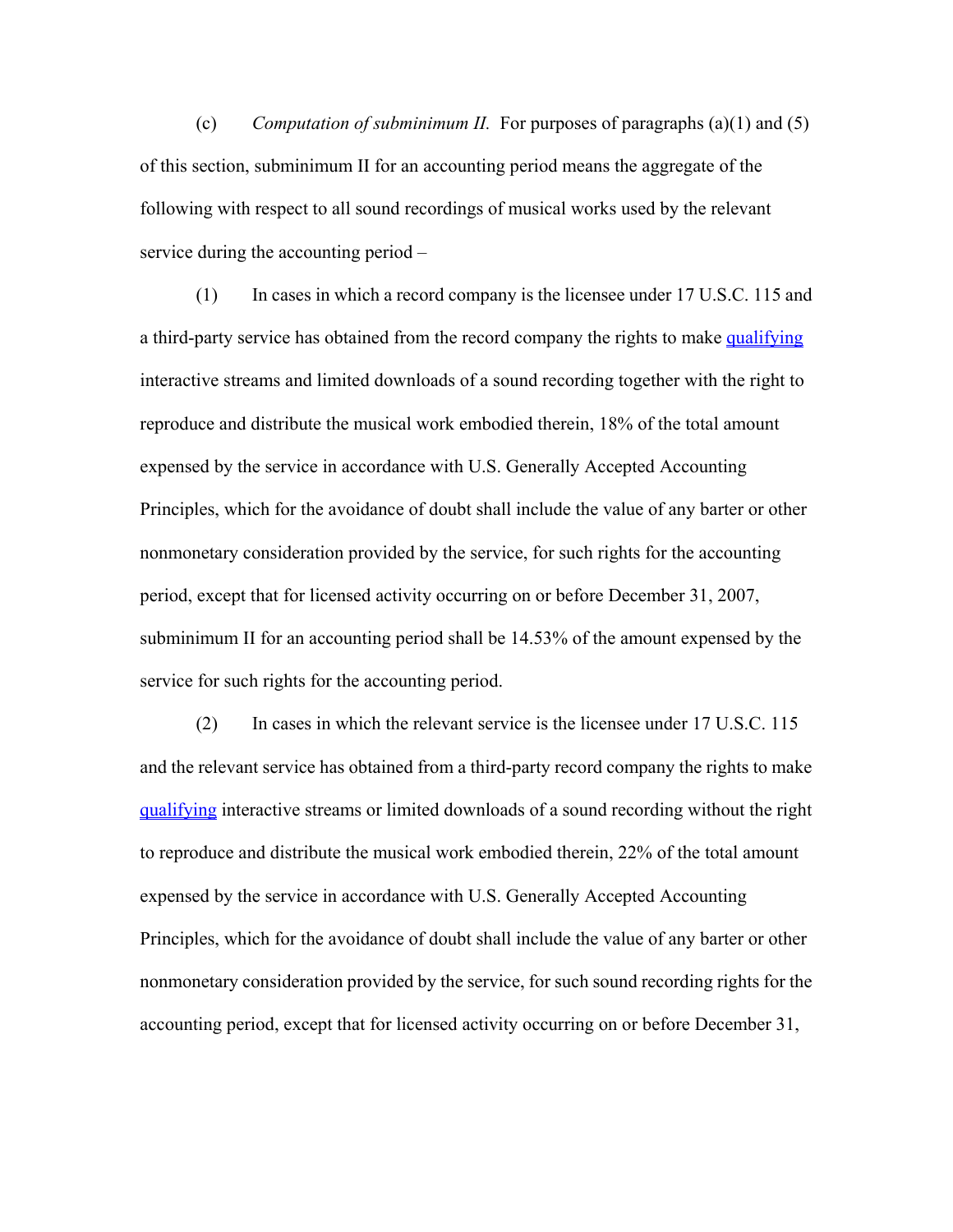(c) *Computation of subminimum II.* For purposes of paragraphs (a)(1) and (5) of this section, subminimum II for an accounting period means the aggregate of the following with respect to all sound recordings of musical works used by the relevant service during the accounting period –

(1) In cases in which a record company is the licensee under 17 U.S.C. 115 and a third-party service has obtained from the record company the rights to make qualifying interactive streams and limited downloads of a sound recording together with the right to reproduce and distribute the musical work embodied therein, 18% of the total amount expensed by the service in accordance with U.S. Generally Accepted Accounting Principles, which for the avoidance of doubt shall include the value of any barter or other nonmonetary consideration provided by the service, for such rights for the accounting period, except that for licensed activity occurring on or before December 31, 2007, subminimum II for an accounting period shall be 14.53% of the amount expensed by the service for such rights for the accounting period.

(2) In cases in which the relevant service is the licensee under 17 U.S.C. 115 and the relevant service has obtained from a third-party record company the rights to make qualifying interactive streams or limited downloads of a sound recording without the right to reproduce and distribute the musical work embodied therein, 22% of the total amount expensed by the service in accordance with U.S. Generally Accepted Accounting Principles, which for the avoidance of doubt shall include the value of any barter or other nonmonetary consideration provided by the service, for such sound recording rights for the accounting period, except that for licensed activity occurring on or before December 31,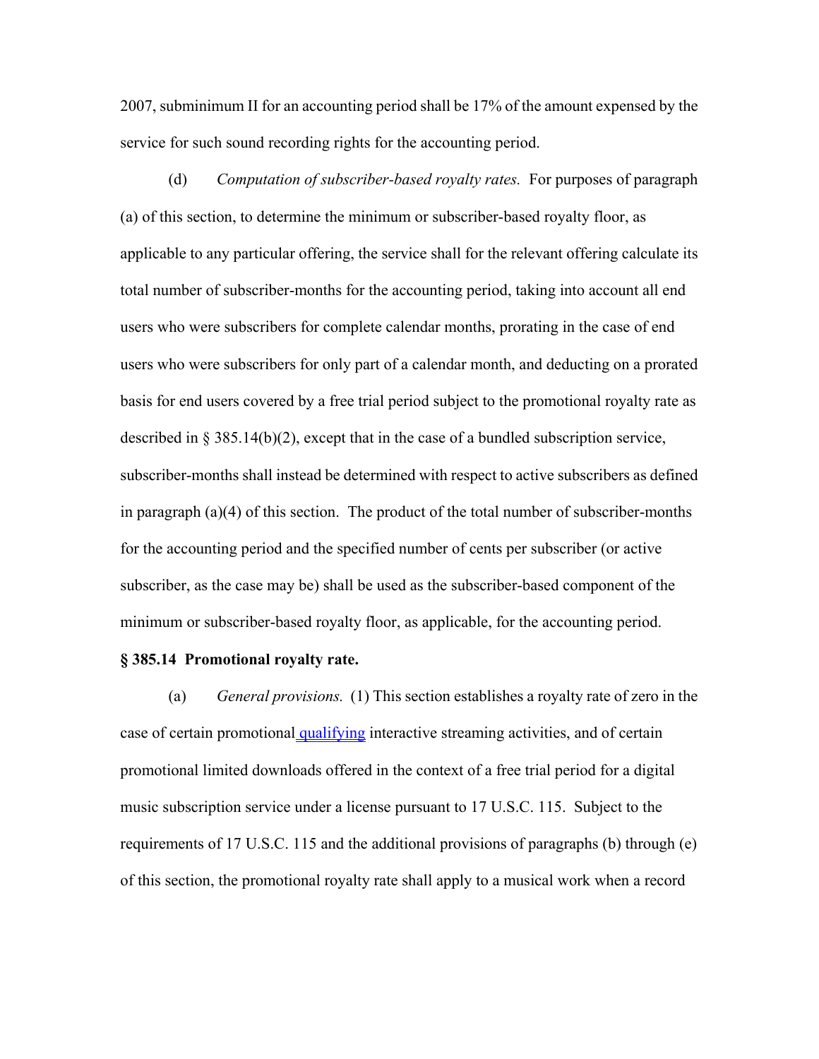2007, subminimum II for an accounting period shall be 17% of the amount expensed by the service for such sound recording rights for the accounting period.

(d) *Computation of subscriber-based royalty rates.* For purposes of paragraph (a) of this section, to determine the minimum or subscriber-based royalty floor, as applicable to any particular offering, the service shall for the relevant offering calculate its total number of subscriber-months for the accounting period, taking into account all end users who were subscribers for complete calendar months, prorating in the case of end users who were subscribers for only part of a calendar month, and deducting on a prorated basis for end users covered by a free trial period subject to the promotional royalty rate as described in § 385.14(b)(2), except that in the case of a bundled subscription service, subscriber-months shall instead be determined with respect to active subscribers as defined in paragraph (a)(4) of this section. The product of the total number of subscriber-months for the accounting period and the specified number of cents per subscriber (or active subscriber, as the case may be) shall be used as the subscriber-based component of the minimum or subscriber-based royalty floor, as applicable, for the accounting period.

**§ 385.14 Promotional royalty rate.**

(a) *General provisions.* (1) This section establishes a royalty rate of zero in the case of certain promotional qualifying interactive streaming activities, and of certain promotional limited downloads offered in the context of a free trial period for a digital music subscription service under a license pursuant to 17 U.S.C. 115. Subject to the requirements of 17 U.S.C. 115 and the additional provisions of paragraphs (b) through (e) of this section, the promotional royalty rate shall apply to a musical work when a record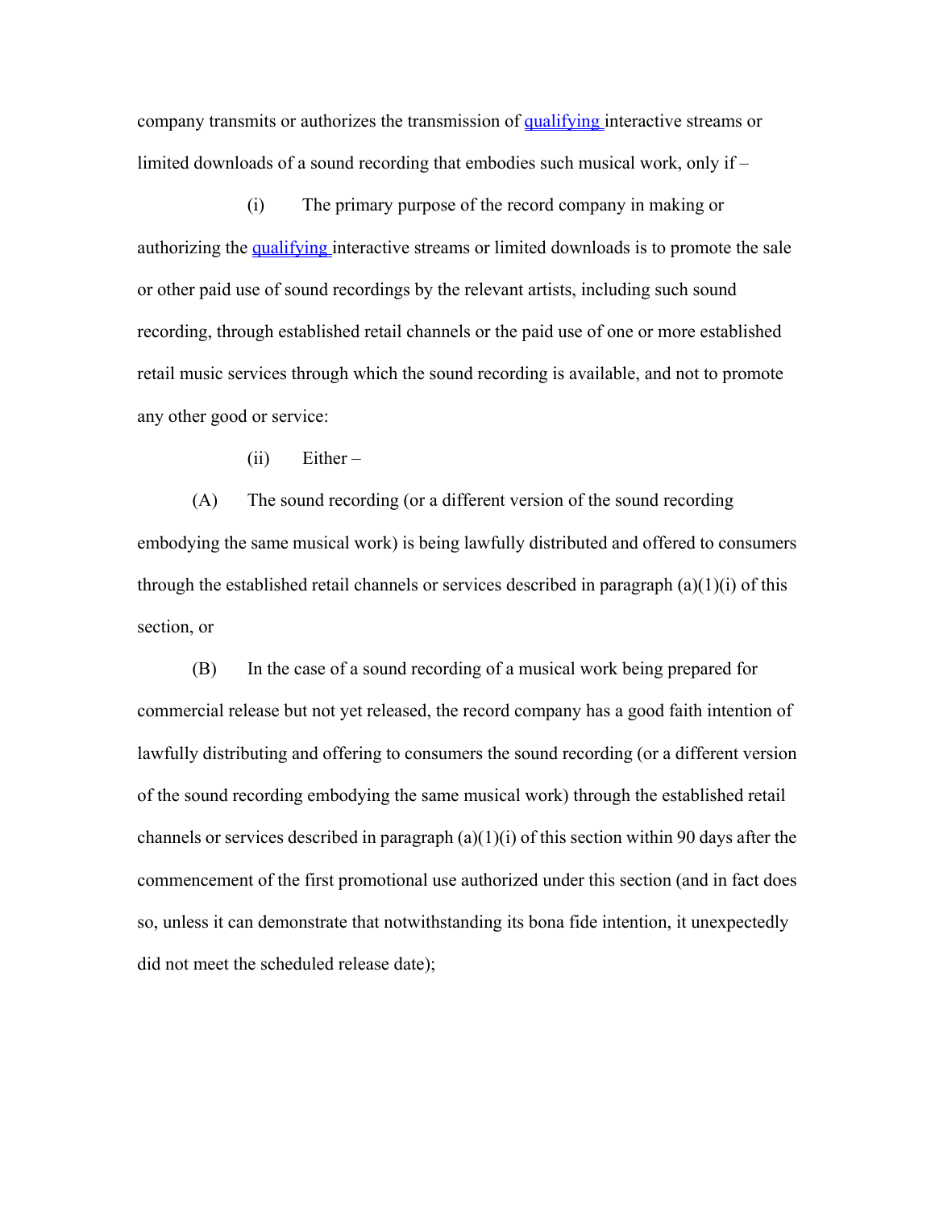company transmits or authorizes the transmission of qualifying interactive streams or limited downloads of a sound recording that embodies such musical work, only if –

(i) The primary purpose of the record company in making or authorizing the qualifying interactive streams or limited downloads is to promote the sale or other paid use of sound recordings by the relevant artists, including such sound recording, through established retail channels or the paid use of one or more established retail music services through which the sound recording is available, and not to promote any other good or service:

(ii) Either –

(A) The sound recording (or a different version of the sound recording embodying the same musical work) is being lawfully distributed and offered to consumers through the established retail channels or services described in paragraph (a)(1)(i) of this section, or

(B) In the case of a sound recording of a musical work being prepared for commercial release but not yet released, the record company has a good faith intention of lawfully distributing and offering to consumers the sound recording (or a different version of the sound recording embodying the same musical work) through the established retail channels or services described in paragraph (a)(1)(i) of this section within 90 days after the commencement of the first promotional use authorized under this section (and in fact does so, unless it can demonstrate that notwithstanding its bona fide intention, it unexpectedly did not meet the scheduled release date);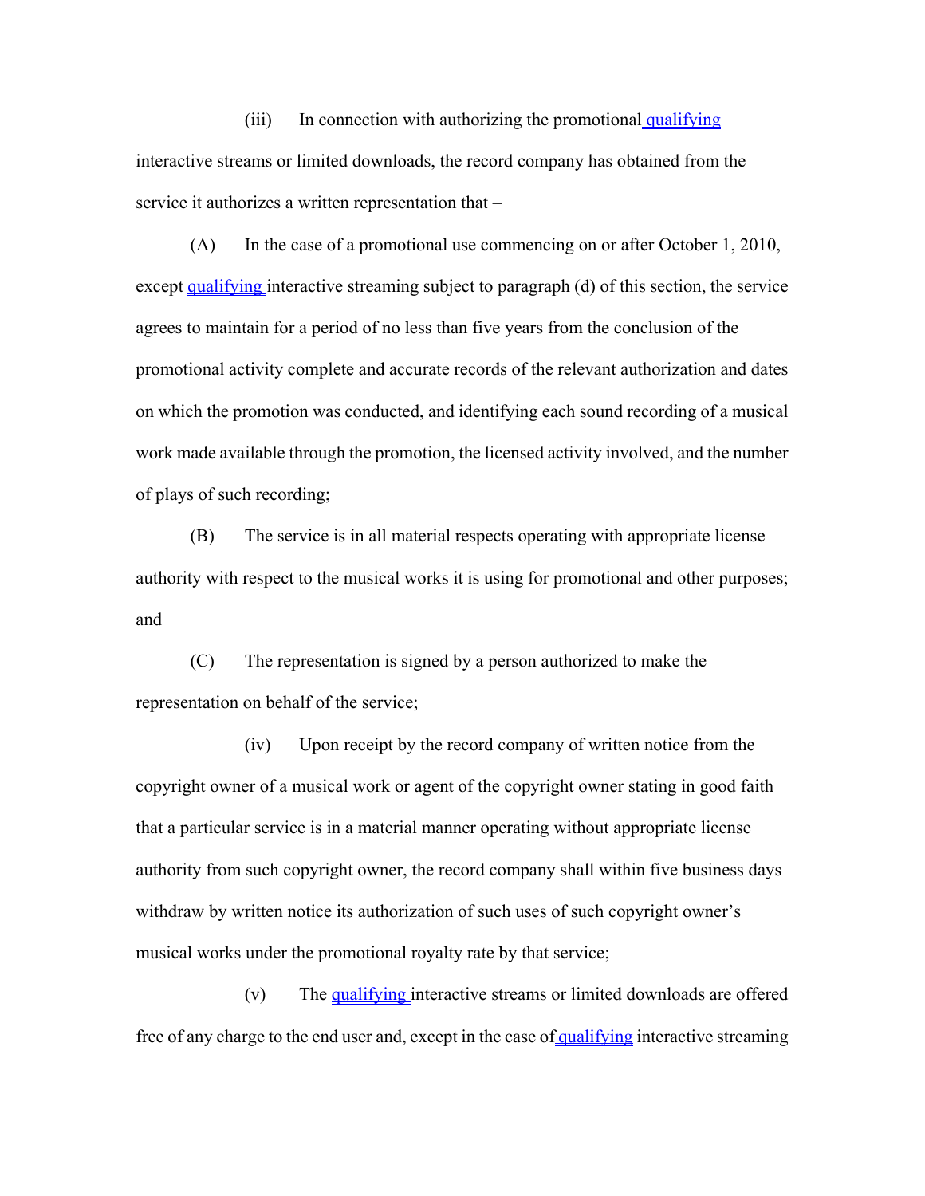(iii) In connection with authorizing the promotional qualifying interactive streams or limited downloads, the record company has obtained from the service it authorizes a written representation that –

(A) In the case of a promotional use commencing on or after October 1, 2010, except qualifying interactive streaming subject to paragraph (d) of this section, the service agrees to maintain for a period of no less than five years from the conclusion of the promotional activity complete and accurate records of the relevant authorization and dates on which the promotion was conducted, and identifying each sound recording of a musical work made available through the promotion, the licensed activity involved, and the number of plays of such recording;

(B) The service is in all material respects operating with appropriate license authority with respect to the musical works it is using for promotional and other purposes; and

(C) The representation is signed by a person authorized to make the representation on behalf of the service;

(iv) Upon receipt by the record company of written notice from the copyright owner of a musical work or agent of the copyright owner stating in good faith that a particular service is in a material manner operating without appropriate license authority from such copyright owner, the record company shall within five business days withdraw by written notice its authorization of such uses of such copyright owner's musical works under the promotional royalty rate by that service;

(v) The qualifying interactive streams or limited downloads are offered free of any charge to the end user and, except in the case of qualifying interactive streaming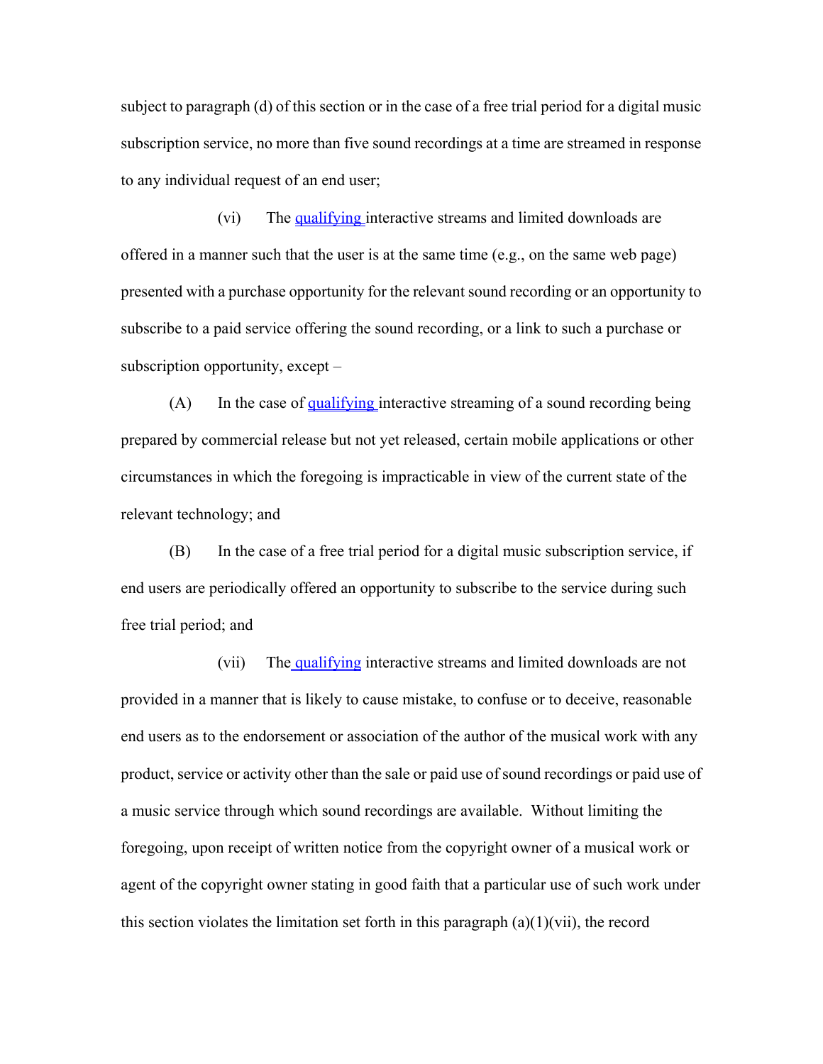subject to paragraph (d) of this section or in the case of a free trial period for a digital music subscription service, no more than five sound recordings at a time are streamed in response to any individual request of an end user;

(vi) The qualifying interactive streams and limited downloads are offered in a manner such that the user is at the same time (e.g., on the same web page) presented with a purchase opportunity for the relevant sound recording or an opportunity to subscribe to a paid service offering the sound recording, or a link to such a purchase or subscription opportunity, except –

(A) In the case of qualifying interactive streaming of a sound recording being prepared by commercial release but not yet released, certain mobile applications or other circumstances in which the foregoing is impracticable in view of the current state of the relevant technology; and

(B) In the case of a free trial period for a digital music subscription service, if end users are periodically offered an opportunity to subscribe to the service during such free trial period; and

(vii) The qualifying interactive streams and limited downloads are not provided in a manner that is likely to cause mistake, to confuse or to deceive, reasonable end users as to the endorsement or association of the author of the musical work with any product, service or activity other than the sale or paid use of sound recordings or paid use of a music service through which sound recordings are available. Without limiting the foregoing, upon receipt of written notice from the copyright owner of a musical work or agent of the copyright owner stating in good faith that a particular use of such work under this section violates the limitation set forth in this paragraph (a)(1)(vii), the record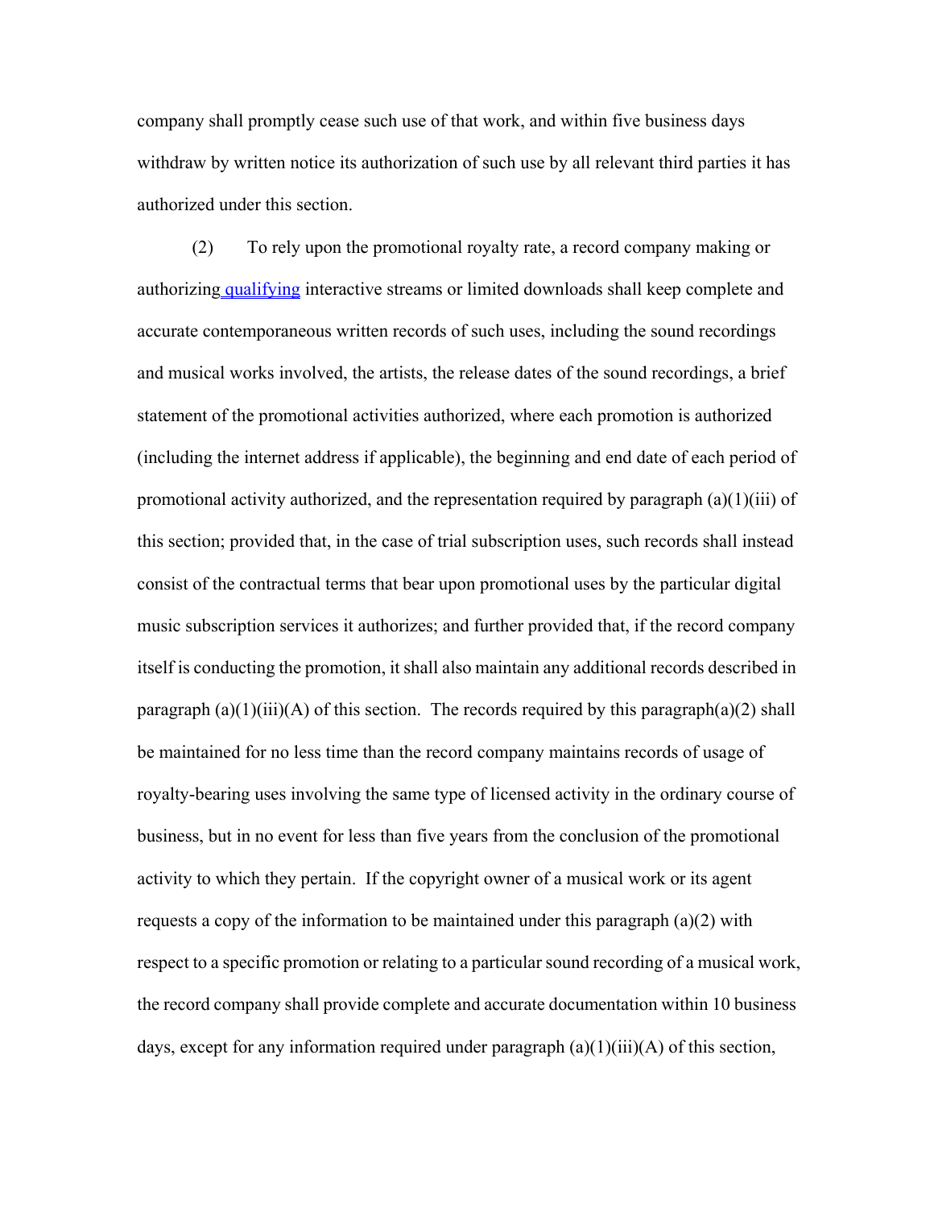company shall promptly cease such use of that work, and within five business days withdraw by written notice its authorization of such use by all relevant third parties it has authorized under this section.

(2) To rely upon the promotional royalty rate, a record company making or authorizing qualifying interactive streams or limited downloads shall keep complete and accurate contemporaneous written records of such uses, including the sound recordings and musical works involved, the artists, the release dates of the sound recordings, a brief statement of the promotional activities authorized, where each promotion is authorized (including the internet address if applicable), the beginning and end date of each period of promotional activity authorized, and the representation required by paragraph (a)(1)(iii) of this section; provided that, in the case of trial subscription uses, such records shall instead consist of the contractual terms that bear upon promotional uses by the particular digital music subscription services it authorizes; and further provided that, if the record company itself is conducting the promotion, it shall also maintain any additional records described in paragraph (a)(1)(iii)(A) of this section. The records required by this paragraph(a)(2) shall be maintained for no less time than the record company maintains records of usage of royalty-bearing uses involving the same type of licensed activity in the ordinary course of business, but in no event for less than five years from the conclusion of the promotional activity to which they pertain. If the copyright owner of a musical work or its agent requests a copy of the information to be maintained under this paragraph (a)(2) with respect to a specific promotion or relating to a particular sound recording of a musical work, the record company shall provide complete and accurate documentation within 10 business days, except for any information required under paragraph (a)(1)(iii)(A) of this section,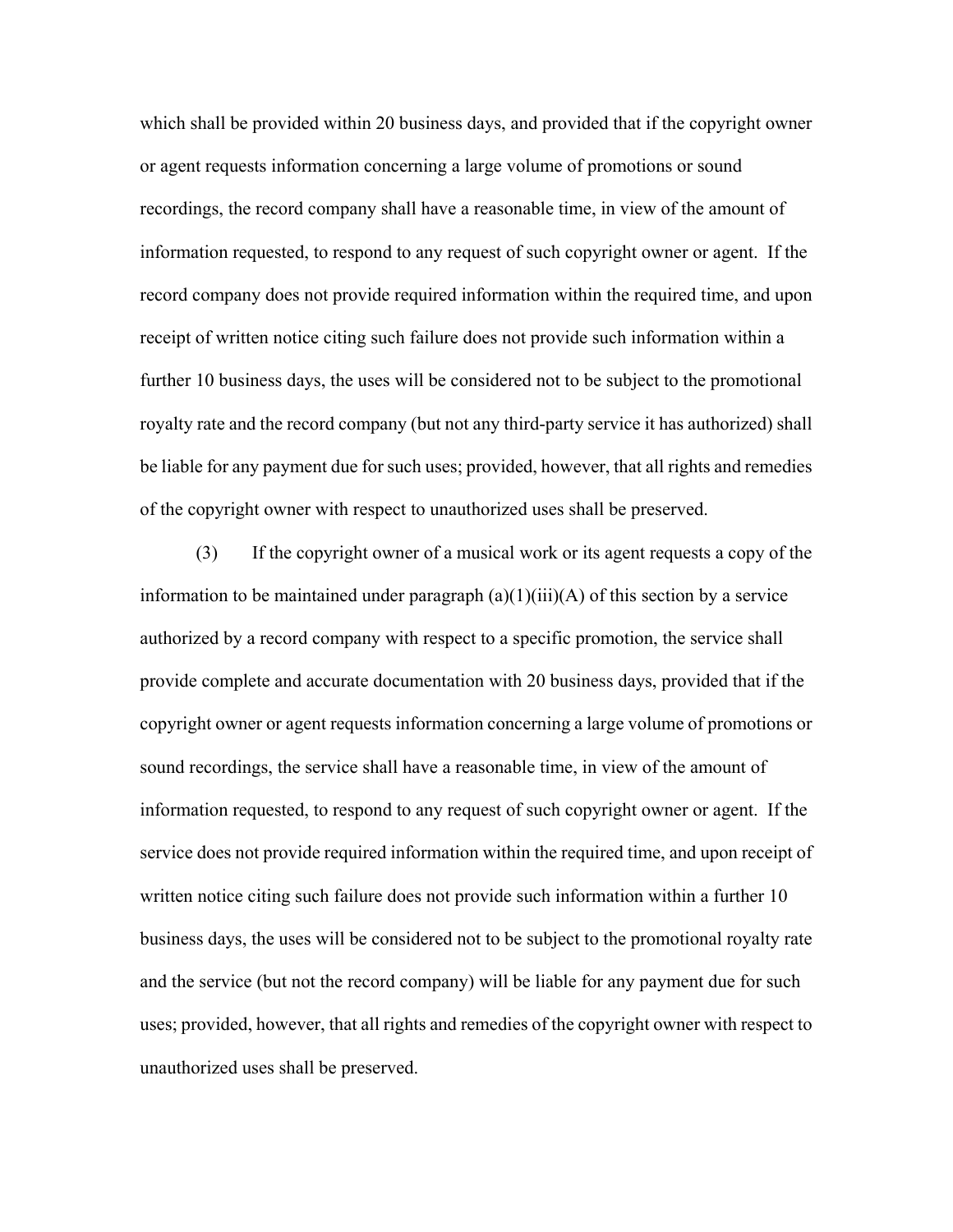which shall be provided within 20 business days, and provided that if the copyright owner or agent requests information concerning a large volume of promotions or sound recordings, the record company shall have a reasonable time, in view of the amount of information requested, to respond to any request of such copyright owner or agent. If the record company does not provide required information within the required time, and upon receipt of written notice citing such failure does not provide such information within a further 10 business days, the uses will be considered not to be subject to the promotional royalty rate and the record company (but not any third-party service it has authorized) shall be liable for any payment due for such uses; provided, however, that all rights and remedies of the copyright owner with respect to unauthorized uses shall be preserved.

(3) If the copyright owner of a musical work or its agent requests a copy of the information to be maintained under paragraph (a)(1)(iii)(A) of this section by a service authorized by a record company with respect to a specific promotion, the service shall provide complete and accurate documentation with 20 business days, provided that if the copyright owner or agent requests information concerning a large volume of promotions or sound recordings, the service shall have a reasonable time, in view of the amount of information requested, to respond to any request of such copyright owner or agent. If the service does not provide required information within the required time, and upon receipt of written notice citing such failure does not provide such information within a further 10 business days, the uses will be considered not to be subject to the promotional royalty rate and the service (but not the record company) will be liable for any payment due for such uses; provided, however, that all rights and remedies of the copyright owner with respect to unauthorized uses shall be preserved.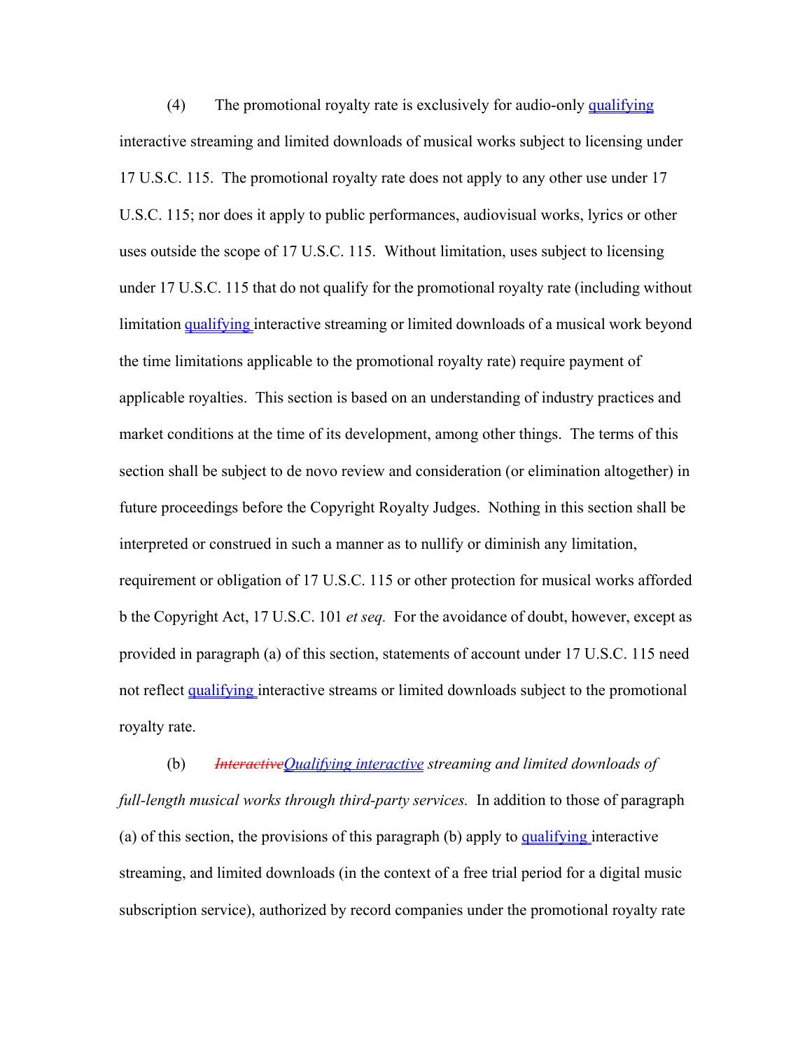(4) The promotional royalty rate is exclusively for audio-only qualifying interactive streaming and limited downloads of musical works subject to licensing under 17 U.S.C. 115. The promotional royalty rate does not apply to any other use under 17 U.S.C. 115; nor does it apply to public performances, audiovisual works, lyrics or other uses outside the scope of 17 U.S.C. 115. Without limitation, uses subject to licensing under 17 U.S.C. 115 that do not qualify for the promotional royalty rate (including without limitation qualifying interactive streaming or limited downloads of a musical work beyond the time limitations applicable to the promotional royalty rate) require payment of applicable royalties. This section is based on an understanding of industry practices and market conditions at the time of its development, among other things. The terms of this section shall be subject to de novo review and consideration (or elimination altogether) in future proceedings before the Copyright Royalty Judges. Nothing in this section shall be interpreted or construed in such a manner as to nullify or diminish any limitation, requirement or obligation of 17 U.S.C. 115 or other protection for musical works afforded b the Copyright Act, 17 U.S.C. 101 *et seq.* For the avoidance of doubt, however, except as provided in paragraph (a) of this section, statements of account under 17 U.S.C. 115 need not reflect qualifying interactive streams or limited downloads subject to the promotional royalty rate.

(b) ~~*Interactive*~~*Qualifying interactive streaming and limited downloads of full-length musical works through third-party services.* In addition to those of paragraph (a) of this section, the provisions of this paragraph (b) apply to qualifying interactive streaming, and limited downloads (in the context of a free trial period for a digital music subscription service), authorized by record companies under the promotional royalty rate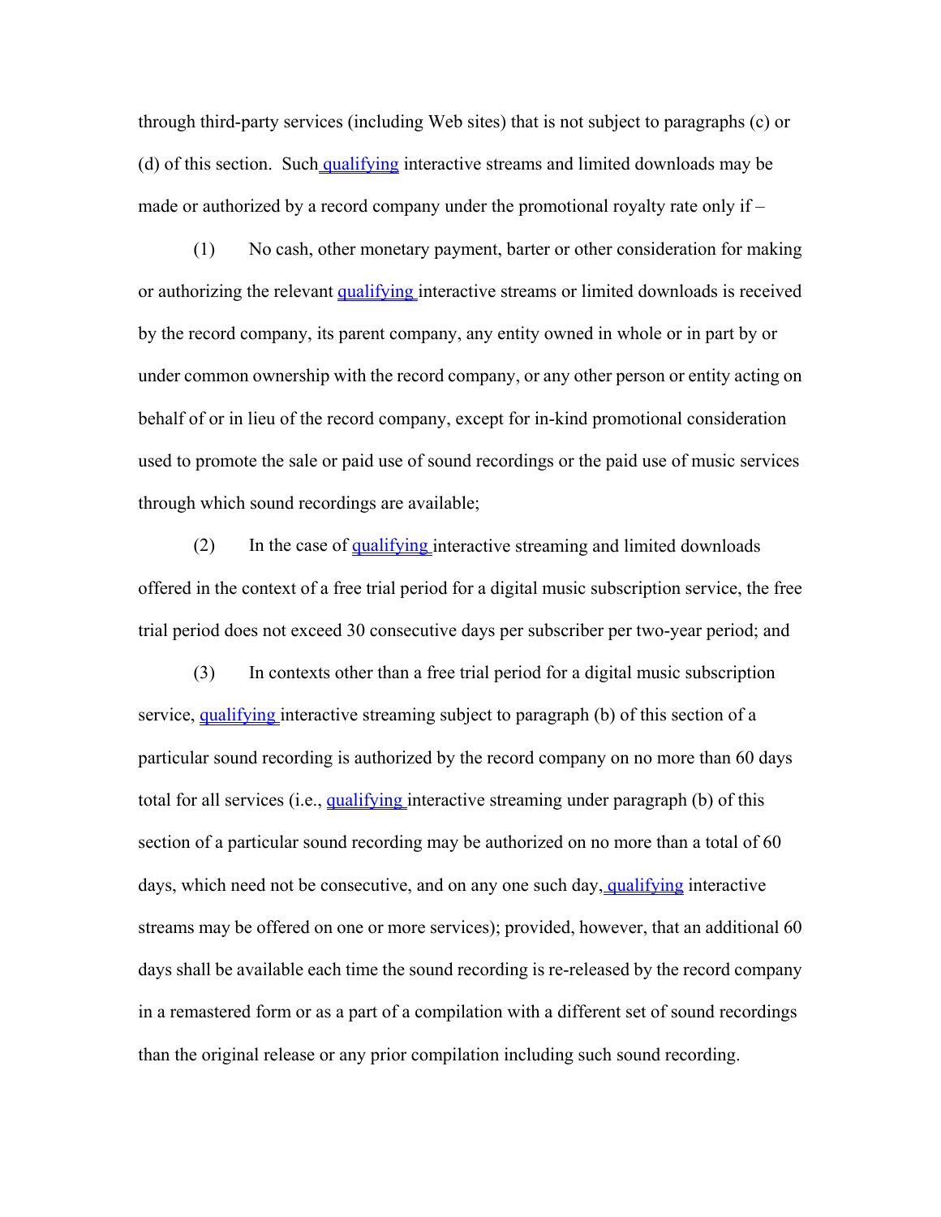through third-party services (including Web sites) that is not subject to paragraphs (c) or (d) of this section. Such qualifying interactive streams and limited downloads may be made or authorized by a record company under the promotional royalty rate only if –

(1) No cash, other monetary payment, barter or other consideration for making or authorizing the relevant qualifying interactive streams or limited downloads is received by the record company, its parent company, any entity owned in whole or in part by or under common ownership with the record company, or any other person or entity acting on behalf of or in lieu of the record company, except for in-kind promotional consideration used to promote the sale or paid use of sound recordings or the paid use of music services through which sound recordings are available;

(2) In the case of qualifying interactive streaming and limited downloads offered in the context of a free trial period for a digital music subscription service, the free trial period does not exceed 30 consecutive days per subscriber per two-year period; and

(3) In contexts other than a free trial period for a digital music subscription service, qualifying interactive streaming subject to paragraph (b) of this section of a particular sound recording is authorized by the record company on no more than 60 days total for all services (i.e., qualifying interactive streaming under paragraph (b) of this section of a particular sound recording may be authorized on no more than a total of 60 days, which need not be consecutive, and on any one such day, qualifying interactive streams may be offered on one or more services); provided, however, that an additional 60 days shall be available each time the sound recording is re-released by the record company in a remastered form or as a part of a compilation with a different set of sound recordings than the original release or any prior compilation including such sound recording.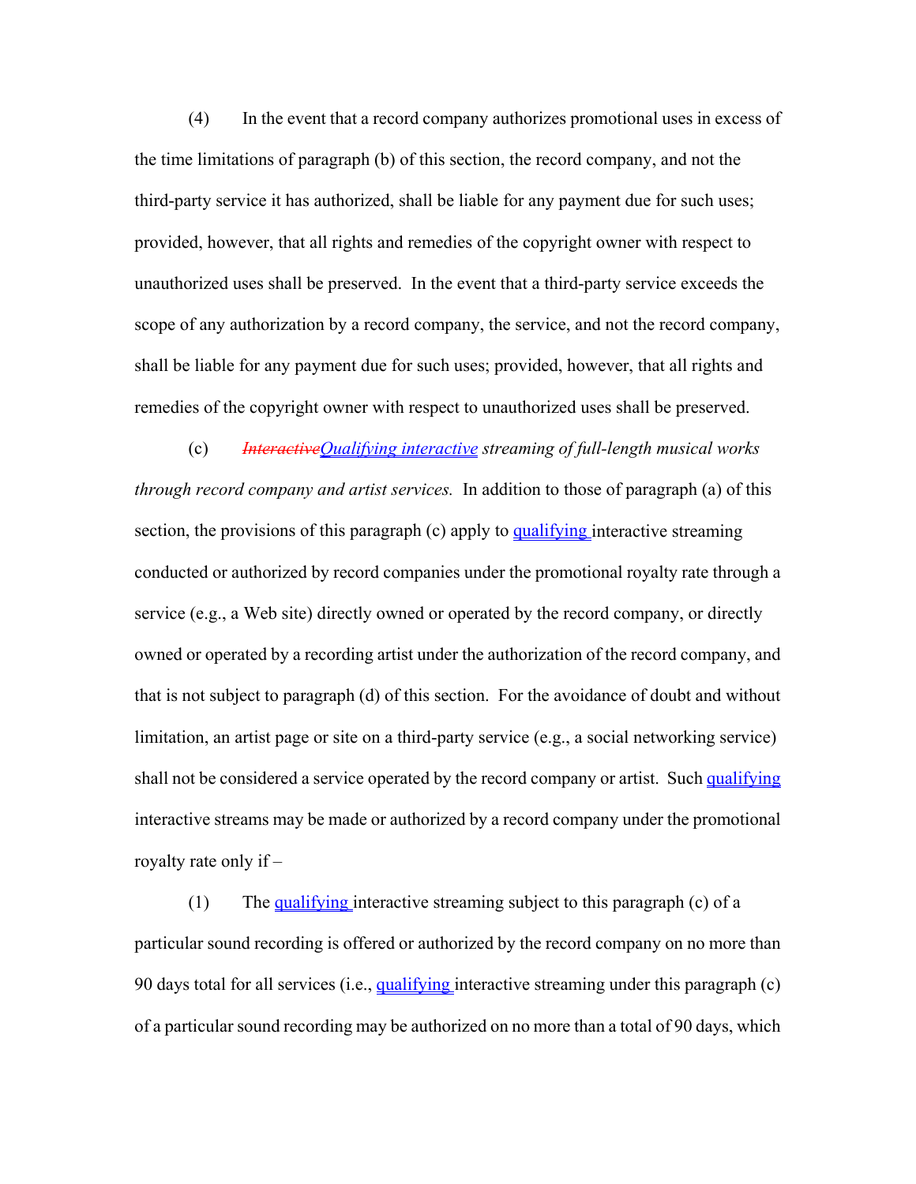(4) In the event that a record company authorizes promotional uses in excess of the time limitations of paragraph (b) of this section, the record company, and not the third-party service it has authorized, shall be liable for any payment due for such uses; provided, however, that all rights and remedies of the copyright owner with respect to unauthorized uses shall be preserved. In the event that a third-party service exceeds the scope of any authorization by a record company, the service, and not the record company, shall be liable for any payment due for such uses; provided, however, that all rights and remedies of the copyright owner with respect to unauthorized uses shall be preserved.

(c) ~~*Interactive*~~*Qualifying interactive* *streaming of full-length musical works through record company and artist services.* In addition to those of paragraph (a) of this section, the provisions of this paragraph (c) apply to qualifying interactive streaming conducted or authorized by record companies under the promotional royalty rate through a service (e.g., a Web site) directly owned or operated by the record company, or directly owned or operated by a recording artist under the authorization of the record company, and that is not subject to paragraph (d) of this section. For the avoidance of doubt and without limitation, an artist page or site on a third-party service (e.g., a social networking service) shall not be considered a service operated by the record company or artist. Such qualifying interactive streams may be made or authorized by a record company under the promotional royalty rate only if –

(1) The qualifying interactive streaming subject to this paragraph (c) of a particular sound recording is offered or authorized by the record company on no more than 90 days total for all services (i.e., qualifying interactive streaming under this paragraph (c) of a particular sound recording may be authorized on no more than a total of 90 days, which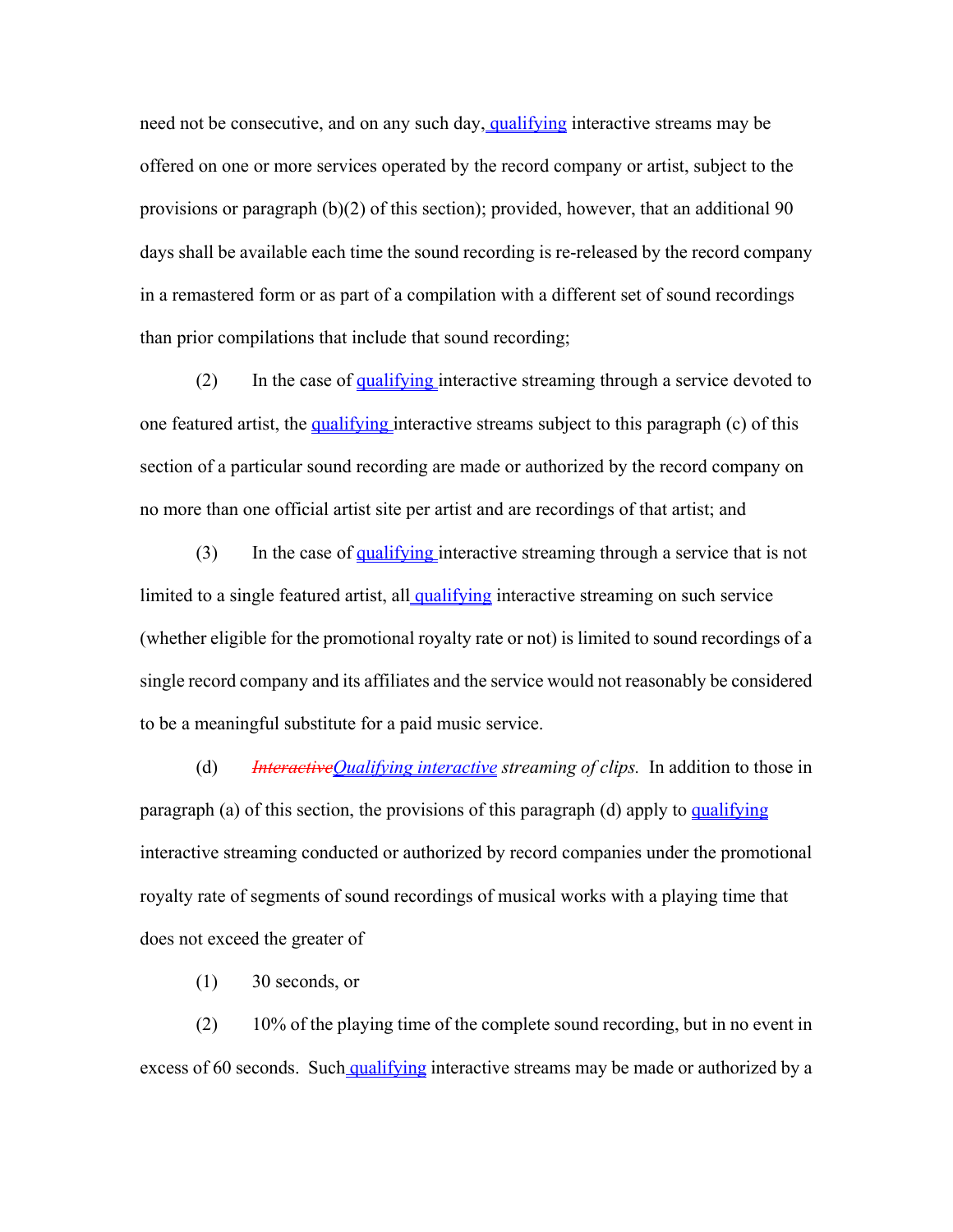need not be consecutive, and on any such day, qualifying interactive streams may be offered on one or more services operated by the record company or artist, subject to the provisions or paragraph (b)(2) of this section); provided, however, that an additional 90 days shall be available each time the sound recording is re-released by the record company in a remastered form or as part of a compilation with a different set of sound recordings than prior compilations that include that sound recording;

(2) In the case of qualifying interactive streaming through a service devoted to one featured artist, the qualifying interactive streams subject to this paragraph (c) of this section of a particular sound recording are made or authorized by the record company on no more than one official artist site per artist and are recordings of that artist; and

(3) In the case of qualifying interactive streaming through a service that is not limited to a single featured artist, all qualifying interactive streaming on such service (whether eligible for the promotional royalty rate or not) is limited to sound recordings of a single record company and its affiliates and the service would not reasonably be considered to be a meaningful substitute for a paid music service.

(d) ~~*Interactive*~~*Qualifying interactive streaming of clips.* In addition to those in paragraph (a) of this section, the provisions of this paragraph (d) apply to qualifying interactive streaming conducted or authorized by record companies under the promotional royalty rate of segments of sound recordings of musical works with a playing time that does not exceed the greater of

(1) 30 seconds, or

(2) 10% of the playing time of the complete sound recording, but in no event in excess of 60 seconds. Such qualifying interactive streams may be made or authorized by a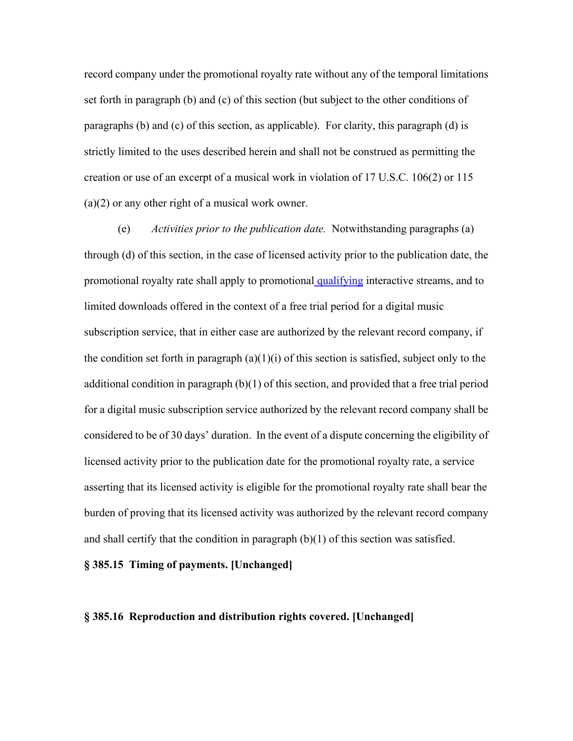record company under the promotional royalty rate without any of the temporal limitations set forth in paragraph (b) and (c) of this section (but subject to the other conditions of paragraphs (b) and (c) of this section, as applicable). For clarity, this paragraph (d) is strictly limited to the uses described herein and shall not be construed as permitting the creation or use of an excerpt of a musical work in violation of 17 U.S.C. 106(2) or 115 (a)(2) or any other right of a musical work owner.

(e) *Activities prior to the publication date.* Notwithstanding paragraphs (a) through (d) of this section, in the case of licensed activity prior to the publication date, the promotional royalty rate shall apply to promotional qualifying interactive streams, and to limited downloads offered in the context of a free trial period for a digital music subscription service, that in either case are authorized by the relevant record company, if the condition set forth in paragraph (a)(1)(i) of this section is satisfied, subject only to the additional condition in paragraph (b)(1) of this section, and provided that a free trial period for a digital music subscription service authorized by the relevant record company shall be considered to be of 30 days' duration. In the event of a dispute concerning the eligibility of licensed activity prior to the publication date for the promotional royalty rate, a service asserting that its licensed activity is eligible for the promotional royalty rate shall bear the burden of proving that its licensed activity was authorized by the relevant record company and shall certify that the condition in paragraph (b)(1) of this section was satisfied.

**§ 385.15 Timing of payments. [Unchanged]**

**§ 385.16 Reproduction and distribution rights covered. [Unchanged]**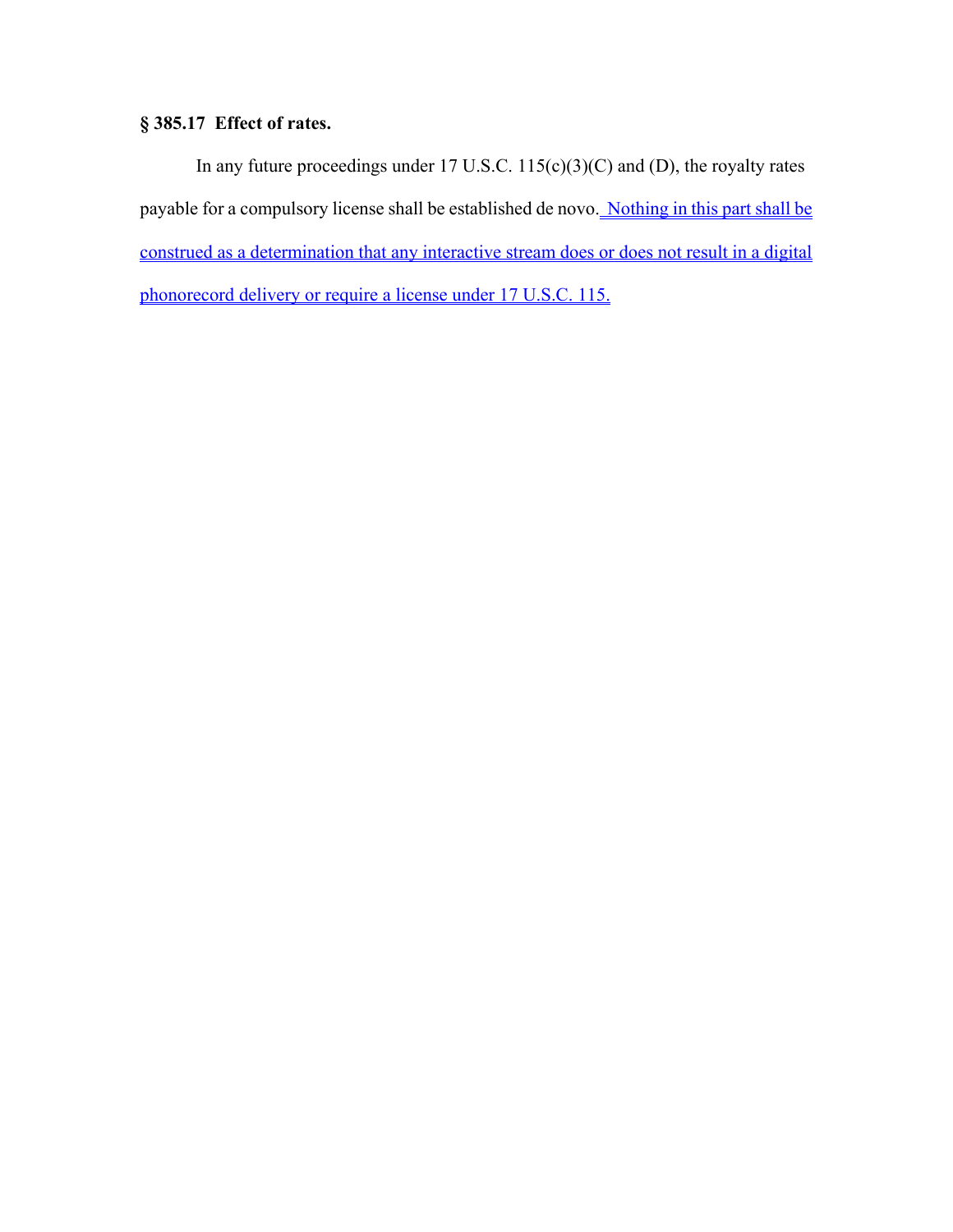**§ 385.17 Effect of rates.**

In any future proceedings under 17 U.S.C. 115(c)(3)(C) and (D), the royalty rates payable for a compulsory license shall be established de novo. Nothing in this part shall be construed as a determination that any interactive stream does or does not result in a digital phonorecord delivery or require a license under 17 U.S.C. 115.